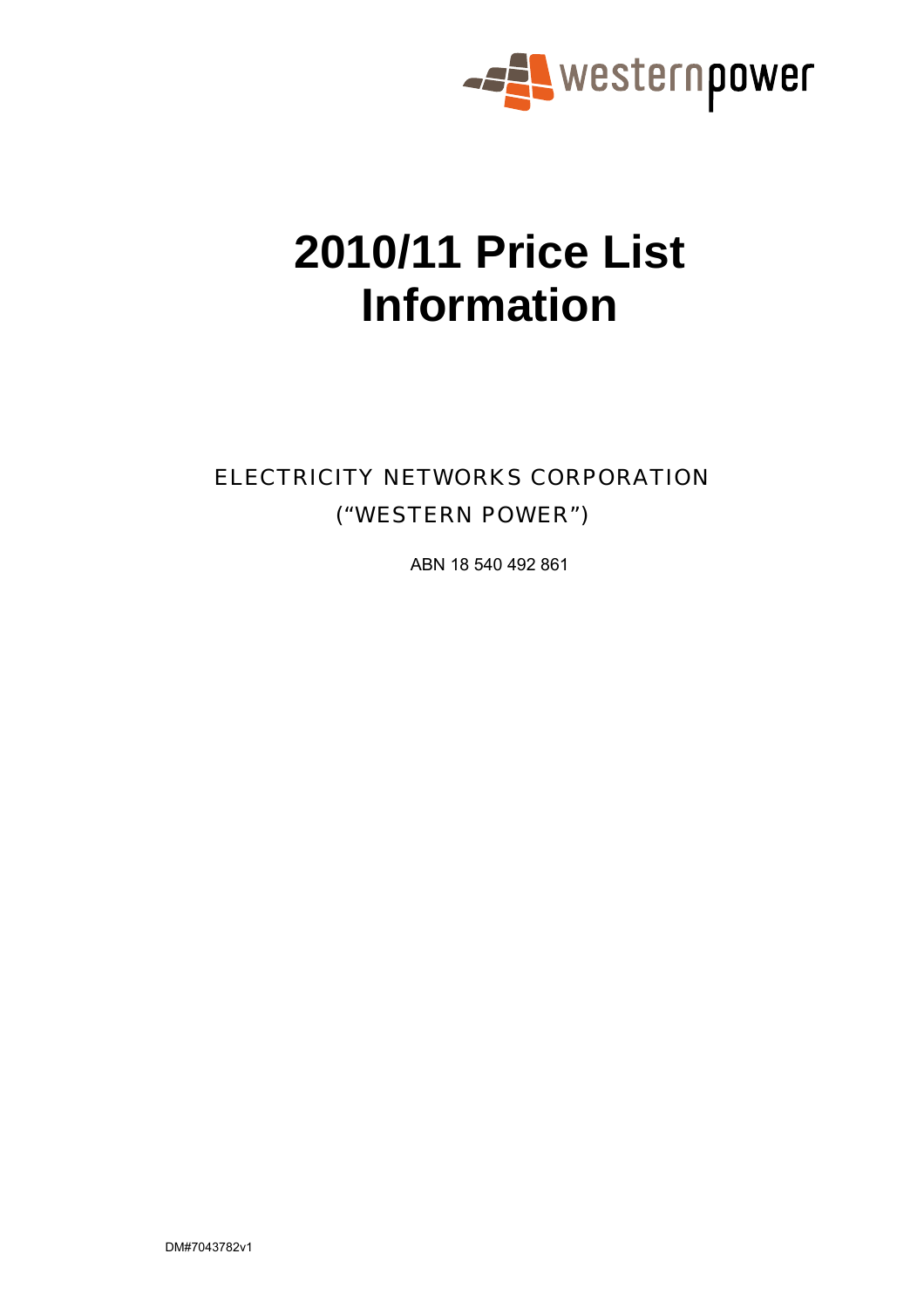westernpower

# 2010/11 Price List Information

ELECTRICITY NETWORKS CORPORATION

("WESTERN POWER")

ABN 18 540 492 861

DM#7043782v1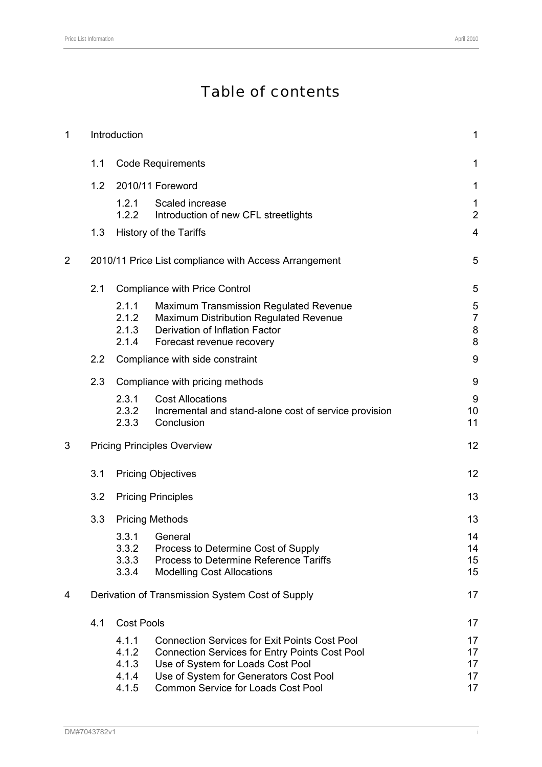# Table of contents

| | | | |
|---|---|---|---|
| 1 | Introduction | | 1 |
| | 1.1 | Code Requirements | 1 |
| | 1.2 | 2010/11 Foreword | 1 |
| | | 1.2.1 Scaled increase | 1 |
| | | 1.2.2 Introduction of new CFL streetlights | 2 |
| | 1.3 | History of the Tariffs | 4 |
| 2 | 2010/11 Price List compliance with Access Arrangement | | 5 |
| | 2.1 | Compliance with Price Control | 5 |
| | | 2.1.1 Maximum Transmission Regulated Revenue | 5 |
| | | 2.1.2 Maximum Distribution Regulated Revenue | 7 |
| | | 2.1.3 Derivation of Inflation Factor | 8 |
| | | 2.1.4 Forecast revenue recovery | 8 |
| | 2.2 | Compliance with side constraint | 9 |
| | 2.3 | Compliance with pricing methods | 9 |
| | | 2.3.1 Cost Allocations | 9 |
| | | 2.3.2 Incremental and stand-alone cost of service provision | 10 |
| | | 2.3.3 Conclusion | 11 |
| 3 | Pricing Principles Overview | | 12 |
| | 3.1 | Pricing Objectives | 12 |
| | 3.2 | Pricing Principles | 13 |
| | 3.3 | Pricing Methods | 13 |
| | | 3.3.1 General | 14 |
| | | 3.3.2 Process to Determine Cost of Supply | 14 |
| | | 3.3.3 Process to Determine Reference Tariffs | 15 |
| | | 3.3.4 Modelling Cost Allocations | 15 |
| 4 | Derivation of Transmission System Cost of Supply | | 17 |
| | 4.1 | Cost Pools | 17 |
| | | 4.1.1 Connection Services for Exit Points Cost Pool | 17 |
| | | 4.1.2 Connection Services for Entry Points Cost Pool | 17 |
| | | 4.1.3 Use of System for Loads Cost Pool | 17 |
| | | 4.1.4 Use of System for Generators Cost Pool | 17 |
| | | 4.1.5 Common Service for Loads Cost Pool | 17 |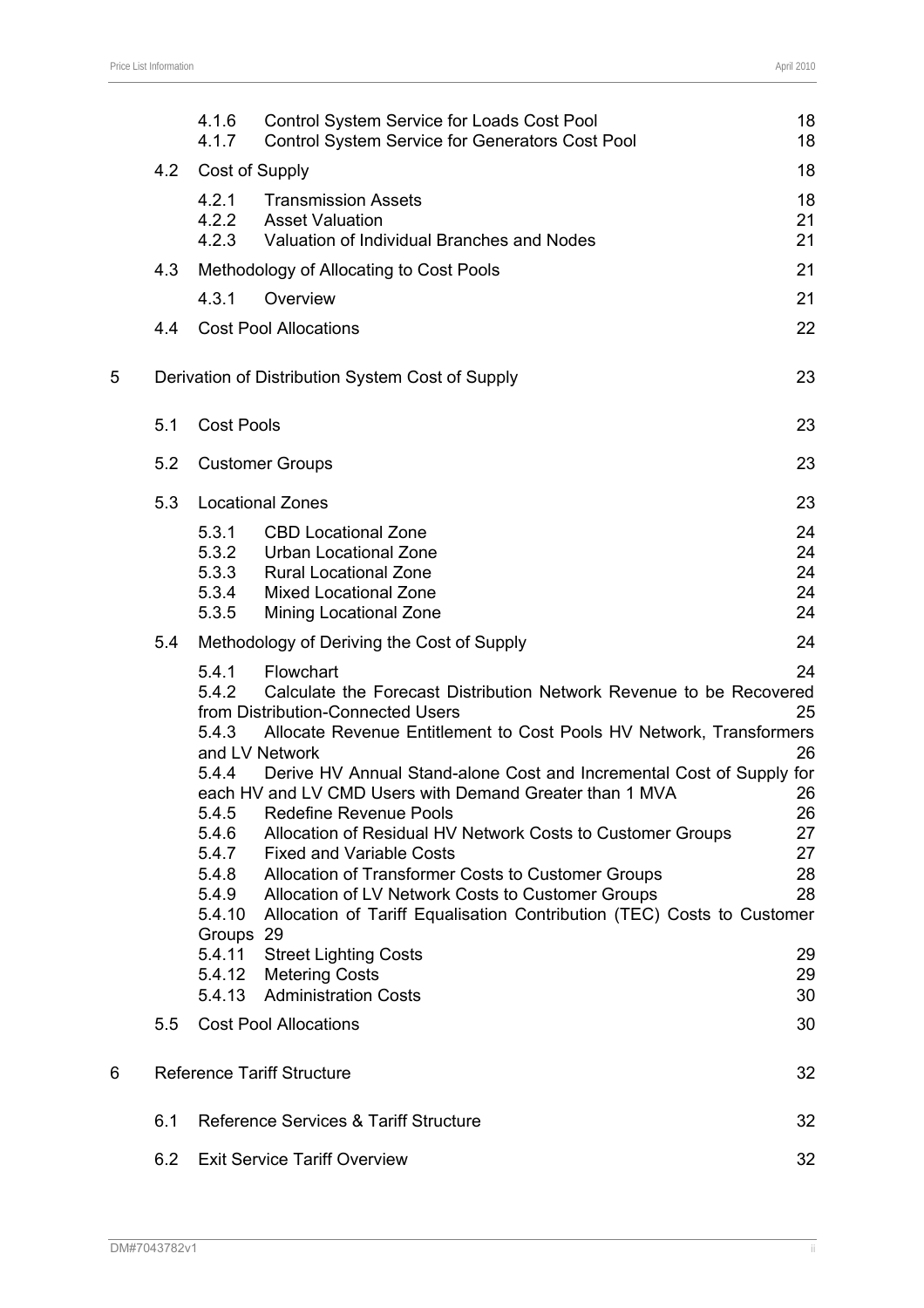| | | | |
|---|---|---|---|
| | 4.1.6 | Control System Service for Loads Cost Pool | 18 |
| | 4.1.7 | Control System Service for Generators Cost Pool | 18 |
| 4.2 | Cost of Supply | | 18 |
| | 4.2.1 | Transmission Assets | 18 |
| | 4.2.2 | Asset Valuation | 21 |
| | 4.2.3 | Valuation of Individual Branches and Nodes | 21 |
| 4.3 | Methodology of Allocating to Cost Pools | | 21 |
| | 4.3.1 | Overview | 21 |
| 4.4 | Cost Pool Allocations | | 22 |

5 Derivation of Distribution System Cost of Supply — 23

| | | | |
|---|---|---|---|
| 5.1 | Cost Pools | | 23 |
| 5.2 | Customer Groups | | 23 |
| 5.3 | Locational Zones | | 23 |
| | 5.3.1 | CBD Locational Zone | 24 |
| | 5.3.2 | Urban Locational Zone | 24 |
| | 5.3.3 | Rural Locational Zone | 24 |
| | 5.3.4 | Mixed Locational Zone | 24 |
| | 5.3.5 | Mining Locational Zone | 24 |
| 5.4 | Methodology of Deriving the Cost of Supply | | 24 |
| | 5.4.1 | Flowchart | 24 |
| | 5.4.2 | Calculate the Forecast Distribution Network Revenue to be Recovered from Distribution-Connected Users | 25 |
| | 5.4.3 | Allocate Revenue Entitlement to Cost Pools HV Network, Transformers and LV Network | 26 |
| | 5.4.4 | Derive HV Annual Stand-alone Cost and Incremental Cost of Supply for each HV and LV CMD Users with Demand Greater than 1 MVA | 26 |
| | 5.4.5 | Redefine Revenue Pools | 26 |
| | 5.4.6 | Allocation of Residual HV Network Costs to Customer Groups | 27 |
| | 5.4.7 | Fixed and Variable Costs | 27 |
| | 5.4.8 | Allocation of Transformer Costs to Customer Groups | 28 |
| | 5.4.9 | Allocation of LV Network Costs to Customer Groups | 28 |
| | 5.4.10 | Allocation of Tariff Equalisation Contribution (TEC) Costs to Customer Groups | 29 |
| | 5.4.11 | Street Lighting Costs | 29 |
| | 5.4.12 | Metering Costs | 29 |
| | 5.4.13 | Administration Costs | 30 |
| 5.5 | Cost Pool Allocations | | 30 |

6 Reference Tariff Structure — 32

| | | |
|---|---|---|
| 6.1 | Reference Services & Tariff Structure | 32 |
| 6.2 | Exit Service Tariff Overview | 32 |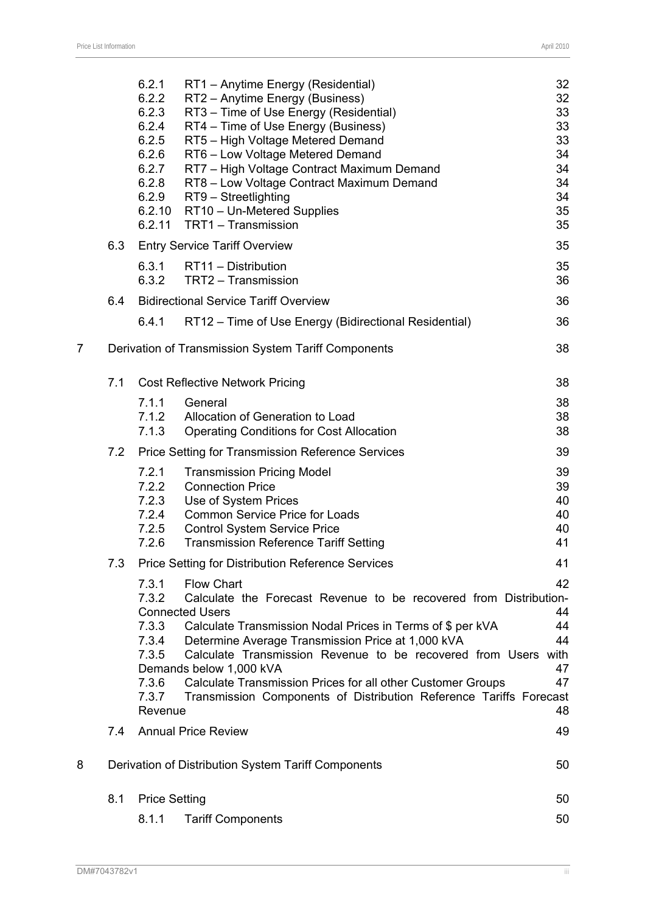| | | | |
|---|---|---|---|
| | 6.2.1 | RT1 – Anytime Energy (Residential) | 32 |
| | 6.2.2 | RT2 – Anytime Energy (Business) | 32 |
| | 6.2.3 | RT3 – Time of Use Energy (Residential) | 33 |
| | 6.2.4 | RT4 – Time of Use Energy (Business) | 33 |
| | 6.2.5 | RT5 – High Voltage Metered Demand | 33 |
| | 6.2.6 | RT6 – Low Voltage Metered Demand | 34 |
| | 6.2.7 | RT7 – High Voltage Contract Maximum Demand | 34 |
| | 6.2.8 | RT8 – Low Voltage Contract Maximum Demand | 34 |
| | 6.2.9 | RT9 – Streetlighting | 34 |
| | 6.2.10 | RT10 – Un-Metered Supplies | 35 |
| | 6.2.11 | TRT1 – Transmission | 35 |
| 6.3 | Entry Service Tariff Overview | | 35 |
| | 6.3.1 | RT11 – Distribution | 35 |
| | 6.3.2 | TRT2 – Transmission | 36 |
| 6.4 | Bidirectional Service Tariff Overview | | 36 |
| | 6.4.1 | RT12 – Time of Use Energy (Bidirectional Residential) | 36 |
| **7** | **Derivation of Transmission System Tariff Components** | | **38** |
| 7.1 | Cost Reflective Network Pricing | | 38 |
| | 7.1.1 | General | 38 |
| | 7.1.2 | Allocation of Generation to Load | 38 |
| | 7.1.3 | Operating Conditions for Cost Allocation | 38 |
| 7.2 | Price Setting for Transmission Reference Services | | 39 |
| | 7.2.1 | Transmission Pricing Model | 39 |
| | 7.2.2 | Connection Price | 39 |
| | 7.2.3 | Use of System Prices | 40 |
| | 7.2.4 | Common Service Price for Loads | 40 |
| | 7.2.5 | Control System Service Price | 40 |
| | 7.2.6 | Transmission Reference Tariff Setting | 41 |
| 7.3 | Price Setting for Distribution Reference Services | | 41 |
| | 7.3.1 | Flow Chart | 42 |
| | 7.3.2 | Calculate the Forecast Revenue to be recovered from Distribution-Connected Users | 44 |
| | 7.3.3 | Calculate Transmission Nodal Prices in Terms of $ per kVA | 44 |
| | 7.3.4 | Determine Average Transmission Price at 1,000 kVA | 44 |
| | 7.3.5 | Calculate Transmission Revenue to be recovered from Users with Demands below 1,000 kVA | 47 |
| | 7.3.6 | Calculate Transmission Prices for all other Customer Groups | 47 |
| | 7.3.7 | Transmission Components of Distribution Reference Tariffs Forecast Revenue | 48 |
| 7.4 | Annual Price Review | | 49 |
| **8** | **Derivation of Distribution System Tariff Components** | | **50** |
| 8.1 | Price Setting | | 50 |
| | 8.1.1 | Tariff Components | 50 |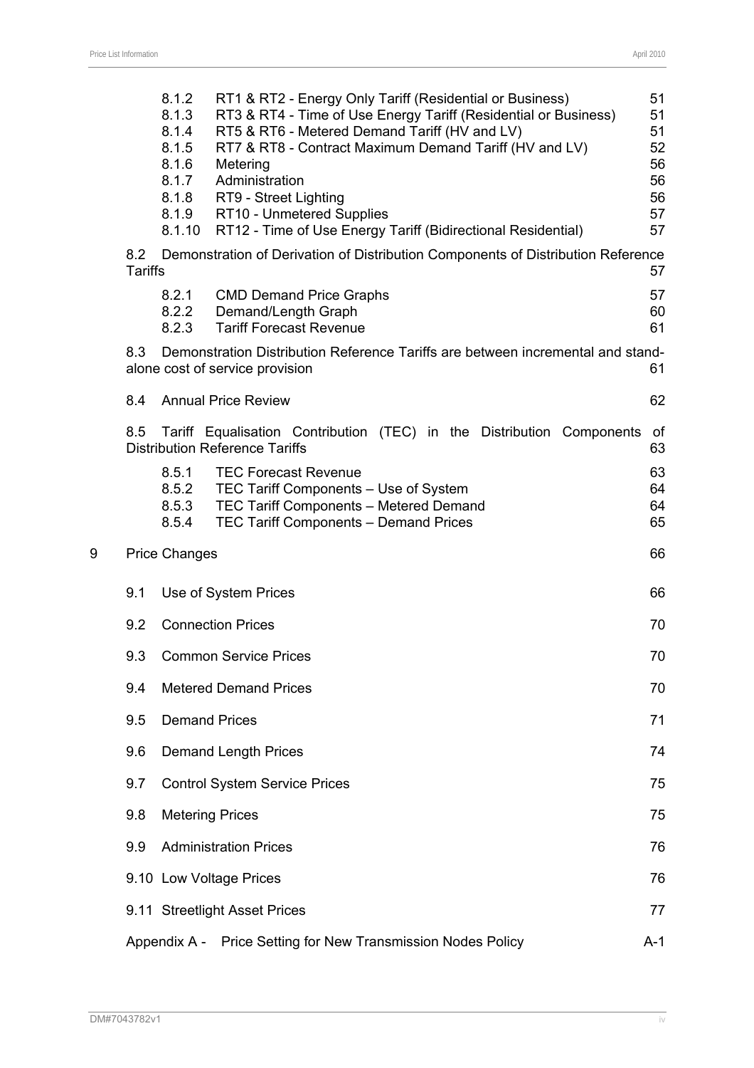8.1.2 RT1 & RT2 - Energy Only Tariff (Residential or Business) 51
8.1.3 RT3 & RT4 - Time of Use Energy Tariff (Residential or Business) 51
8.1.4 RT5 & RT6 - Metered Demand Tariff (HV and LV) 51
8.1.5 RT7 & RT8 - Contract Maximum Demand Tariff (HV and LV) 52
8.1.6 Metering 56
8.1.7 Administration 56
8.1.8 RT9 - Street Lighting 56
8.1.9 RT10 - Unmetered Supplies 57
8.1.10 RT12 - Time of Use Energy Tariff (Bidirectional Residential) 57

8.2 Demonstration of Derivation of Distribution Components of Distribution Reference Tariffs 57

8.2.1 CMD Demand Price Graphs 57
8.2.2 Demand/Length Graph 60
8.2.3 Tariff Forecast Revenue 61

8.3 Demonstration Distribution Reference Tariffs are between incremental and stand-alone cost of service provision 61

8.4 Annual Price Review 62

8.5 Tariff Equalisation Contribution (TEC) in the Distribution Components of Distribution Reference Tariffs 63

8.5.1 TEC Forecast Revenue 63
8.5.2 TEC Tariff Components – Use of System 64
8.5.3 TEC Tariff Components – Metered Demand 64
8.5.4 TEC Tariff Components – Demand Prices 65

9 Price Changes 66

9.1 Use of System Prices 66

9.2 Connection Prices 70

9.3 Common Service Prices 70

9.4 Metered Demand Prices 70

9.5 Demand Prices 71

9.6 Demand Length Prices 74

9.7 Control System Service Prices 75

9.8 Metering Prices 75

9.9 Administration Prices 76

9.10 Low Voltage Prices 76

9.11 Streetlight Asset Prices 77

Appendix A - Price Setting for New Transmission Nodes Policy A-1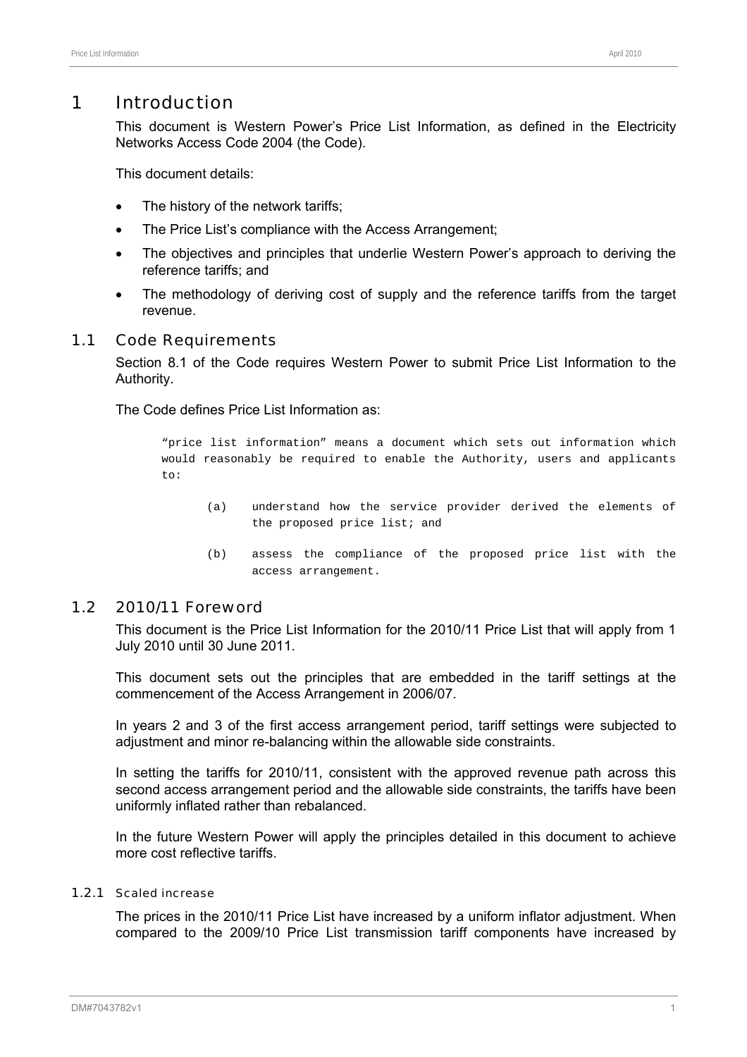# 1 Introduction

This document is Western Power's Price List Information, as defined in the Electricity Networks Access Code 2004 (the Code).

This document details:

- The history of the network tariffs;
- The Price List's compliance with the Access Arrangement;
- The objectives and principles that underlie Western Power's approach to deriving the reference tariffs; and
- The methodology of deriving cost of supply and the reference tariffs from the target revenue.

## 1.1 Code Requirements

Section 8.1 of the Code requires Western Power to submit Price List Information to the Authority.

The Code defines Price List Information as:

> "price list information" means a document which sets out information which would reasonably be required to enable the Authority, users and applicants to:
>
> (a) understand how the service provider derived the elements of the proposed price list; and
>
> (b) assess the compliance of the proposed price list with the access arrangement.

## 1.2 2010/11 Foreword

This document is the Price List Information for the 2010/11 Price List that will apply from 1 July 2010 until 30 June 2011.

This document sets out the principles that are embedded in the tariff settings at the commencement of the Access Arrangement in 2006/07.

In years 2 and 3 of the first access arrangement period, tariff settings were subjected to adjustment and minor re-balancing within the allowable side constraints.

In setting the tariffs for 2010/11, consistent with the approved revenue path across this second access arrangement period and the allowable side constraints, the tariffs have been uniformly inflated rather than rebalanced.

In the future Western Power will apply the principles detailed in this document to achieve more cost reflective tariffs.

### 1.2.1 Scaled increase

The prices in the 2010/11 Price List have increased by a uniform inflator adjustment. When compared to the 2009/10 Price List transmission tariff components have increased by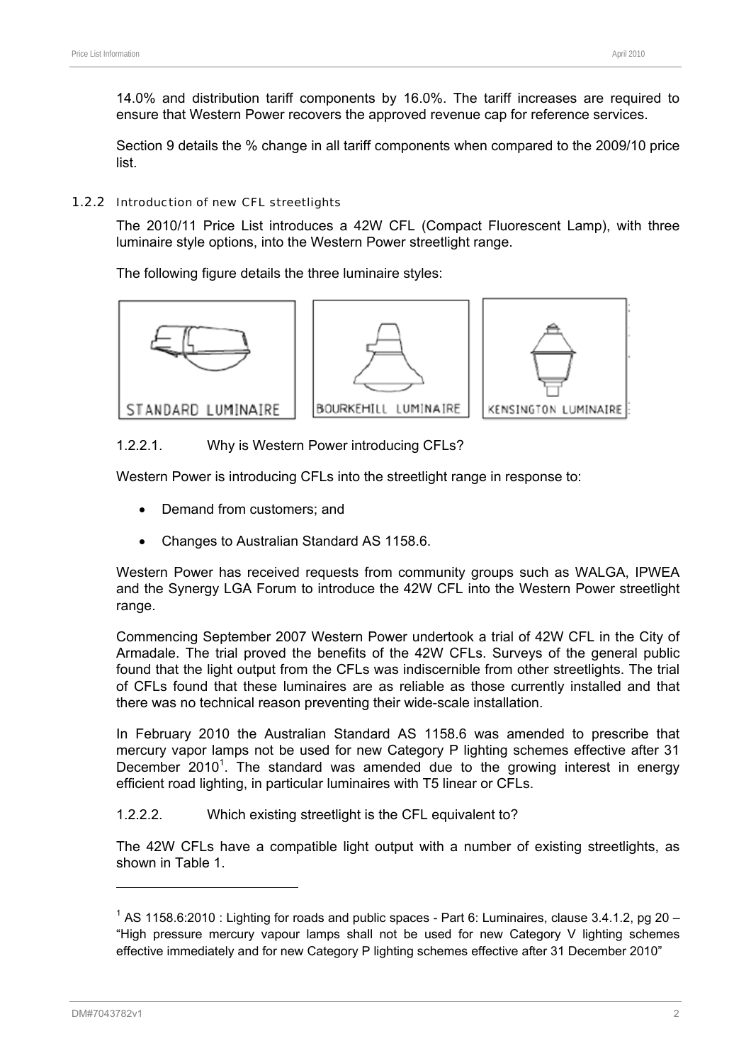14.0% and distribution tariff components by 16.0%. The tariff increases are required to ensure that Western Power recovers the approved revenue cap for reference services.

Section 9 details the % change in all tariff components when compared to the 2009/10 price list.

### 1.2.2 Introduction of new CFL streetlights

The 2010/11 Price List introduces a 42W CFL (Compact Fluorescent Lamp), with three luminaire style options, into the Western Power streetlight range.

The following figure details the three luminaire styles:

STANDARD LUMINAIRE | BOURKEHILL LUMINAIRE | KENSINGTON LUMINAIRE

#### 1.2.2.1. Why is Western Power introducing CFLs?

Western Power is introducing CFLs into the streetlight range in response to:

- Demand from customers; and
- Changes to Australian Standard AS 1158.6.

Western Power has received requests from community groups such as WALGA, IPWEA and the Synergy LGA Forum to introduce the 42W CFL into the Western Power streetlight range.

Commencing September 2007 Western Power undertook a trial of 42W CFL in the City of Armadale. The trial proved the benefits of the 42W CFLs. Surveys of the general public found that the light output from the CFLs was indiscernible from other streetlights. The trial of CFLs found that these luminaires are as reliable as those currently installed and that there was no technical reason preventing their wide-scale installation.

In February 2010 the Australian Standard AS 1158.6 was amended to prescribe that mercury vapor lamps not be used for new Category P lighting schemes effective after 31 December 2010[1]. The standard was amended due to the growing interest in energy efficient road lighting, in particular luminaires with T5 linear or CFLs.

#### 1.2.2.2. Which existing streetlight is the CFL equivalent to?

The 42W CFLs have a compatible light output with a number of existing streetlights, as shown in Table 1.

---

[1] AS 1158.6:2010 : Lighting for roads and public spaces - Part 6: Luminaires, clause 3.4.1.2, pg 20 – "High pressure mercury vapour lamps shall not be used for new Category V lighting schemes effective immediately and for new Category P lighting schemes effective after 31 December 2010"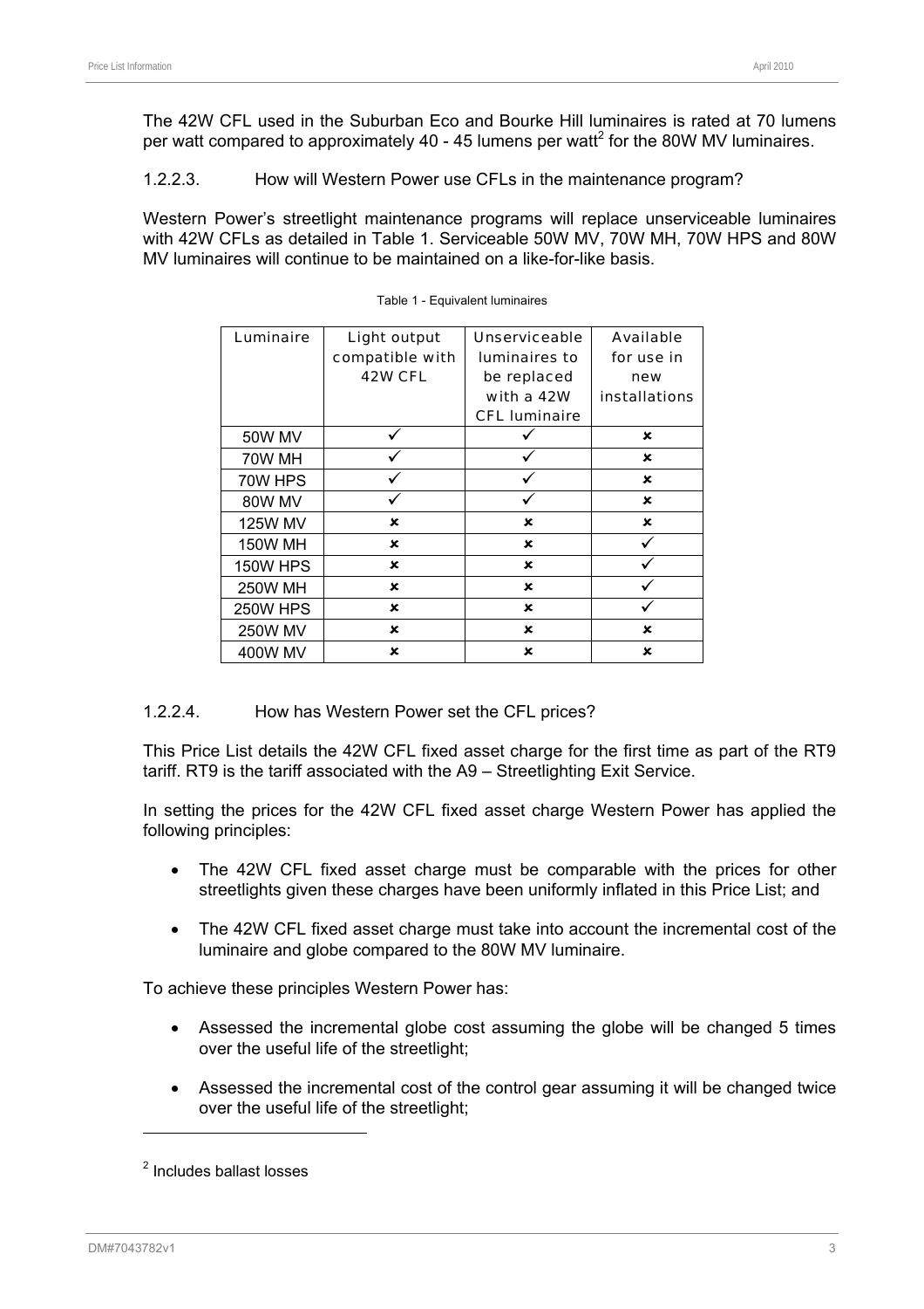The 42W CFL used in the Suburban Eco and Bourke Hill luminaires is rated at 70 lumens per watt compared to approximately 40 - 45 lumens per watt[2] for the 80W MV luminaires.

#### 1.2.2.3. How will Western Power use CFLs in the maintenance program?

Western Power's streetlight maintenance programs will replace unserviceable luminaires with 42W CFLs as detailed in Table 1. Serviceable 50W MV, 70W MH, 70W HPS and 80W MV luminaires will continue to be maintained on a like-for-like basis.

Table 1 - Equivalent luminaires

| Luminaire | Light output compatible with 42W CFL | Unserviceable luminaires to be replaced with a 42W CFL luminaire | Available for use in new installations |
|---|---|---|---|
| 50W MV | ✓ | ✓ | ✗ |
| 70W MH | ✓ | ✓ | ✗ |
| 70W HPS | ✓ | ✓ | ✗ |
| 80W MV | ✓ | ✓ | ✗ |
| 125W MV | ✗ | ✗ | ✗ |
| 150W MH | ✗ | ✗ | ✓ |
| 150W HPS | ✗ | ✗ | ✓ |
| 250W MH | ✗ | ✗ | ✓ |
| 250W HPS | ✗ | ✗ | ✓ |
| 250W MV | ✗ | ✗ | ✗ |
| 400W MV | ✗ | ✗ | ✗ |

#### 1.2.2.4. How has Western Power set the CFL prices?

This Price List details the 42W CFL fixed asset charge for the first time as part of the RT9 tariff. RT9 is the tariff associated with the A9 – Streetlighting Exit Service.

In setting the prices for the 42W CFL fixed asset charge Western Power has applied the following principles:

- The 42W CFL fixed asset charge must be comparable with the prices for other streetlights given these charges have been uniformly inflated in this Price List; and
- The 42W CFL fixed asset charge must take into account the incremental cost of the luminaire and globe compared to the 80W MV luminaire.

To achieve these principles Western Power has:

- Assessed the incremental globe cost assuming the globe will be changed 5 times over the useful life of the streetlight;
- Assessed the incremental cost of the control gear assuming it will be changed twice over the useful life of the streetlight;

---

[2] Includes ballast losses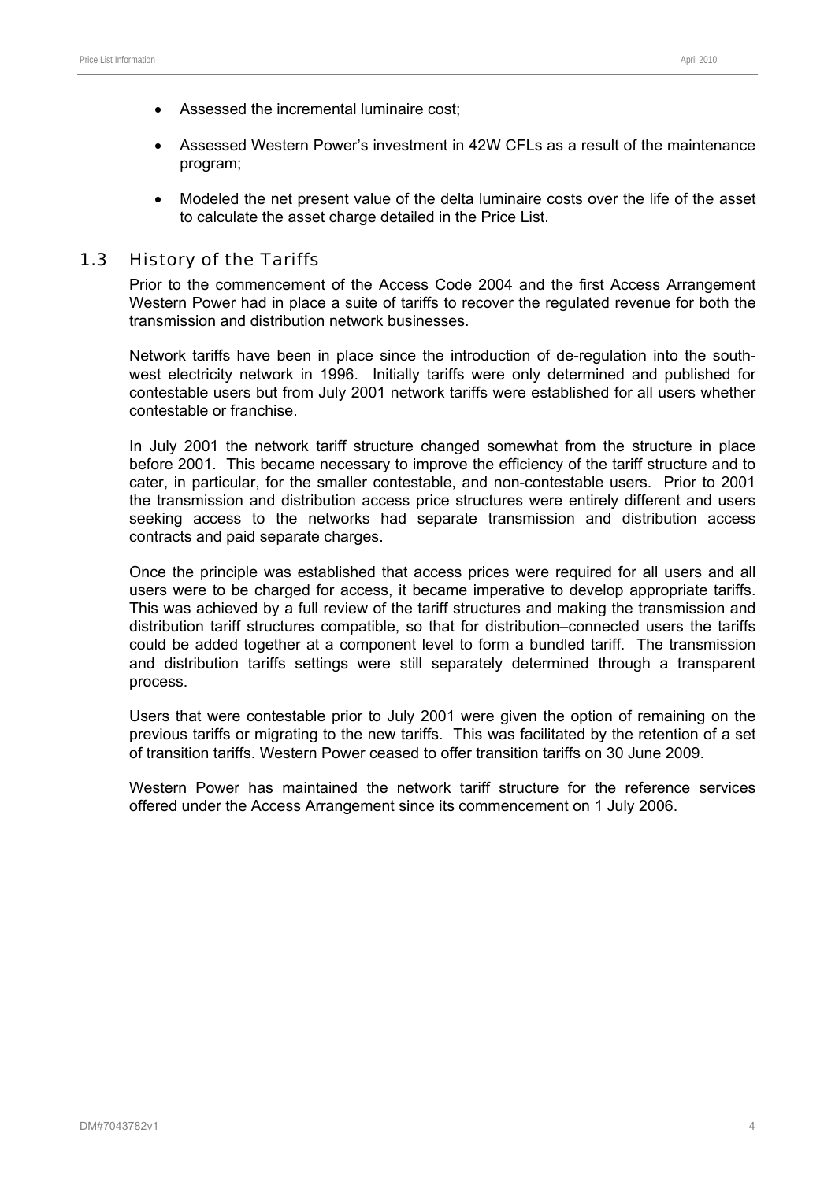- Assessed the incremental luminaire cost;
- Assessed Western Power's investment in 42W CFLs as a result of the maintenance program;
- Modeled the net present value of the delta luminaire costs over the life of the asset to calculate the asset charge detailed in the Price List.

## 1.3 History of the Tariffs

Prior to the commencement of the Access Code 2004 and the first Access Arrangement Western Power had in place a suite of tariffs to recover the regulated revenue for both the transmission and distribution network businesses.

Network tariffs have been in place since the introduction of de-regulation into the south-west electricity network in 1996. Initially tariffs were only determined and published for contestable users but from July 2001 network tariffs were established for all users whether contestable or franchise.

In July 2001 the network tariff structure changed somewhat from the structure in place before 2001. This became necessary to improve the efficiency of the tariff structure and to cater, in particular, for the smaller contestable, and non-contestable users. Prior to 2001 the transmission and distribution access price structures were entirely different and users seeking access to the networks had separate transmission and distribution access contracts and paid separate charges.

Once the principle was established that access prices were required for all users and all users were to be charged for access, it became imperative to develop appropriate tariffs. This was achieved by a full review of the tariff structures and making the transmission and distribution tariff structures compatible, so that for distribution–connected users the tariffs could be added together at a component level to form a bundled tariff. The transmission and distribution tariffs settings were still separately determined through a transparent process.

Users that were contestable prior to July 2001 were given the option of remaining on the previous tariffs or migrating to the new tariffs. This was facilitated by the retention of a set of transition tariffs. Western Power ceased to offer transition tariffs on 30 June 2009.

Western Power has maintained the network tariff structure for the reference services offered under the Access Arrangement since its commencement on 1 July 2006.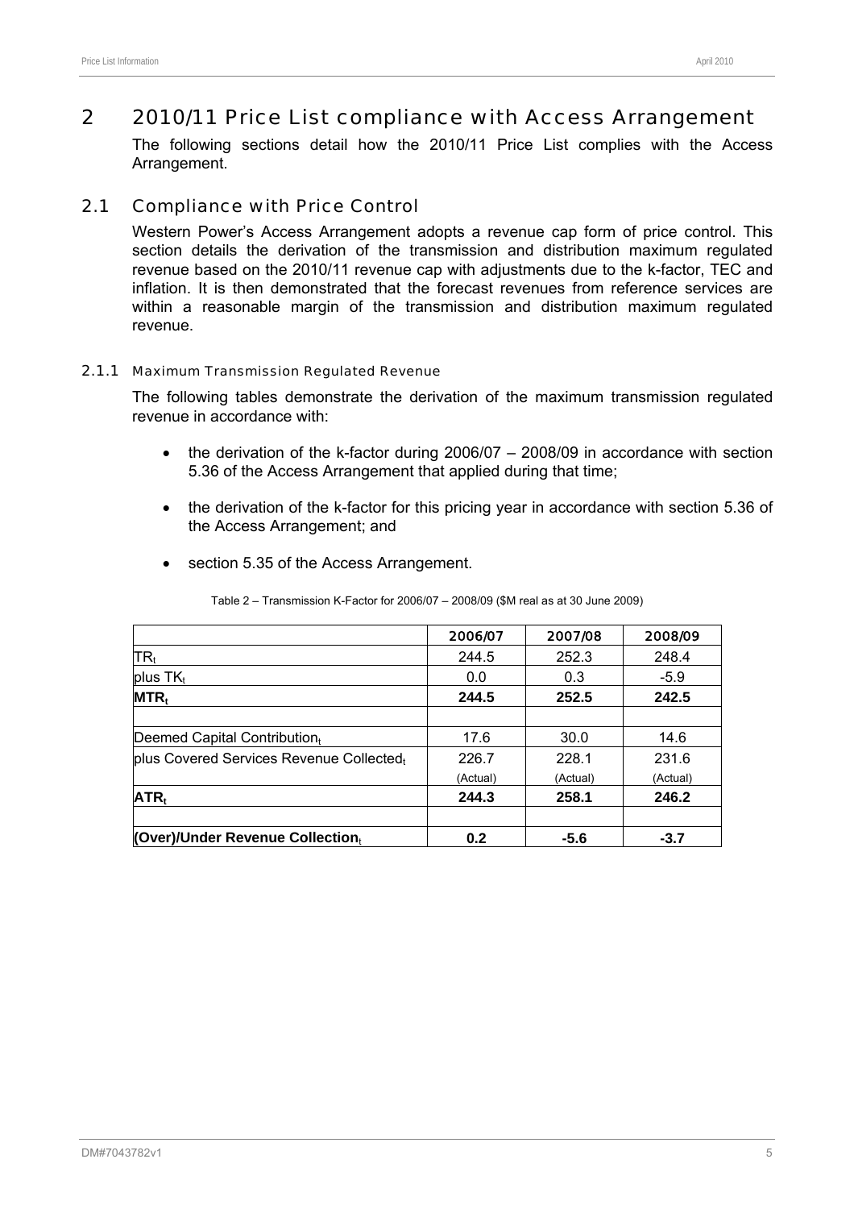# 2 2010/11 Price List compliance with Access Arrangement

The following sections detail how the 2010/11 Price List complies with the Access Arrangement.

## 2.1 Compliance with Price Control

Western Power's Access Arrangement adopts a revenue cap form of price control. This section details the derivation of the transmission and distribution maximum regulated revenue based on the 2010/11 revenue cap with adjustments due to the k-factor, TEC and inflation. It is then demonstrated that the forecast revenues from reference services are within a reasonable margin of the transmission and distribution maximum regulated revenue.

### 2.1.1 Maximum Transmission Regulated Revenue

The following tables demonstrate the derivation of the maximum transmission regulated revenue in accordance with:

- the derivation of the k-factor during 2006/07 – 2008/09 in accordance with section 5.36 of the Access Arrangement that applied during that time;
- the derivation of the k-factor for this pricing year in accordance with section 5.36 of the Access Arrangement; and
- section 5.35 of the Access Arrangement.

Table 2 – Transmission K-Factor for 2006/07 – 2008/09 ($M real as at 30 June 2009)

| | 2006/07 | 2007/08 | 2008/09 |
|---|---|---|---|
| $TR_t$ | 244.5 | 252.3 | 248.4 |
| plus $TK_t$ | 0.0 | 0.3 | -5.9 |
| **$MTR_t$** | **244.5** | **252.5** | **242.5** |
| | | | |
| Deemed Capital $Contribution_t$ | 17.6 | 30.0 | 14.6 |
| plus Covered Services Revenue $Collected_t$ | 226.7 (Actual) | 228.1 (Actual) | 231.6 (Actual) |
| **$ATR_t$** | **244.3** | **258.1** | **246.2** |
| | | | |
| **(Over)/Under Revenue $Collection_t$** | **0.2** | **-5.6** | **-3.7** |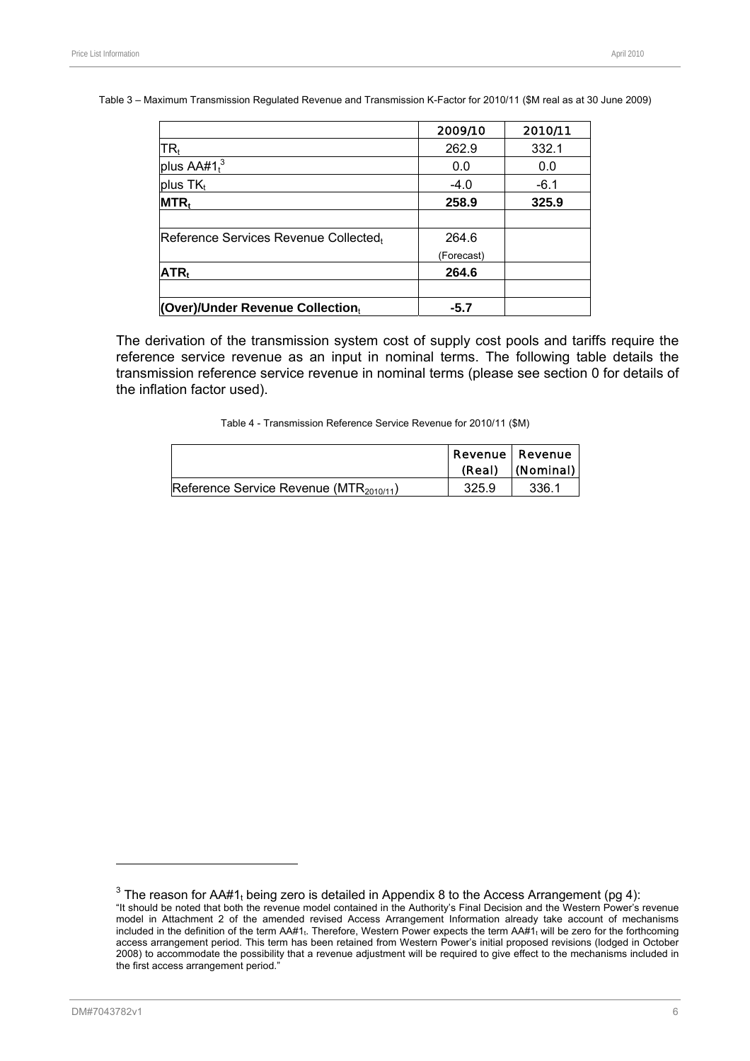Table 3 – Maximum Transmission Regulated Revenue and Transmission K-Factor for 2010/11 ($M real as at 30 June 2009)

| | 2009/10 | 2010/11 |
|---|---|---|
| $TR_t$ | 262.9 | 332.1 |
| plus $AA\#1_t$[3] | 0.0 | 0.0 |
| plus $TK_t$ | -4.0 | -6.1 |
| **$MTR_t$** | **258.9** | **325.9** |
| | | |
| Reference Services Revenue $Collected_t$ | 264.6 (Forecast) | |
| **$ATR_t$** | **264.6** | |
| | | |
| **(Over)/Under Revenue $Collection_t$** | **-5.7** | |

The derivation of the transmission system cost of supply cost pools and tariffs require the reference service revenue as an input in nominal terms. The following table details the transmission reference service revenue in nominal terms (please see section 0 for details of the inflation factor used).

Table 4 - Transmission Reference Service Revenue for 2010/11 ($M)

| | Revenue (Real) | Revenue (Nominal) |
|---|---|---|
| Reference Service Revenue ($MTR_{2010/11}$) | 325.9 | 336.1 |

[3] The reason for $AA\#1_t$ being zero is detailed in Appendix 8 to the Access Arrangement (pg 4):
"It should be noted that both the revenue model contained in the Authority's Final Decision and the Western Power's revenue model in Attachment 2 of the amended revised Access Arrangement Information already take account of mechanisms included in the definition of the term $AA\#1_t$. Therefore, Western Power expects the term $AA\#1_t$ will be zero for the forthcoming access arrangement period. This term has been retained from Western Power's initial proposed revisions (lodged in October 2008) to accommodate the possibility that a revenue adjustment will be required to give effect to the mechanisms included in the first access arrangement period."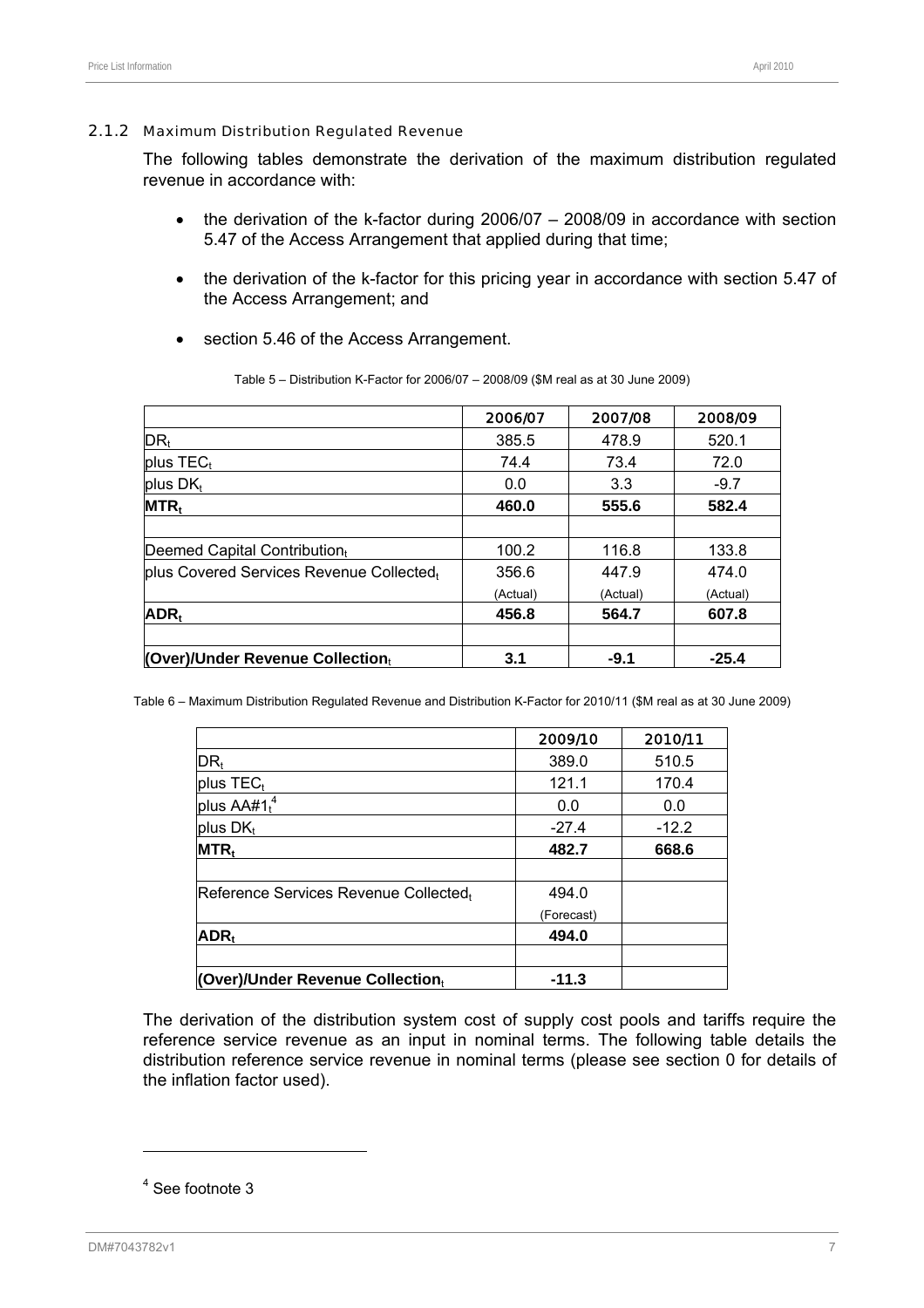### 2.1.2 Maximum Distribution Regulated Revenue

The following tables demonstrate the derivation of the maximum distribution regulated revenue in accordance with:

- the derivation of the k-factor during 2006/07 – 2008/09 in accordance with section 5.47 of the Access Arrangement that applied during that time;
- the derivation of the k-factor for this pricing year in accordance with section 5.47 of the Access Arrangement; and
- section 5.46 of the Access Arrangement.

Table 5 – Distribution K-Factor for 2006/07 – 2008/09 ($M real as at 30 June 2009)

| | 2006/07 | 2007/08 | 2008/09 |
|---|---|---|---|
| $DR_t$ | 385.5 | 478.9 | 520.1 |
| plus $TEC_t$ | 74.4 | 73.4 | 72.0 |
| plus $DK_t$ | 0.0 | 3.3 | -9.7 |
| **$MTR_t$** | **460.0** | **555.6** | **582.4** |
| | | | |
| Deemed Capital Contribution$_t$ | 100.2 | 116.8 | 133.8 |
| plus Covered Services Revenue Collected$_t$ | 356.6 (Actual) | 447.9 (Actual) | 474.0 (Actual) |
| **$ADR_t$** | **456.8** | **564.7** | **607.8** |
| | | | |
| **(Over)/Under Revenue Collection$_t$** | **3.1** | **-9.1** | **-25.4** |

Table 6 – Maximum Distribution Regulated Revenue and Distribution K-Factor for 2010/11 ($M real as at 30 June 2009)

| | 2009/10 | 2010/11 |
|---|---|---|
| $DR_t$ | 389.0 | 510.5 |
| plus $TEC_t$ | 121.1 | 170.4 |
| plus $AA\#1_t$[4] | 0.0 | 0.0 |
| plus $DK_t$ | -27.4 | -12.2 |
| **$MTR_t$** | **482.7** | **668.6** |
| | | |
| Reference Services Revenue Collected$_t$ | 494.0 (Forecast) | |
| **$ADR_t$** | **494.0** | |
| | | |
| **(Over)/Under Revenue Collection$_t$** | **-11.3** | |

The derivation of the distribution system cost of supply cost pools and tariffs require the reference service revenue as an input in nominal terms. The following table details the distribution reference service revenue in nominal terms (please see section 0 for details of the inflation factor used).

[4] See footnote 3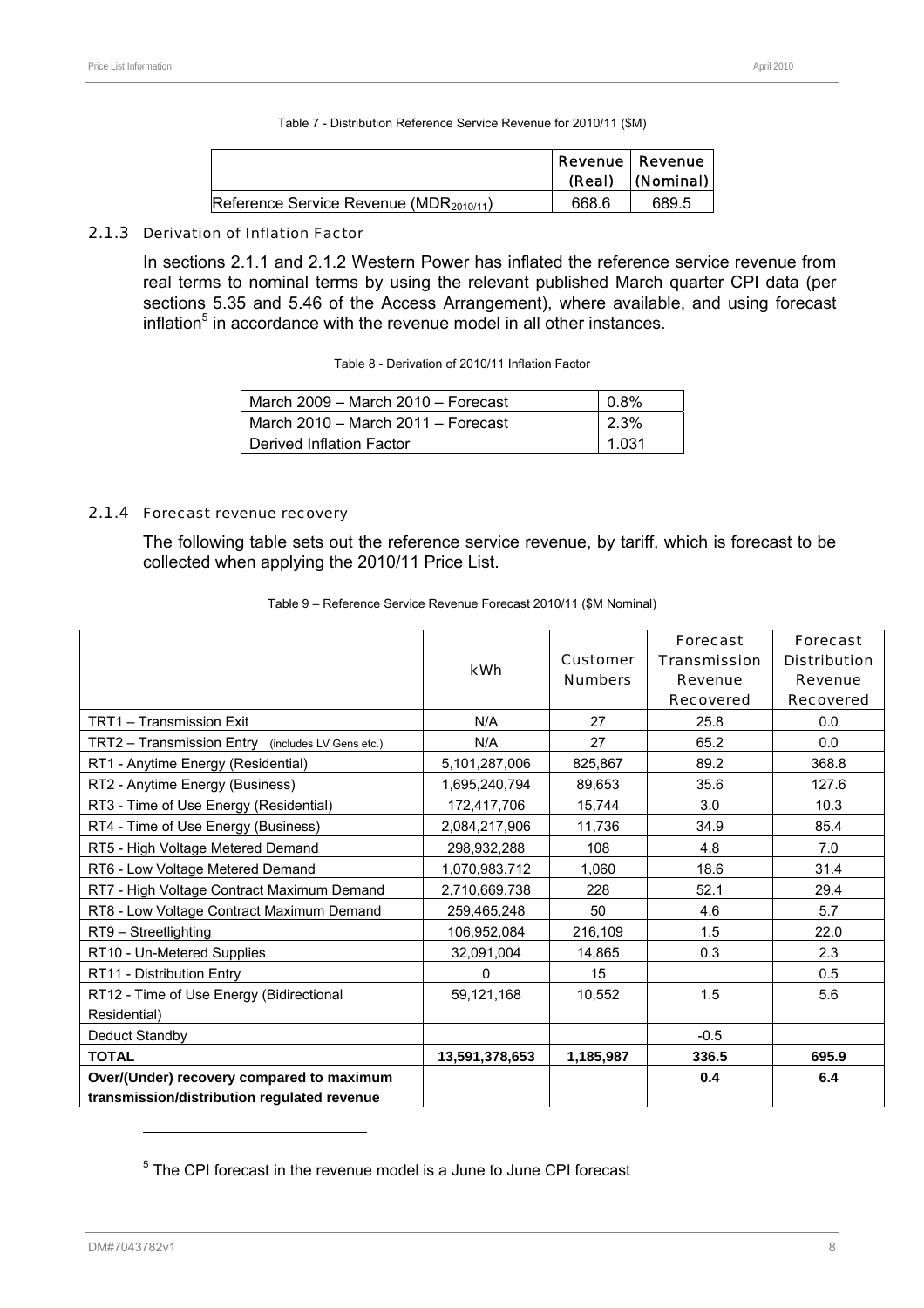Table 7 - Distribution Reference Service Revenue for 2010/11 ($M)

| | Revenue (Real) | Revenue (Nominal) |
|---|---|---|
| Reference Service Revenue ($MDR_{2010/11}$) | 668.6 | 689.5 |

### 2.1.3 Derivation of Inflation Factor

In sections 2.1.1 and 2.1.2 Western Power has inflated the reference service revenue from real terms to nominal terms by using the relevant published March quarter CPI data (per sections 5.35 and 5.46 of the Access Arrangement), where available, and using forecast inflation[5] in accordance with the revenue model in all other instances.

Table 8 - Derivation of 2010/11 Inflation Factor

| | |
|---|---|
| March 2009 – March 2010 – Forecast | 0.8% |
| March 2010 – March 2011 – Forecast | 2.3% |
| Derived Inflation Factor | 1.031 |

### 2.1.4 Forecast revenue recovery

The following table sets out the reference service revenue, by tariff, which is forecast to be collected when applying the 2010/11 Price List.

Table 9 – Reference Service Revenue Forecast 2010/11 ($M Nominal)

| | kWh | Customer Numbers | Forecast Transmission Revenue Recovered | Forecast Distribution Revenue Recovered |
|---|---|---|---|---|
| TRT1 – Transmission Exit | N/A | 27 | 25.8 | 0.0 |
| TRT2 – Transmission Entry (includes LV Gens etc.) | N/A | 27 | 65.2 | 0.0 |
| RT1 - Anytime Energy (Residential) | 5,101,287,006 | 825,867 | 89.2 | 368.8 |
| RT2 - Anytime Energy (Business) | 1,695,240,794 | 89,653 | 35.6 | 127.6 |
| RT3 - Time of Use Energy (Residential) | 172,417,706 | 15,744 | 3.0 | 10.3 |
| RT4 - Time of Use Energy (Business) | 2,084,217,906 | 11,736 | 34.9 | 85.4 |
| RT5 - High Voltage Metered Demand | 298,932,288 | 108 | 4.8 | 7.0 |
| RT6 - Low Voltage Metered Demand | 1,070,983,712 | 1,060 | 18.6 | 31.4 |
| RT7 - High Voltage Contract Maximum Demand | 2,710,669,738 | 228 | 52.1 | 29.4 |
| RT8 - Low Voltage Contract Maximum Demand | 259,465,248 | 50 | 4.6 | 5.7 |
| RT9 – Streetlighting | 106,952,084 | 216,109 | 1.5 | 22.0 |
| RT10 - Un-Metered Supplies | 32,091,004 | 14,865 | 0.3 | 2.3 |
| RT11 - Distribution Entry | 0 | 15 | | 0.5 |
| RT12 - Time of Use Energy (Bidirectional Residential) | 59,121,168 | 10,552 | 1.5 | 5.6 |
| Deduct Standby | | | -0.5 | |
| **TOTAL** | **13,591,378,653** | **1,185,987** | **336.5** | **695.9** |
| **Over/(Under) recovery compared to maximum transmission/distribution regulated revenue** | | | **0.4** | **6.4** |

[5] The CPI forecast in the revenue model is a June to June CPI forecast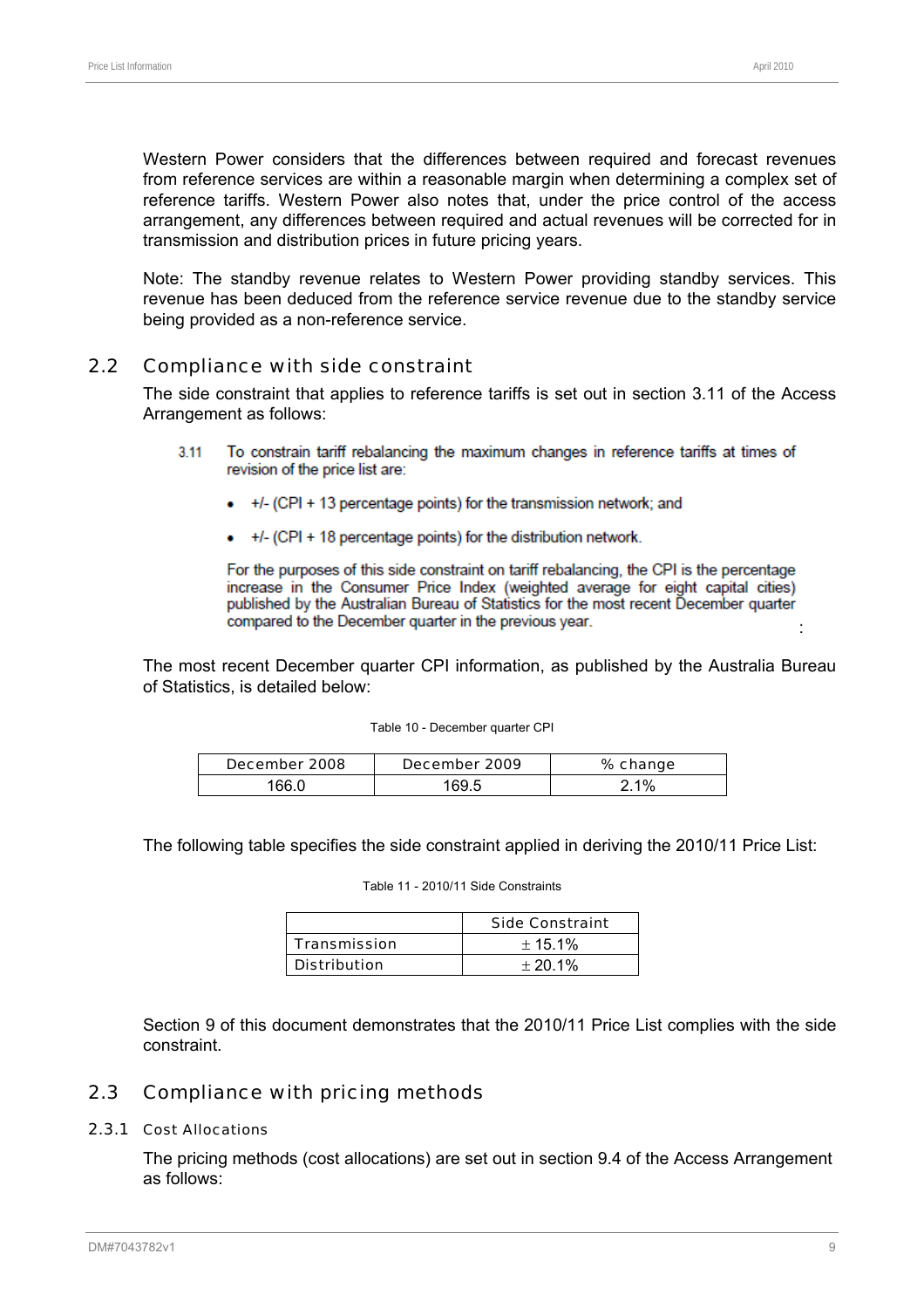Western Power considers that the differences between required and forecast revenues from reference services are within a reasonable margin when determining a complex set of reference tariffs. Western Power also notes that, under the price control of the access arrangement, any differences between required and actual revenues will be corrected for in transmission and distribution prices in future pricing years.

Note: The standby revenue relates to Western Power providing standby services. This revenue has been deduced from the reference service revenue due to the standby service being provided as a non-reference service.

## 2.2 Compliance with side constraint

The side constraint that applies to reference tariffs is set out in section 3.11 of the Access Arrangement as follows:

> 3.11 To constrain tariff rebalancing the maximum changes in reference tariffs at times of revision of the price list are:
>
> - +/- (CPI + 13 percentage points) for the transmission network; and
> - +/- (CPI + 18 percentage points) for the distribution network.
>
> For the purposes of this side constraint on tariff rebalancing, the CPI is the percentage increase in the Consumer Price Index (weighted average for eight capital cities) published by the Australian Bureau of Statistics for the most recent December quarter compared to the December quarter in the previous year.

The most recent December quarter CPI information, as published by the Australia Bureau of Statistics, is detailed below:

Table 10 - December quarter CPI

| December 2008 | December 2009 | % change |
|---|---|---|
| 166.0 | 169.5 | 2.1% |

The following table specifies the side constraint applied in deriving the 2010/11 Price List:

Table 11 - 2010/11 Side Constraints

| | Side Constraint |
|---|---|
| Transmission | ± 15.1% |
| Distribution | ± 20.1% |

Section 9 of this document demonstrates that the 2010/11 Price List complies with the side constraint.

## 2.3 Compliance with pricing methods

### 2.3.1 Cost Allocations

The pricing methods (cost allocations) are set out in section 9.4 of the Access Arrangement as follows: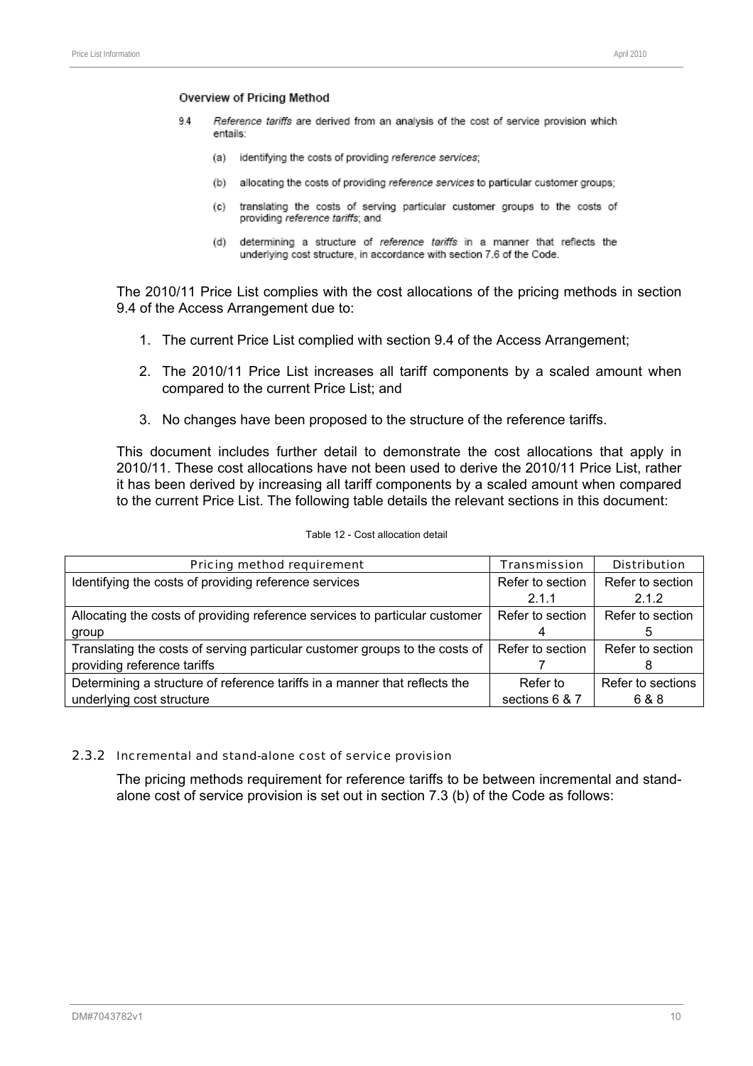**Overview of Pricing Method**

9.4 *Reference tariffs* are derived from an analysis of the cost of service provision which entails:

(a) identifying the costs of providing *reference services*;

(b) allocating the costs of providing *reference services* to particular customer groups;

(c) translating the costs of serving particular customer groups to the costs of providing *reference tariffs*; and

(d) determining a structure of *reference tariffs* in a manner that reflects the underlying cost structure, in accordance with section 7.6 of the Code.

The 2010/11 Price List complies with the cost allocations of the pricing methods in section 9.4 of the Access Arrangement due to:

1. The current Price List complied with section 9.4 of the Access Arrangement;
2. The 2010/11 Price List increases all tariff components by a scaled amount when compared to the current Price List; and
3. No changes have been proposed to the structure of the reference tariffs.

This document includes further detail to demonstrate the cost allocations that apply in 2010/11. These cost allocations have not been used to derive the 2010/11 Price List, rather it has been derived by increasing all tariff components by a scaled amount when compared to the current Price List. The following table details the relevant sections in this document:

Table 12 - Cost allocation detail

| Pricing method requirement | Transmission | Distribution |
|---|---|---|
| Identifying the costs of providing reference services | Refer to section 2.1.1 | Refer to section 2.1.2 |
| Allocating the costs of providing reference services to particular customer group | Refer to section 4 | Refer to section 5 |
| Translating the costs of serving particular customer groups to the costs of providing reference tariffs | Refer to section 7 | Refer to section 8 |
| Determining a structure of reference tariffs in a manner that reflects the underlying cost structure | Refer to sections 6 & 7 | Refer to sections 6 & 8 |

### 2.3.2 Incremental and stand-alone cost of service provision

The pricing methods requirement for reference tariffs to be between incremental and stand-alone cost of service provision is set out in section 7.3 (b) of the Code as follows: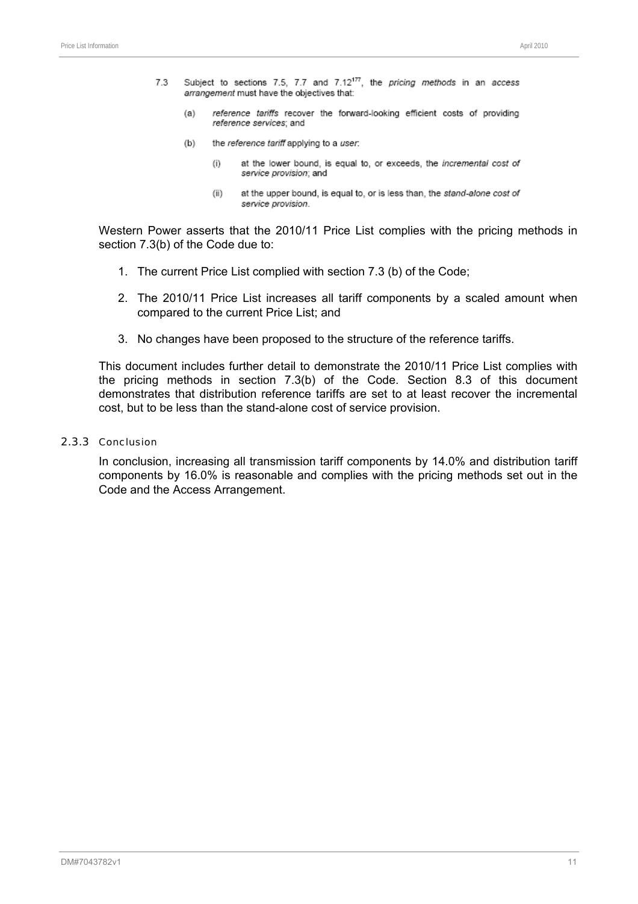> 7.3 Subject to sections 7.5, 7.7 and 7.12[177], the *pricing methods* in an *access arrangement* must have the objectives that:
>
> (a) *reference tariffs* recover the forward-looking efficient costs of providing *reference services*; and
>
> (b) the *reference tariff* applying to a *user*:
>
> (i) at the lower bound, is equal to, or exceeds, the *incremental cost of service provision*; and
>
> (ii) at the upper bound, is equal to, or is less than, the *stand-alone cost of service provision*.

Western Power asserts that the 2010/11 Price List complies with the pricing methods in section 7.3(b) of the Code due to:

1. The current Price List complied with section 7.3 (b) of the Code;
2. The 2010/11 Price List increases all tariff components by a scaled amount when compared to the current Price List; and
3. No changes have been proposed to the structure of the reference tariffs.

This document includes further detail to demonstrate the 2010/11 Price List complies with the pricing methods in section 7.3(b) of the Code. Section 8.3 of this document demonstrates that distribution reference tariffs are set to at least recover the incremental cost, but to be less than the stand-alone cost of service provision.

### 2.3.3 Conclusion

In conclusion, increasing all transmission tariff components by 14.0% and distribution tariff components by 16.0% is reasonable and complies with the pricing methods set out in the Code and the Access Arrangement.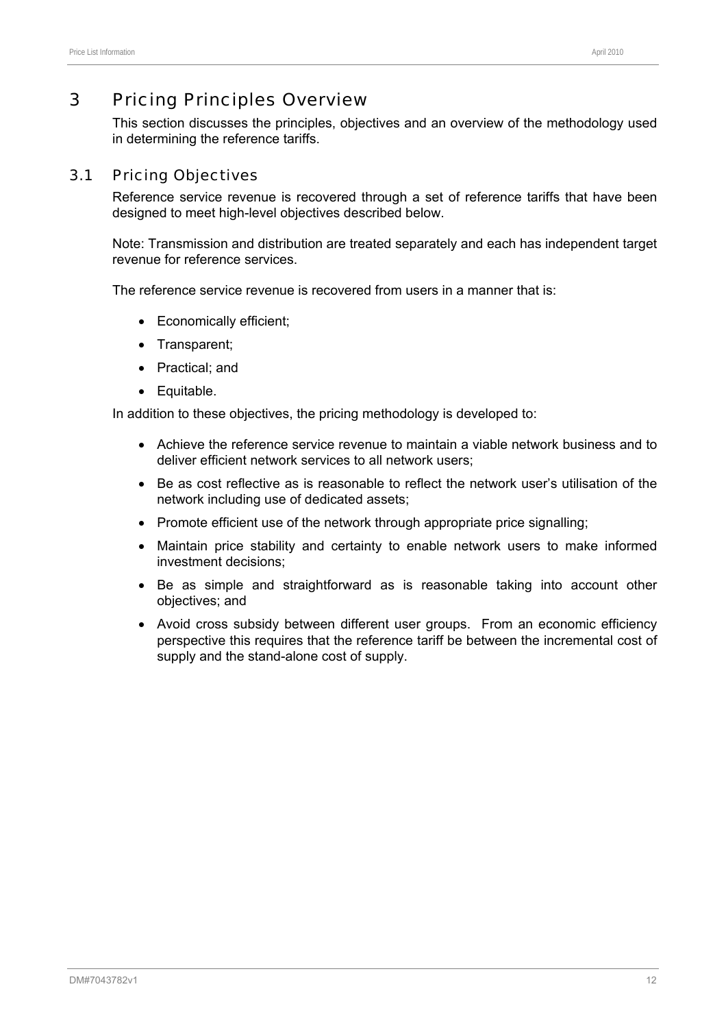# 3 Pricing Principles Overview

This section discusses the principles, objectives and an overview of the methodology used in determining the reference tariffs.

## 3.1 Pricing Objectives

Reference service revenue is recovered through a set of reference tariffs that have been designed to meet high-level objectives described below.

Note: Transmission and distribution are treated separately and each has independent target revenue for reference services.

The reference service revenue is recovered from users in a manner that is:

- Economically efficient;
- Transparent;
- Practical; and
- Equitable.

In addition to these objectives, the pricing methodology is developed to:

- Achieve the reference service revenue to maintain a viable network business and to deliver efficient network services to all network users;
- Be as cost reflective as is reasonable to reflect the network user's utilisation of the network including use of dedicated assets;
- Promote efficient use of the network through appropriate price signalling;
- Maintain price stability and certainty to enable network users to make informed investment decisions;
- Be as simple and straightforward as is reasonable taking into account other objectives; and
- Avoid cross subsidy between different user groups. From an economic efficiency perspective this requires that the reference tariff be between the incremental cost of supply and the stand-alone cost of supply.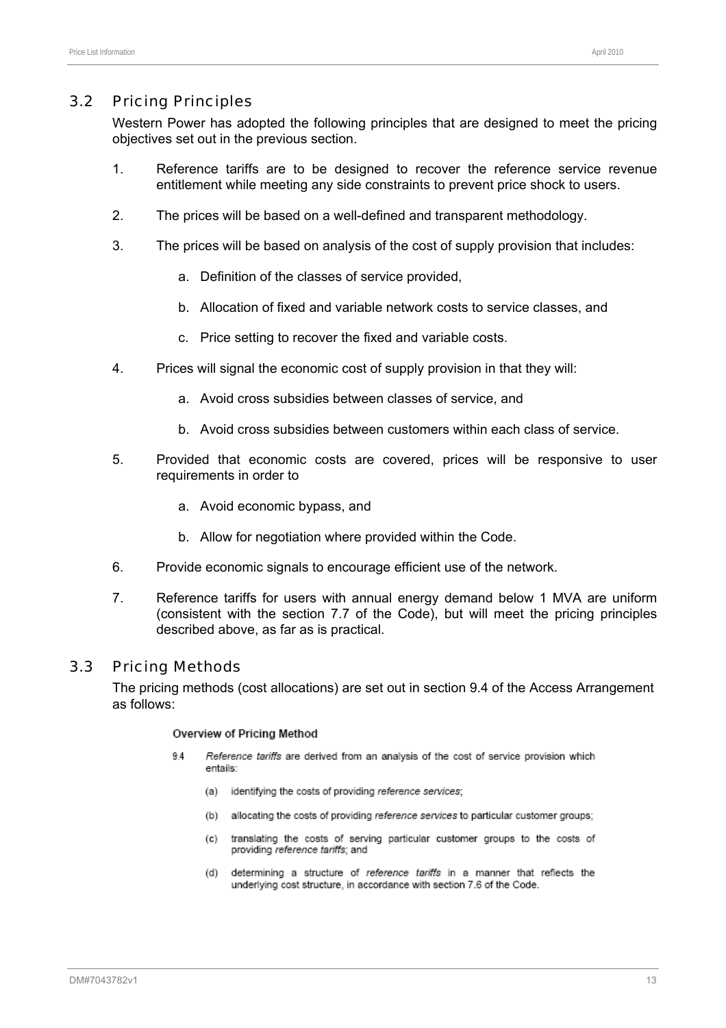## 3.2 Pricing Principles

Western Power has adopted the following principles that are designed to meet the pricing objectives set out in the previous section.

1. Reference tariffs are to be designed to recover the reference service revenue entitlement while meeting any side constraints to prevent price shock to users.

2. The prices will be based on a well-defined and transparent methodology.

3. The prices will be based on analysis of the cost of supply provision that includes:

   a. Definition of the classes of service provided,

   b. Allocation of fixed and variable network costs to service classes, and

   c. Price setting to recover the fixed and variable costs.

4. Prices will signal the economic cost of supply provision in that they will:

   a. Avoid cross subsidies between classes of service, and

   b. Avoid cross subsidies between customers within each class of service.

5. Provided that economic costs are covered, prices will be responsive to user requirements in order to

   a. Avoid economic bypass, and

   b. Allow for negotiation where provided within the Code.

6. Provide economic signals to encourage efficient use of the network.

7. Reference tariffs for users with annual energy demand below 1 MVA are uniform (consistent with the section 7.7 of the Code), but will meet the pricing principles described above, as far as is practical.

## 3.3 Pricing Methods

The pricing methods (cost allocations) are set out in section 9.4 of the Access Arrangement as follows:

**Overview of Pricing Method**

9.4 *Reference tariffs* are derived from an analysis of the cost of service provision which entails:

(a) identifying the costs of providing *reference services*;

(b) allocating the costs of providing *reference services* to particular customer groups;

(c) translating the costs of serving particular customer groups to the costs of providing *reference tariffs*; and

(d) determining a structure of *reference tariffs* in a manner that reflects the underlying cost structure, in accordance with section 7.6 of the Code.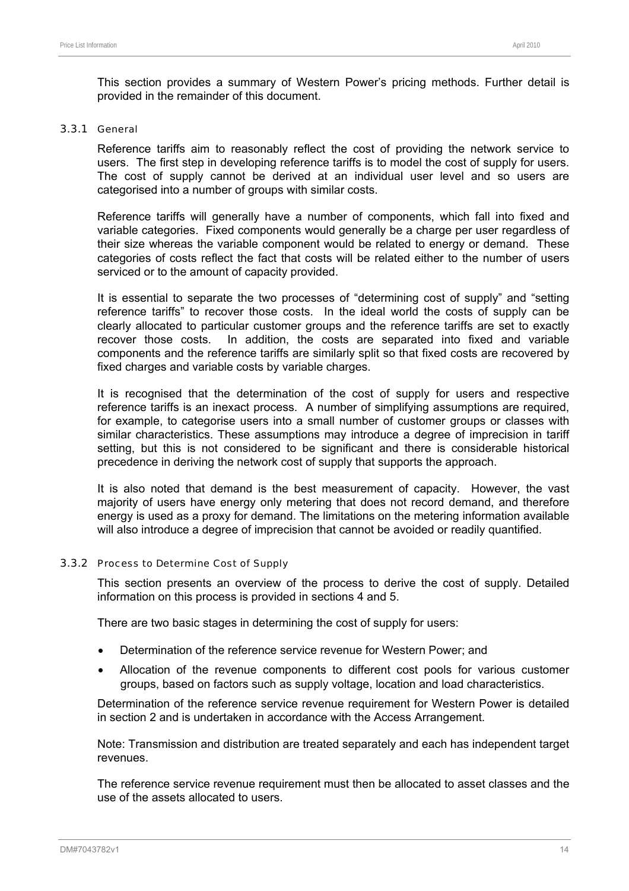This section provides a summary of Western Power's pricing methods. Further detail is provided in the remainder of this document.

### 3.3.1 General

Reference tariffs aim to reasonably reflect the cost of providing the network service to users. The first step in developing reference tariffs is to model the cost of supply for users. The cost of supply cannot be derived at an individual user level and so users are categorised into a number of groups with similar costs.

Reference tariffs will generally have a number of components, which fall into fixed and variable categories. Fixed components would generally be a charge per user regardless of their size whereas the variable component would be related to energy or demand. These categories of costs reflect the fact that costs will be related either to the number of users serviced or to the amount of capacity provided.

It is essential to separate the two processes of "determining cost of supply" and "setting reference tariffs" to recover those costs. In the ideal world the costs of supply can be clearly allocated to particular customer groups and the reference tariffs are set to exactly recover those costs. In addition, the costs are separated into fixed and variable components and the reference tariffs are similarly split so that fixed costs are recovered by fixed charges and variable costs by variable charges.

It is recognised that the determination of the cost of supply for users and respective reference tariffs is an inexact process. A number of simplifying assumptions are required, for example, to categorise users into a small number of customer groups or classes with similar characteristics. These assumptions may introduce a degree of imprecision in tariff setting, but this is not considered to be significant and there is considerable historical precedence in deriving the network cost of supply that supports the approach.

It is also noted that demand is the best measurement of capacity. However, the vast majority of users have energy only metering that does not record demand, and therefore energy is used as a proxy for demand. The limitations on the metering information available will also introduce a degree of imprecision that cannot be avoided or readily quantified.

### 3.3.2 Process to Determine Cost of Supply

This section presents an overview of the process to derive the cost of supply. Detailed information on this process is provided in sections 4 and 5.

There are two basic stages in determining the cost of supply for users:

- Determination of the reference service revenue for Western Power; and
- Allocation of the revenue components to different cost pools for various customer groups, based on factors such as supply voltage, location and load characteristics.

Determination of the reference service revenue requirement for Western Power is detailed in section 2 and is undertaken in accordance with the Access Arrangement.

Note: Transmission and distribution are treated separately and each has independent target revenues.

The reference service revenue requirement must then be allocated to asset classes and the use of the assets allocated to users.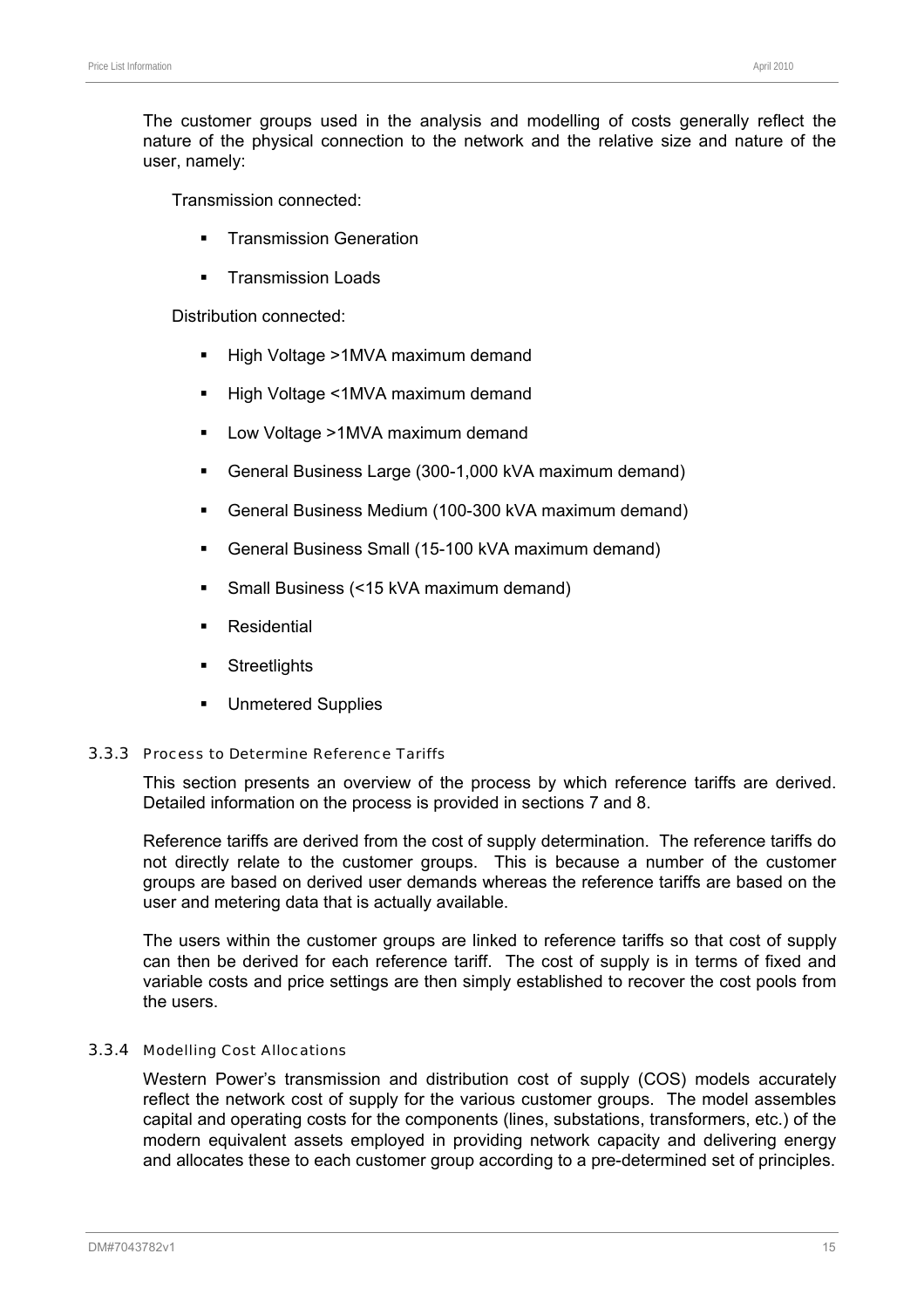The customer groups used in the analysis and modelling of costs generally reflect the nature of the physical connection to the network and the relative size and nature of the user, namely:

Transmission connected:

- Transmission Generation
- Transmission Loads

Distribution connected:

- High Voltage >1MVA maximum demand
- High Voltage <1MVA maximum demand
- Low Voltage >1MVA maximum demand
- General Business Large (300-1,000 kVA maximum demand)
- General Business Medium (100-300 kVA maximum demand)
- General Business Small (15-100 kVA maximum demand)
- Small Business (<15 kVA maximum demand)
- Residential
- Streetlights
- Unmetered Supplies

### 3.3.3 Process to Determine Reference Tariffs

This section presents an overview of the process by which reference tariffs are derived. Detailed information on the process is provided in sections 7 and 8.

Reference tariffs are derived from the cost of supply determination. The reference tariffs do not directly relate to the customer groups. This is because a number of the customer groups are based on derived user demands whereas the reference tariffs are based on the user and metering data that is actually available.

The users within the customer groups are linked to reference tariffs so that cost of supply can then be derived for each reference tariff. The cost of supply is in terms of fixed and variable costs and price settings are then simply established to recover the cost pools from the users.

### 3.3.4 Modelling Cost Allocations

Western Power's transmission and distribution cost of supply (COS) models accurately reflect the network cost of supply for the various customer groups. The model assembles capital and operating costs for the components (lines, substations, transformers, etc.) of the modern equivalent assets employed in providing network capacity and delivering energy and allocates these to each customer group according to a pre-determined set of principles.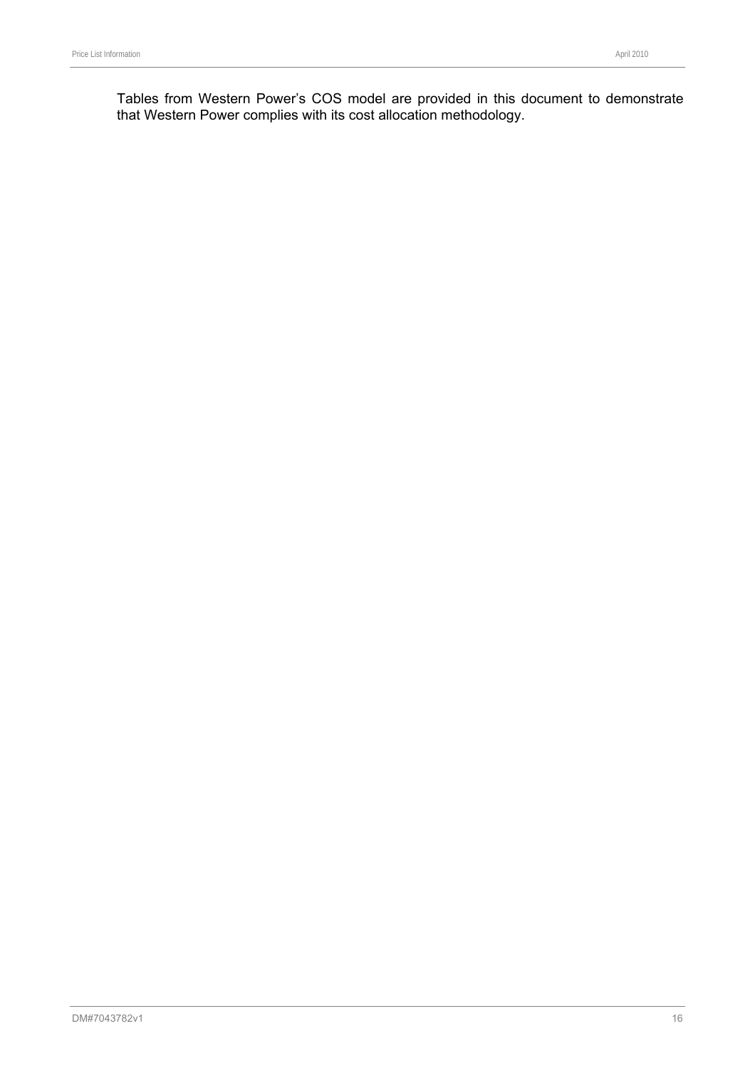Tables from Western Power's COS model are provided in this document to demonstrate that Western Power complies with its cost allocation methodology.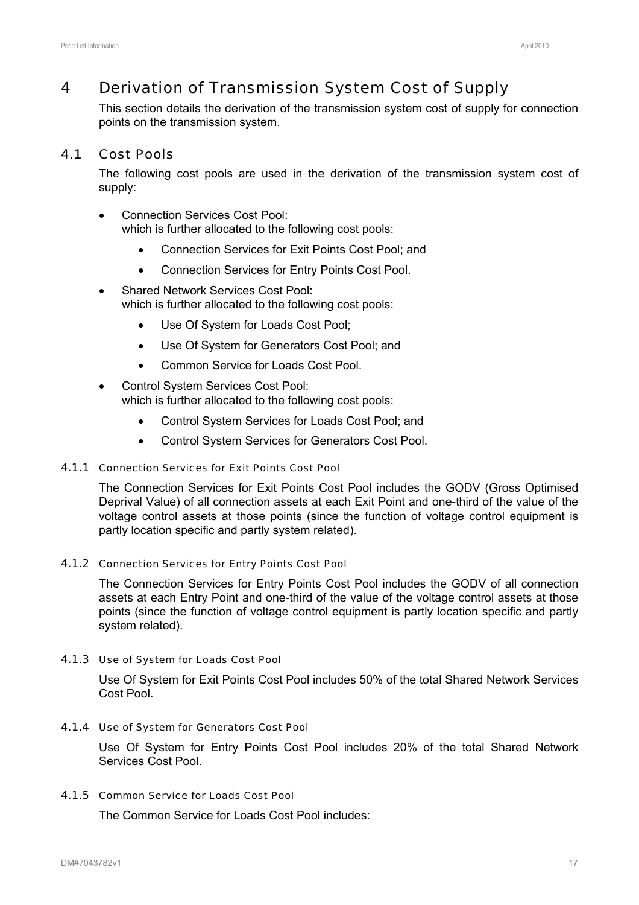# 4 Derivation of Transmission System Cost of Supply

This section details the derivation of the transmission system cost of supply for connection points on the transmission system.

## 4.1 Cost Pools

The following cost pools are used in the derivation of the transmission system cost of supply:

- Connection Services Cost Pool:
  which is further allocated to the following cost pools:
  - Connection Services for Exit Points Cost Pool; and
  - Connection Services for Entry Points Cost Pool.
- Shared Network Services Cost Pool:
  which is further allocated to the following cost pools:
  - Use Of System for Loads Cost Pool;
  - Use Of System for Generators Cost Pool; and
  - Common Service for Loads Cost Pool.
- Control System Services Cost Pool:
  which is further allocated to the following cost pools:
  - Control System Services for Loads Cost Pool; and
  - Control System Services for Generators Cost Pool.

### 4.1.1 Connection Services for Exit Points Cost Pool

The Connection Services for Exit Points Cost Pool includes the GODV (Gross Optimised Deprival Value) of all connection assets at each Exit Point and one-third of the value of the voltage control assets at those points (since the function of voltage control equipment is partly location specific and partly system related).

### 4.1.2 Connection Services for Entry Points Cost Pool

The Connection Services for Entry Points Cost Pool includes the GODV of all connection assets at each Entry Point and one-third of the value of the voltage control assets at those points (since the function of voltage control equipment is partly location specific and partly system related).

### 4.1.3 Use of System for Loads Cost Pool

Use Of System for Exit Points Cost Pool includes 50% of the total Shared Network Services Cost Pool.

### 4.1.4 Use of System for Generators Cost Pool

Use Of System for Entry Points Cost Pool includes 20% of the total Shared Network Services Cost Pool.

### 4.1.5 Common Service for Loads Cost Pool

The Common Service for Loads Cost Pool includes: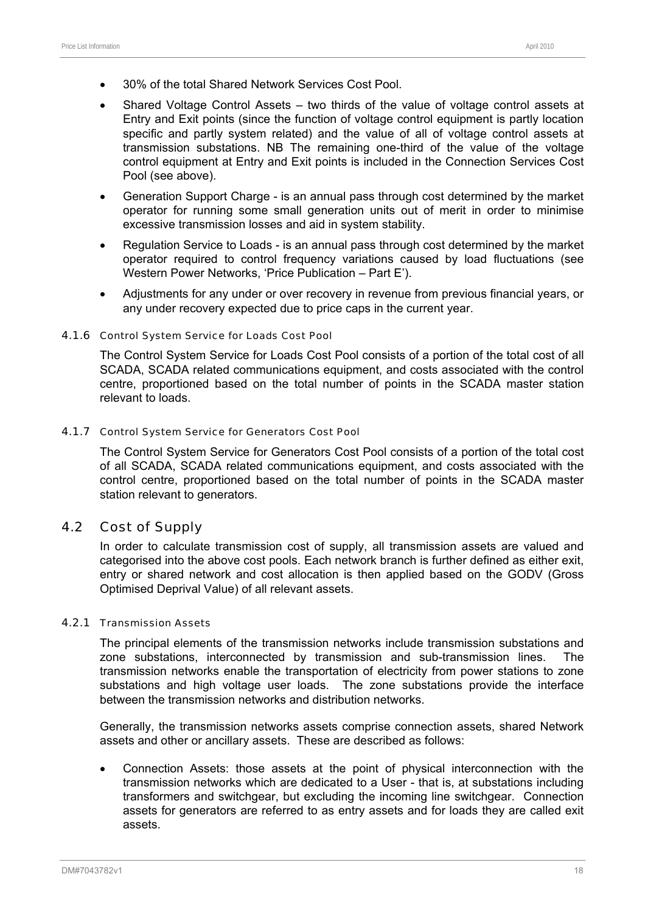- 30% of the total Shared Network Services Cost Pool.
- Shared Voltage Control Assets – two thirds of the value of voltage control assets at Entry and Exit points (since the function of voltage control equipment is partly location specific and partly system related) and the value of all of voltage control assets at transmission substations. NB The remaining one-third of the value of the voltage control equipment at Entry and Exit points is included in the Connection Services Cost Pool (see above).
- Generation Support Charge - is an annual pass through cost determined by the market operator for running some small generation units out of merit in order to minimise excessive transmission losses and aid in system stability.
- Regulation Service to Loads - is an annual pass through cost determined by the market operator required to control frequency variations caused by load fluctuations (see Western Power Networks, 'Price Publication – Part E').
- Adjustments for any under or over recovery in revenue from previous financial years, or any under recovery expected due to price caps in the current year.

#### 4.1.6 Control System Service for Loads Cost Pool

The Control System Service for Loads Cost Pool consists of a portion of the total cost of all SCADA, SCADA related communications equipment, and costs associated with the control centre, proportioned based on the total number of points in the SCADA master station relevant to loads.

#### 4.1.7 Control System Service for Generators Cost Pool

The Control System Service for Generators Cost Pool consists of a portion of the total cost of all SCADA, SCADA related communications equipment, and costs associated with the control centre, proportioned based on the total number of points in the SCADA master station relevant to generators.

### 4.2 Cost of Supply

In order to calculate transmission cost of supply, all transmission assets are valued and categorised into the above cost pools. Each network branch is further defined as either exit, entry or shared network and cost allocation is then applied based on the GODV (Gross Optimised Deprival Value) of all relevant assets.

#### 4.2.1 Transmission Assets

The principal elements of the transmission networks include transmission substations and zone substations, interconnected by transmission and sub-transmission lines. The transmission networks enable the transportation of electricity from power stations to zone substations and high voltage user loads. The zone substations provide the interface between the transmission networks and distribution networks.

Generally, the transmission networks assets comprise connection assets, shared Network assets and other or ancillary assets. These are described as follows:

- Connection Assets: those assets at the point of physical interconnection with the transmission networks which are dedicated to a User - that is, at substations including transformers and switchgear, but excluding the incoming line switchgear. Connection assets for generators are referred to as entry assets and for loads they are called exit assets.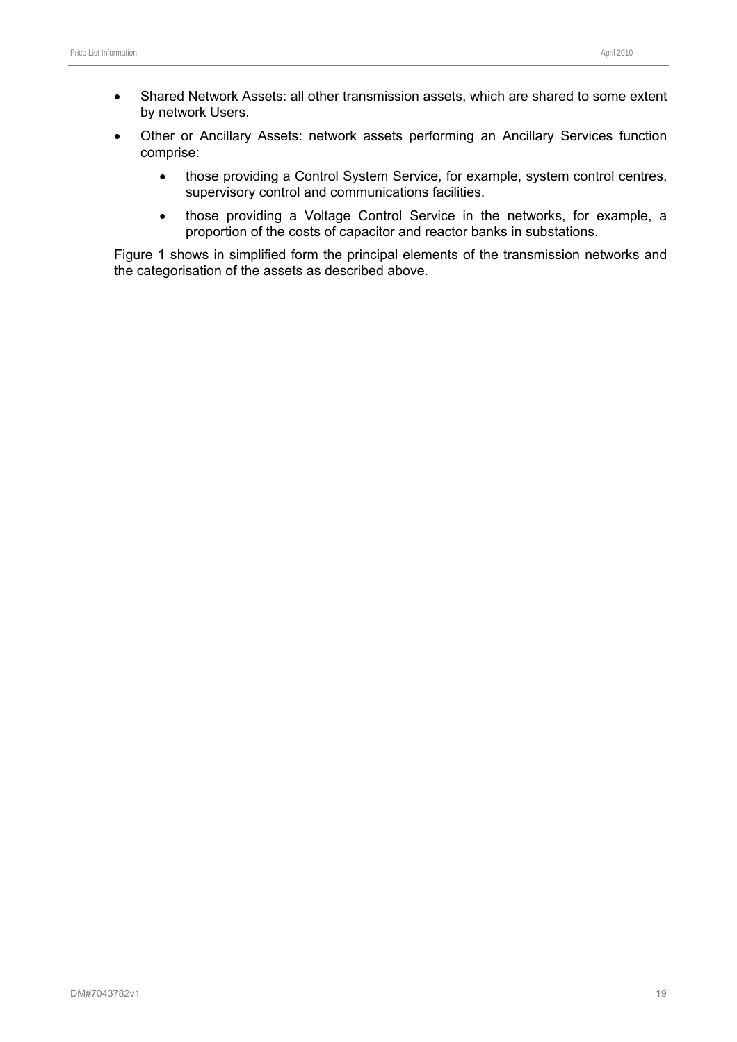- Shared Network Assets: all other transmission assets, which are shared to some extent by network Users.
- Other or Ancillary Assets: network assets performing an Ancillary Services function comprise:
  - those providing a Control System Service, for example, system control centres, supervisory control and communications facilities.
  - those providing a Voltage Control Service in the networks, for example, a proportion of the costs of capacitor and reactor banks in substations.

Figure 1 shows in simplified form the principal elements of the transmission networks and the categorisation of the assets as described above.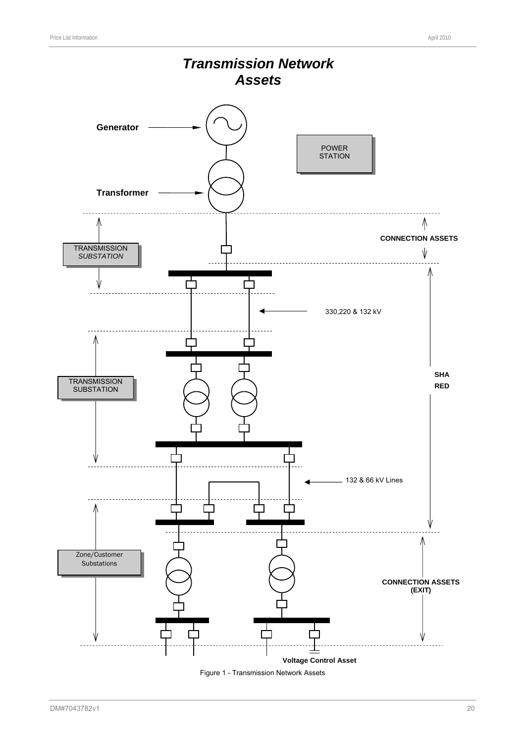# *Transmission Network Assets*

Generator

Transformer

POWER STATION

TRANSMISSION *SUBSTATION*

CONNECTION ASSETS

330,220 & 132 kV

TRANSMISSION SUBSTATION

SHA RED

132 & 66 kV Lines

Zone/Customer Substations

CONNECTION ASSETS (EXIT)

Voltage Control Asset

Figure 1 - Transmission Network Assets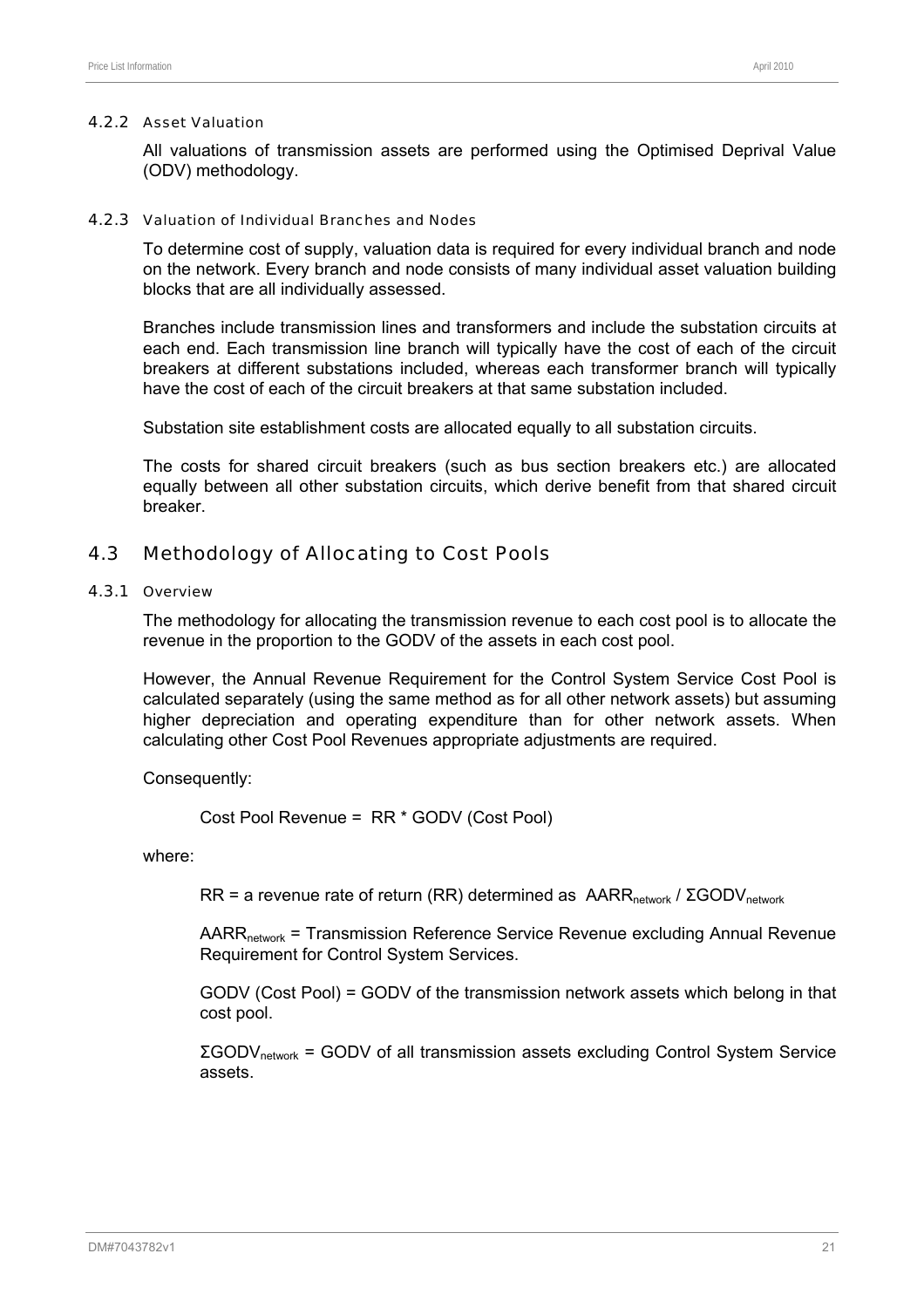#### 4.2.2 Asset Valuation

All valuations of transmission assets are performed using the Optimised Deprival Value (ODV) methodology.

#### 4.2.3 Valuation of Individual Branches and Nodes

To determine cost of supply, valuation data is required for every individual branch and node on the network. Every branch and node consists of many individual asset valuation building blocks that are all individually assessed.

Branches include transmission lines and transformers and include the substation circuits at each end. Each transmission line branch will typically have the cost of each of the circuit breakers at different substations included, whereas each transformer branch will typically have the cost of each of the circuit breakers at that same substation included.

Substation site establishment costs are allocated equally to all substation circuits.

The costs for shared circuit breakers (such as bus section breakers etc.) are allocated equally between all other substation circuits, which derive benefit from that shared circuit breaker.

### 4.3 Methodology of Allocating to Cost Pools

#### 4.3.1 Overview

The methodology for allocating the transmission revenue to each cost pool is to allocate the revenue in the proportion to the GODV of the assets in each cost pool.

However, the Annual Revenue Requirement for the Control System Service Cost Pool is calculated separately (using the same method as for all other network assets) but assuming higher depreciation and operating expenditure than for other network assets. When calculating other Cost Pool Revenues appropriate adjustments are required.

Consequently:

Cost Pool Revenue = RR * GODV (Cost Pool)

where:

RR = a revenue rate of return (RR) determined as $AARR_{network} / \Sigma GODV_{network}$

$AARR_{network}$ = Transmission Reference Service Revenue excluding Annual Revenue Requirement for Control System Services.

GODV (Cost Pool) = GODV of the transmission network assets which belong in that cost pool.

$\Sigma GODV_{network}$ = GODV of all transmission assets excluding Control System Service assets.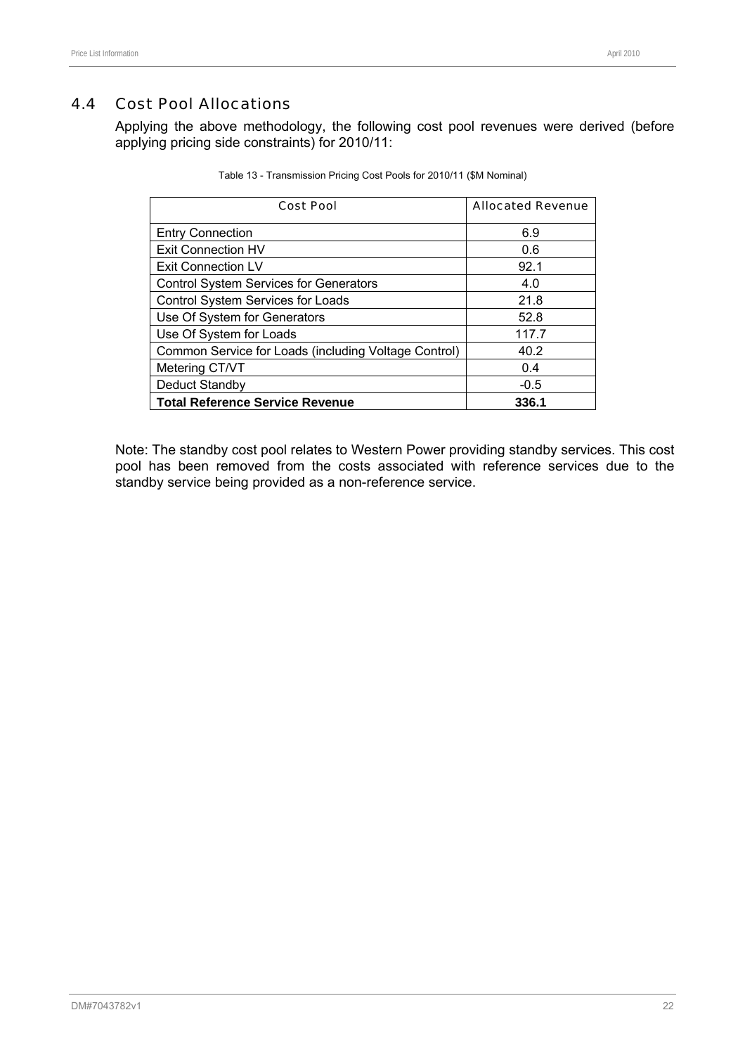## 4.4 Cost Pool Allocations

Applying the above methodology, the following cost pool revenues were derived (before applying pricing side constraints) for 2010/11:

Table 13 - Transmission Pricing Cost Pools for 2010/11 ($M Nominal)

| Cost Pool | Allocated Revenue |
|---|---|
| Entry Connection | 6.9 |
| Exit Connection HV | 0.6 |
| Exit Connection LV | 92.1 |
| Control System Services for Generators | 4.0 |
| Control System Services for Loads | 21.8 |
| Use Of System for Generators | 52.8 |
| Use Of System for Loads | 117.7 |
| Common Service for Loads (including Voltage Control) | 40.2 |
| Metering CT/VT | 0.4 |
| Deduct Standby | -0.5 |
| **Total Reference Service Revenue** | **336.1** |

Note: The standby cost pool relates to Western Power providing standby services. This cost pool has been removed from the costs associated with reference services due to the standby service being provided as a non-reference service.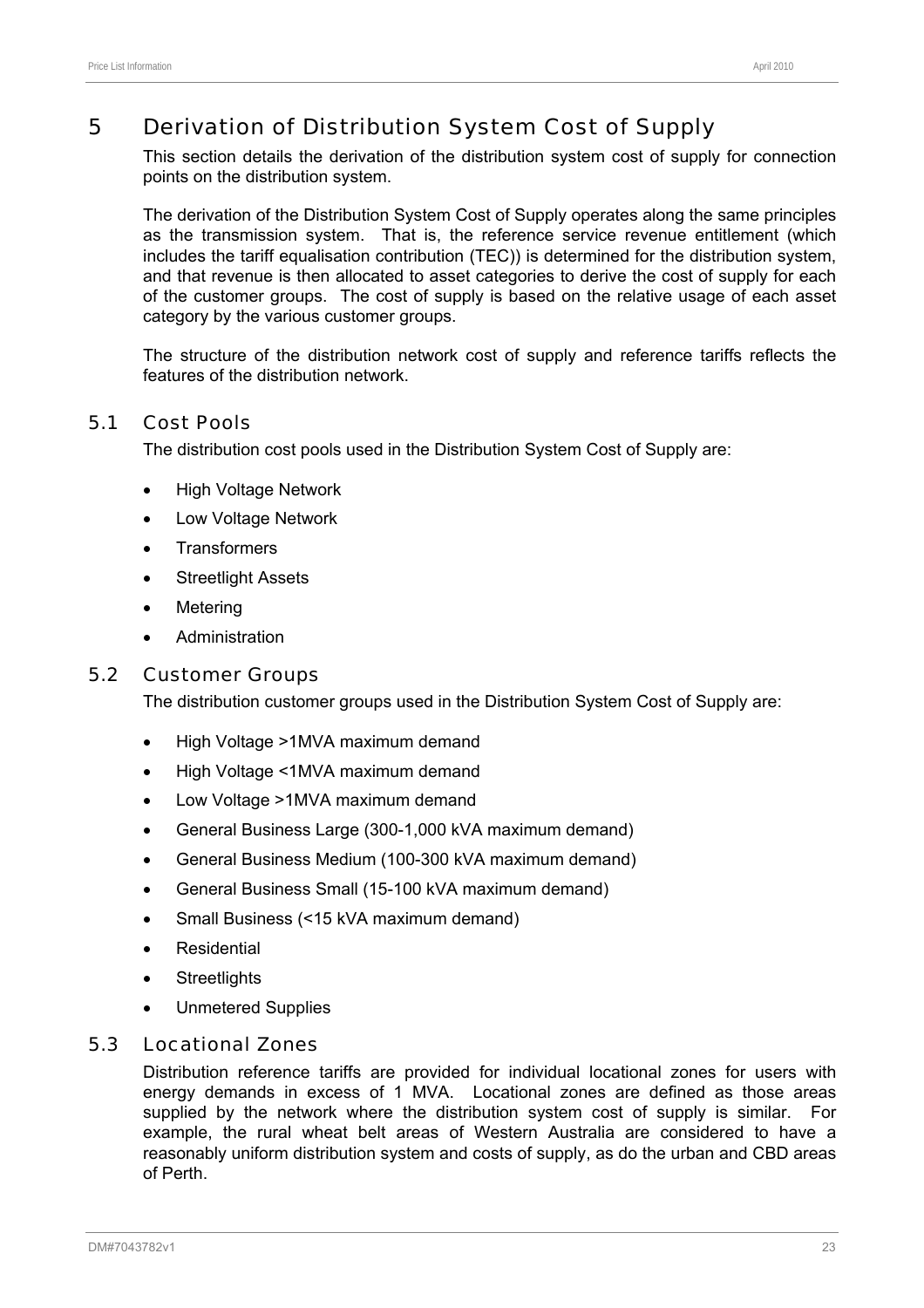# 5 Derivation of Distribution System Cost of Supply

This section details the derivation of the distribution system cost of supply for connection points on the distribution system.

The derivation of the Distribution System Cost of Supply operates along the same principles as the transmission system. That is, the reference service revenue entitlement (which includes the tariff equalisation contribution (TEC)) is determined for the distribution system, and that revenue is then allocated to asset categories to derive the cost of supply for each of the customer groups. The cost of supply is based on the relative usage of each asset category by the various customer groups.

The structure of the distribution network cost of supply and reference tariffs reflects the features of the distribution network.

## 5.1 Cost Pools

The distribution cost pools used in the Distribution System Cost of Supply are:

- High Voltage Network
- Low Voltage Network
- Transformers
- Streetlight Assets
- Metering
- Administration

## 5.2 Customer Groups

The distribution customer groups used in the Distribution System Cost of Supply are:

- High Voltage >1MVA maximum demand
- High Voltage <1MVA maximum demand
- Low Voltage >1MVA maximum demand
- General Business Large (300-1,000 kVA maximum demand)
- General Business Medium (100-300 kVA maximum demand)
- General Business Small (15-100 kVA maximum demand)
- Small Business (<15 kVA maximum demand)
- Residential
- Streetlights
- Unmetered Supplies

## 5.3 Locational Zones

Distribution reference tariffs are provided for individual locational zones for users with energy demands in excess of 1 MVA. Locational zones are defined as those areas supplied by the network where the distribution system cost of supply is similar. For example, the rural wheat belt areas of Western Australia are considered to have a reasonably uniform distribution system and costs of supply, as do the urban and CBD areas of Perth.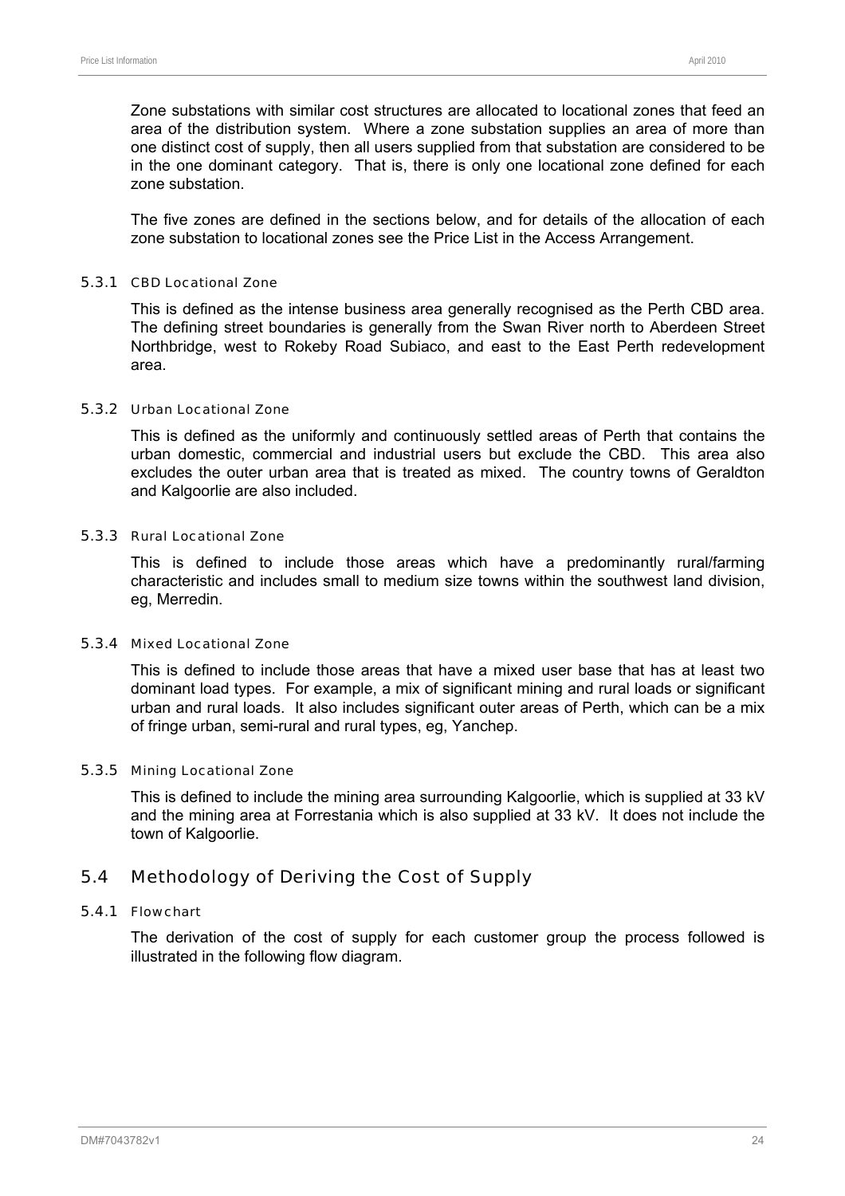Zone substations with similar cost structures are allocated to locational zones that feed an area of the distribution system. Where a zone substation supplies an area of more than one distinct cost of supply, then all users supplied from that substation are considered to be in the one dominant category. That is, there is only one locational zone defined for each zone substation.

The five zones are defined in the sections below, and for details of the allocation of each zone substation to locational zones see the Price List in the Access Arrangement.

#### 5.3.1 CBD Locational Zone

This is defined as the intense business area generally recognised as the Perth CBD area. The defining street boundaries is generally from the Swan River north to Aberdeen Street Northbridge, west to Rokeby Road Subiaco, and east to the East Perth redevelopment area.

#### 5.3.2 Urban Locational Zone

This is defined as the uniformly and continuously settled areas of Perth that contains the urban domestic, commercial and industrial users but exclude the CBD. This area also excludes the outer urban area that is treated as mixed. The country towns of Geraldton and Kalgoorlie are also included.

#### 5.3.3 Rural Locational Zone

This is defined to include those areas which have a predominantly rural/farming characteristic and includes small to medium size towns within the southwest land division, eg, Merredin.

#### 5.3.4 Mixed Locational Zone

This is defined to include those areas that have a mixed user base that has at least two dominant load types. For example, a mix of significant mining and rural loads or significant urban and rural loads. It also includes significant outer areas of Perth, which can be a mix of fringe urban, semi-rural and rural types, eg, Yanchep.

#### 5.3.5 Mining Locational Zone

This is defined to include the mining area surrounding Kalgoorlie, which is supplied at 33 kV and the mining area at Forrestania which is also supplied at 33 kV. It does not include the town of Kalgoorlie.

### 5.4 Methodology of Deriving the Cost of Supply

#### 5.4.1 Flowchart

The derivation of the cost of supply for each customer group the process followed is illustrated in the following flow diagram.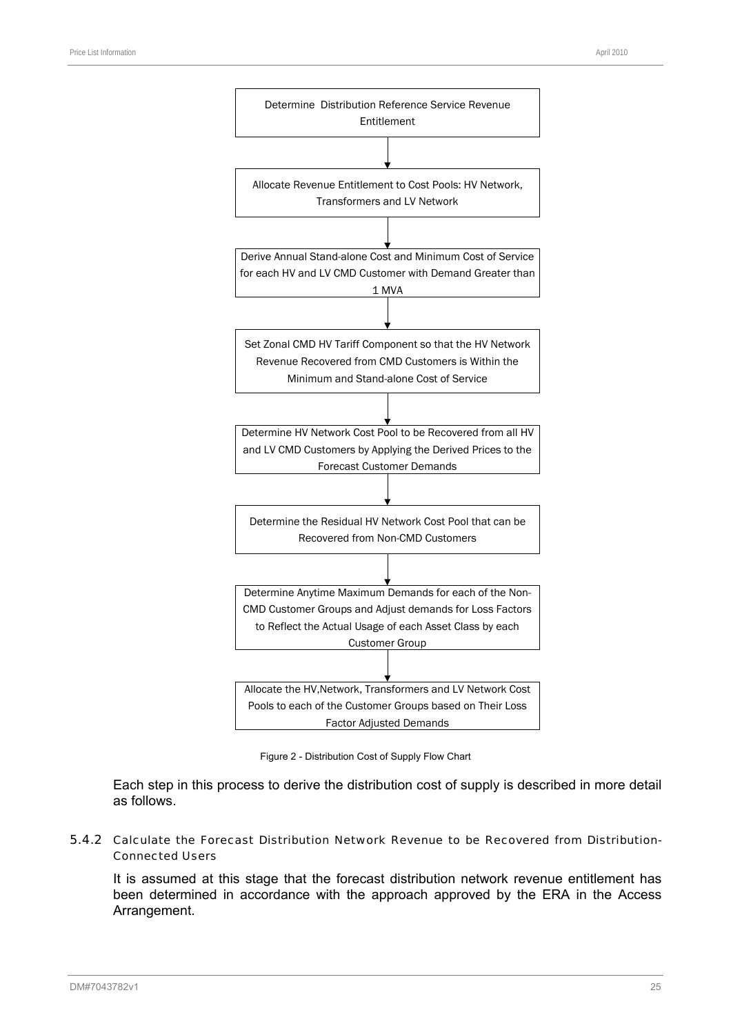Determine Distribution Reference Service Revenue Entitlement

↓

Allocate Revenue Entitlement to Cost Pools: HV Network, Transformers and LV Network

↓

Derive Annual Stand-alone Cost and Minimum Cost of Service for each HV and LV CMD Customer with Demand Greater than 1 MVA

↓

Set Zonal CMD HV Tariff Component so that the HV Network Revenue Recovered from CMD Customers is Within the Minimum and Stand-alone Cost of Service

↓

Determine HV Network Cost Pool to be Recovered from all HV and LV CMD Customers by Applying the Derived Prices to the Forecast Customer Demands

↓

Determine the Residual HV Network Cost Pool that can be Recovered from Non-CMD Customers

↓

Determine Anytime Maximum Demands for each of the Non-CMD Customer Groups and Adjust demands for Loss Factors to Reflect the Actual Usage of each Asset Class by each Customer Group

↓

Allocate the HV,Network, Transformers and LV Network Cost Pools to each of the Customer Groups based on Their Loss Factor Adjusted Demands

Figure 2 - Distribution Cost of Supply Flow Chart

Each step in this process to derive the distribution cost of supply is described in more detail as follows.

### 5.4.2 Calculate the Forecast Distribution Network Revenue to be Recovered from Distribution-Connected Users

It is assumed at this stage that the forecast distribution network revenue entitlement has been determined in accordance with the approach approved by the ERA in the Access Arrangement.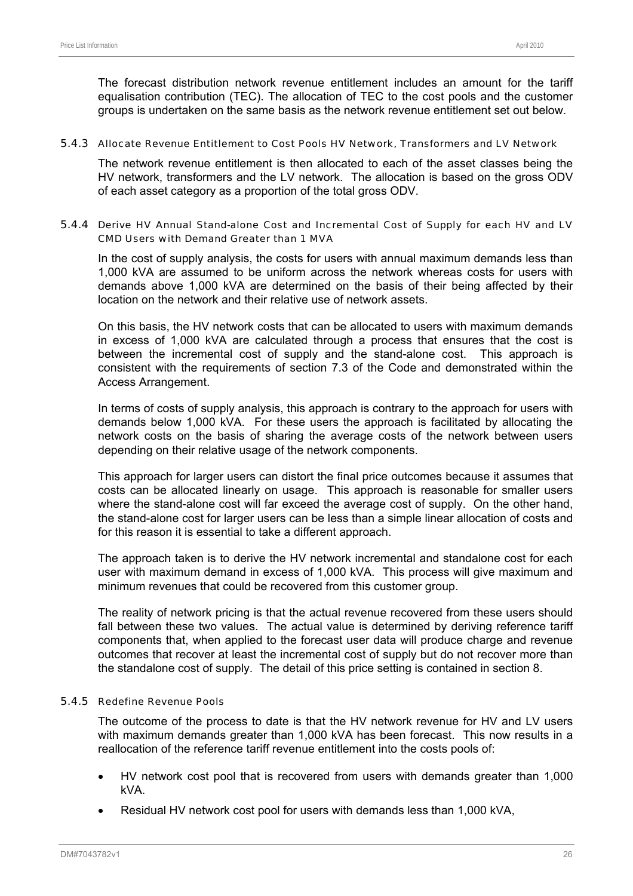The forecast distribution network revenue entitlement includes an amount for the tariff equalisation contribution (TEC). The allocation of TEC to the cost pools and the customer groups is undertaken on the same basis as the network revenue entitlement set out below.

#### 5.4.3 Allocate Revenue Entitlement to Cost Pools HV Network, Transformers and LV Network

The network revenue entitlement is then allocated to each of the asset classes being the HV network, transformers and the LV network. The allocation is based on the gross ODV of each asset category as a proportion of the total gross ODV.

#### 5.4.4 Derive HV Annual Stand-alone Cost and Incremental Cost of Supply for each HV and LV CMD Users with Demand Greater than 1 MVA

In the cost of supply analysis, the costs for users with annual maximum demands less than 1,000 kVA are assumed to be uniform across the network whereas costs for users with demands above 1,000 kVA are determined on the basis of their being affected by their location on the network and their relative use of network assets.

On this basis, the HV network costs that can be allocated to users with maximum demands in excess of 1,000 kVA are calculated through a process that ensures that the cost is between the incremental cost of supply and the stand-alone cost. This approach is consistent with the requirements of section 7.3 of the Code and demonstrated within the Access Arrangement.

In terms of costs of supply analysis, this approach is contrary to the approach for users with demands below 1,000 kVA. For these users the approach is facilitated by allocating the network costs on the basis of sharing the average costs of the network between users depending on their relative usage of the network components.

This approach for larger users can distort the final price outcomes because it assumes that costs can be allocated linearly on usage. This approach is reasonable for smaller users where the stand-alone cost will far exceed the average cost of supply. On the other hand, the stand-alone cost for larger users can be less than a simple linear allocation of costs and for this reason it is essential to take a different approach.

The approach taken is to derive the HV network incremental and standalone cost for each user with maximum demand in excess of 1,000 kVA. This process will give maximum and minimum revenues that could be recovered from this customer group.

The reality of network pricing is that the actual revenue recovered from these users should fall between these two values. The actual value is determined by deriving reference tariff components that, when applied to the forecast user data will produce charge and revenue outcomes that recover at least the incremental cost of supply but do not recover more than the standalone cost of supply. The detail of this price setting is contained in section 8.

#### 5.4.5 Redefine Revenue Pools

The outcome of the process to date is that the HV network revenue for HV and LV users with maximum demands greater than 1,000 kVA has been forecast. This now results in a reallocation of the reference tariff revenue entitlement into the costs pools of:

- HV network cost pool that is recovered from users with demands greater than 1,000 kVA.
- Residual HV network cost pool for users with demands less than 1,000 kVA,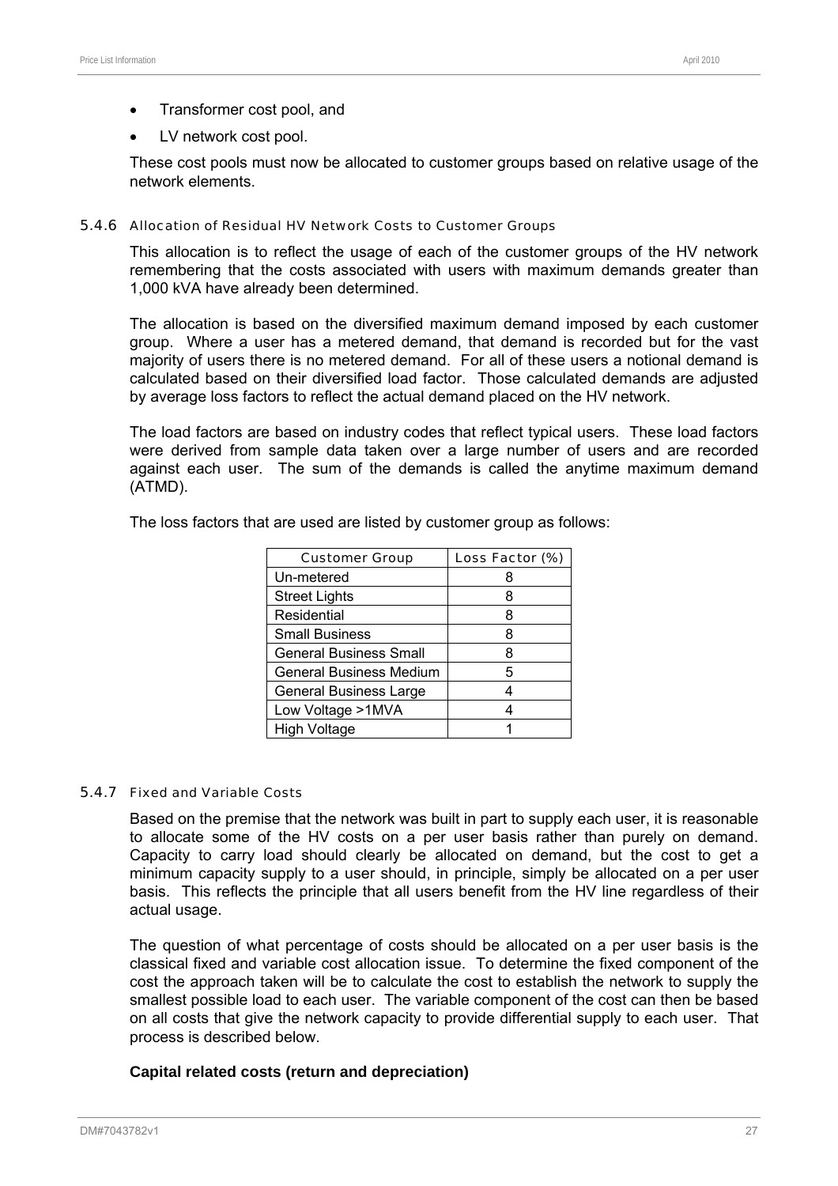- Transformer cost pool, and
- LV network cost pool.

These cost pools must now be allocated to customer groups based on relative usage of the network elements.

### 5.4.6 Allocation of Residual HV Network Costs to Customer Groups

This allocation is to reflect the usage of each of the customer groups of the HV network remembering that the costs associated with users with maximum demands greater than 1,000 kVA have already been determined.

The allocation is based on the diversified maximum demand imposed by each customer group. Where a user has a metered demand, that demand is recorded but for the vast majority of users there is no metered demand. For all of these users a notional demand is calculated based on their diversified load factor. Those calculated demands are adjusted by average loss factors to reflect the actual demand placed on the HV network.

The load factors are based on industry codes that reflect typical users. These load factors were derived from sample data taken over a large number of users and are recorded against each user. The sum of the demands is called the anytime maximum demand (ATMD).

The loss factors that are used are listed by customer group as follows:

| Customer Group | Loss Factor (%) |
|---|---|
| Un-metered | 8 |
| Street Lights | 8 |
| Residential | 8 |
| Small Business | 8 |
| General Business Small | 8 |
| General Business Medium | 5 |
| General Business Large | 4 |
| Low Voltage >1MVA | 4 |
| High Voltage | 1 |

### 5.4.7 Fixed and Variable Costs

Based on the premise that the network was built in part to supply each user, it is reasonable to allocate some of the HV costs on a per user basis rather than purely on demand. Capacity to carry load should clearly be allocated on demand, but the cost to get a minimum capacity supply to a user should, in principle, simply be allocated on a per user basis. This reflects the principle that all users benefit from the HV line regardless of their actual usage.

The question of what percentage of costs should be allocated on a per user basis is the classical fixed and variable cost allocation issue. To determine the fixed component of the cost the approach taken will be to calculate the cost to establish the network to supply the smallest possible load to each user. The variable component of the cost can then be based on all costs that give the network capacity to provide differential supply to each user. That process is described below.

**Capital related costs (return and depreciation)**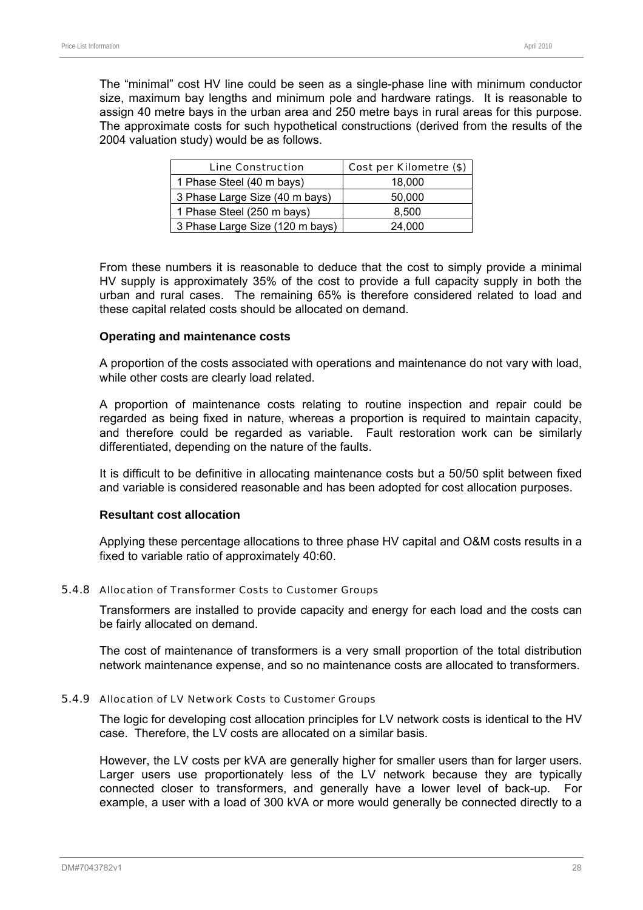The "minimal" cost HV line could be seen as a single-phase line with minimum conductor size, maximum bay lengths and minimum pole and hardware ratings. It is reasonable to assign 40 metre bays in the urban area and 250 metre bays in rural areas for this purpose. The approximate costs for such hypothetical constructions (derived from the results of the 2004 valuation study) would be as follows.

| Line Construction | Cost per Kilometre ($) |
|---|---|
| 1 Phase Steel (40 m bays) | 18,000 |
| 3 Phase Large Size (40 m bays) | 50,000 |
| 1 Phase Steel (250 m bays) | 8,500 |
| 3 Phase Large Size (120 m bays) | 24,000 |

From these numbers it is reasonable to deduce that the cost to simply provide a minimal HV supply is approximately 35% of the cost to provide a full capacity supply in both the urban and rural cases. The remaining 65% is therefore considered related to load and these capital related costs should be allocated on demand.

**Operating and maintenance costs**

A proportion of the costs associated with operations and maintenance do not vary with load, while other costs are clearly load related.

A proportion of maintenance costs relating to routine inspection and repair could be regarded as being fixed in nature, whereas a proportion is required to maintain capacity, and therefore could be regarded as variable. Fault restoration work can be similarly differentiated, depending on the nature of the faults.

It is difficult to be definitive in allocating maintenance costs but a 50/50 split between fixed and variable is considered reasonable and has been adopted for cost allocation purposes.

**Resultant cost allocation**

Applying these percentage allocations to three phase HV capital and O&M costs results in a fixed to variable ratio of approximately 40:60.

### 5.4.8 Allocation of Transformer Costs to Customer Groups

Transformers are installed to provide capacity and energy for each load and the costs can be fairly allocated on demand.

The cost of maintenance of transformers is a very small proportion of the total distribution network maintenance expense, and so no maintenance costs are allocated to transformers.

### 5.4.9 Allocation of LV Network Costs to Customer Groups

The logic for developing cost allocation principles for LV network costs is identical to the HV case. Therefore, the LV costs are allocated on a similar basis.

However, the LV costs per kVA are generally higher for smaller users than for larger users. Larger users use proportionately less of the LV network because they are typically connected closer to transformers, and generally have a lower level of back-up. For example, a user with a load of 300 kVA or more would generally be connected directly to a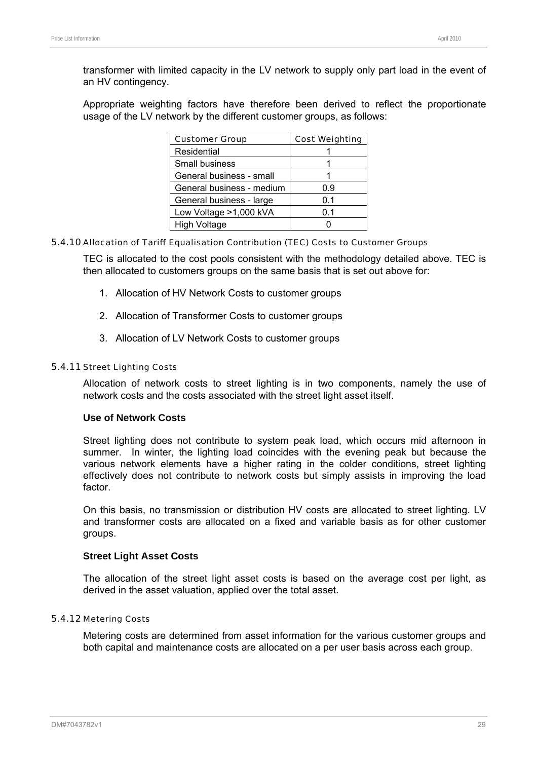transformer with limited capacity in the LV network to supply only part load in the event of an HV contingency.

Appropriate weighting factors have therefore been derived to reflect the proportionate usage of the LV network by the different customer groups, as follows:

| Customer Group | Cost Weighting |
|---|---|
| Residential | 1 |
| Small business | 1 |
| General business - small | 1 |
| General business - medium | 0.9 |
| General business - large | 0.1 |
| Low Voltage >1,000 kVA | 0.1 |
| High Voltage | 0 |

#### 5.4.10 Allocation of Tariff Equalisation Contribution (TEC) Costs to Customer Groups

TEC is allocated to the cost pools consistent with the methodology detailed above. TEC is then allocated to customers groups on the same basis that is set out above for:

1. Allocation of HV Network Costs to customer groups
2. Allocation of Transformer Costs to customer groups
3. Allocation of LV Network Costs to customer groups

#### 5.4.11 Street Lighting Costs

Allocation of network costs to street lighting is in two components, namely the use of network costs and the costs associated with the street light asset itself.

**Use of Network Costs**

Street lighting does not contribute to system peak load, which occurs mid afternoon in summer. In winter, the lighting load coincides with the evening peak but because the various network elements have a higher rating in the colder conditions, street lighting effectively does not contribute to network costs but simply assists in improving the load factor.

On this basis, no transmission or distribution HV costs are allocated to street lighting. LV and transformer costs are allocated on a fixed and variable basis as for other customer groups.

**Street Light Asset Costs**

The allocation of the street light asset costs is based on the average cost per light, as derived in the asset valuation, applied over the total asset.

#### 5.4.12 Metering Costs

Metering costs are determined from asset information for the various customer groups and both capital and maintenance costs are allocated on a per user basis across each group.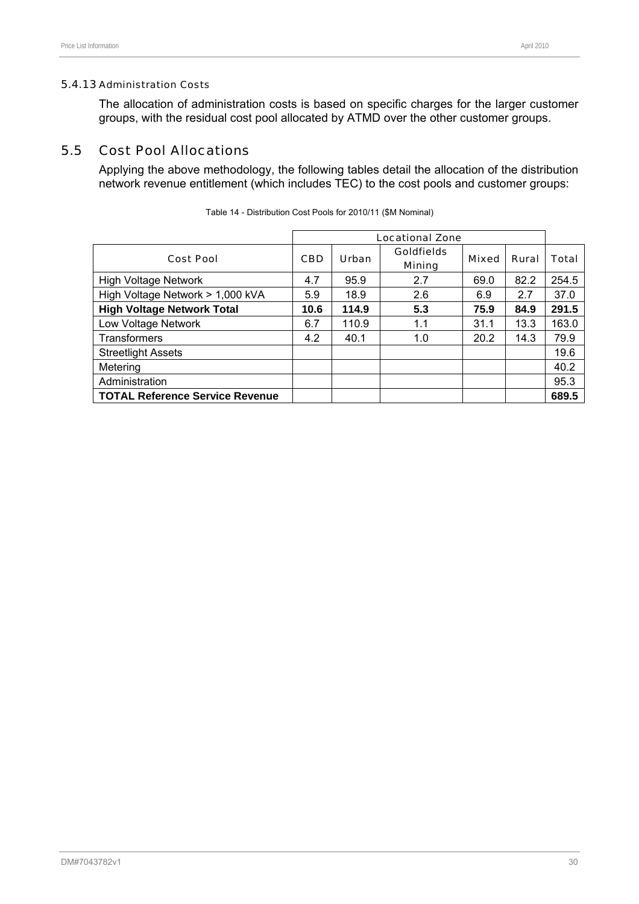#### 5.4.13 Administration Costs

The allocation of administration costs is based on specific charges for the larger customer groups, with the residual cost pool allocated by ATMD over the other customer groups.

### 5.5 Cost Pool Allocations

Applying the above methodology, the following tables detail the allocation of the distribution network revenue entitlement (which includes TEC) to the cost pools and customer groups:

Table 14 - Distribution Cost Pools for 2010/11 ($M Nominal)

| | Locational Zone | | | | | |
|---|---|---|---|---|---|---|
| Cost Pool | CBD | Urban | Goldfields Mining | Mixed | Rural | Total |
| High Voltage Network | 4.7 | 95.9 | 2.7 | 69.0 | 82.2 | 254.5 |
| High Voltage Network > 1,000 kVA | 5.9 | 18.9 | 2.6 | 6.9 | 2.7 | 37.0 |
| **High Voltage Network Total** | **10.6** | **114.9** | **5.3** | **75.9** | **84.9** | **291.5** |
| Low Voltage Network | 6.7 | 110.9 | 1.1 | 31.1 | 13.3 | 163.0 |
| Transformers | 4.2 | 40.1 | 1.0 | 20.2 | 14.3 | 79.9 |
| Streetlight Assets | | | | | | 19.6 |
| Metering | | | | | | 40.2 |
| Administration | | | | | | 95.3 |
| **TOTAL Reference Service Revenue** | | | | | | **689.5** |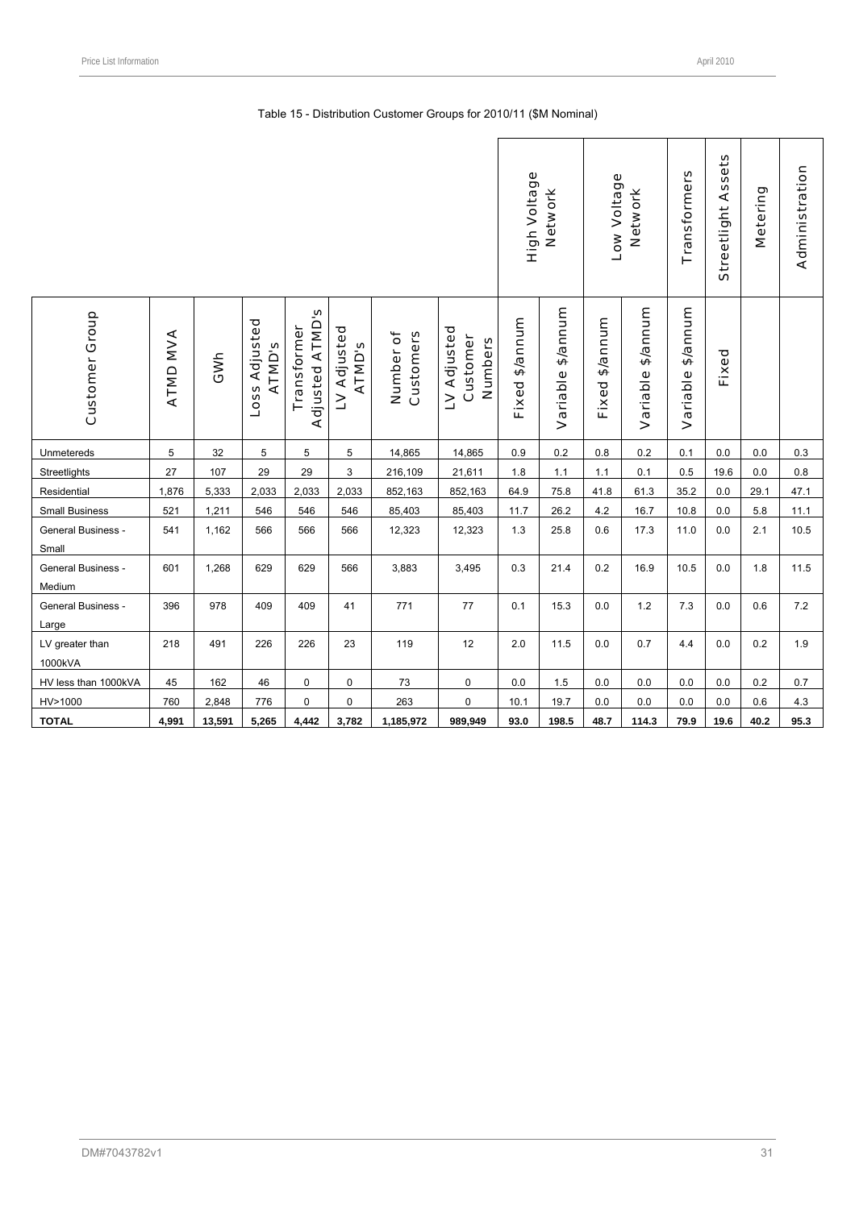Table 15 - Distribution Customer Groups for 2010/11 ($M Nominal)

| Customer Group | ATMD MVA | GWh | Loss Adjusted ATMD's | Transformer Adjusted ATMD's | LV Adjusted ATMD's | Number of Customers | LV Adjusted Customer Numbers | High Voltage Network | | Low Voltage Network | | Transformers | Streetlight Assets | Metering | Administration |
|---|---|---|---|---|---|---|---|---|---|---|---|---|---|---|---|
| | | | | | | | | Fixed $/annum | Variable $/annum | Fixed $/annum | Variable $/annum | Variable $/annum | Fixed | | |
| Unmetereds | 5 | 32 | 5 | 5 | 5 | 14,865 | 14,865 | 0.9 | 0.2 | 0.8 | 0.2 | 0.1 | 0.0 | 0.0 | 0.3 |
| Streetlights | 27 | 107 | 29 | 29 | 3 | 216,109 | 21,611 | 1.8 | 1.1 | 1.1 | 0.1 | 0.5 | 19.6 | 0.0 | 0.8 |
| Residential | 1,876 | 5,333 | 2,033 | 2,033 | 2,033 | 852,163 | 852,163 | 64.9 | 75.8 | 41.8 | 61.3 | 35.2 | 0.0 | 29.1 | 47.1 |
| Small Business | 521 | 1,211 | 546 | 546 | 546 | 85,403 | 85,403 | 11.7 | 26.2 | 4.2 | 16.7 | 10.8 | 0.0 | 5.8 | 11.1 |
| General Business - Small | 541 | 1,162 | 566 | 566 | 566 | 12,323 | 12,323 | 1.3 | 25.8 | 0.6 | 17.3 | 11.0 | 0.0 | 2.1 | 10.5 |
| General Business - Medium | 601 | 1,268 | 629 | 629 | 566 | 3,883 | 3,495 | 0.3 | 21.4 | 0.2 | 16.9 | 10.5 | 0.0 | 1.8 | 11.5 |
| General Business - Large | 396 | 978 | 409 | 409 | 41 | 771 | 77 | 0.1 | 15.3 | 0.0 | 1.2 | 7.3 | 0.0 | 0.6 | 7.2 |
| LV greater than 1000kVA | 218 | 491 | 226 | 226 | 23 | 119 | 12 | 2.0 | 11.5 | 0.0 | 0.7 | 4.4 | 0.0 | 0.2 | 1.9 |
| HV less than 1000kVA | 45 | 162 | 46 | 0 | 0 | 73 | 0 | 0.0 | 1.5 | 0.0 | 0.0 | 0.0 | 0.0 | 0.2 | 0.7 |
| HV>1000 | 760 | 2,848 | 776 | 0 | 0 | 263 | 0 | 10.1 | 19.7 | 0.0 | 0.0 | 0.0 | 0.0 | 0.6 | 4.3 |
| **TOTAL** | **4,991** | **13,591** | **5,265** | **4,442** | **3,782** | **1,185,972** | **989,949** | **93.0** | **198.5** | **48.7** | **114.3** | **79.9** | **19.6** | **40.2** | **95.3** |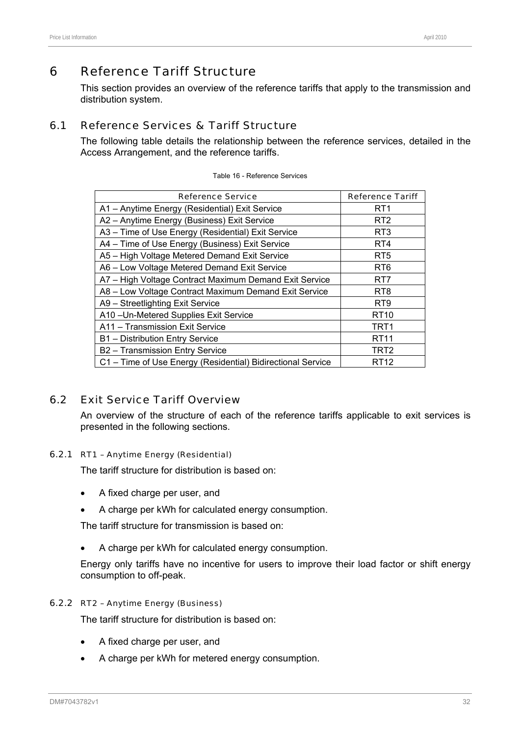# 6 Reference Tariff Structure

This section provides an overview of the reference tariffs that apply to the transmission and distribution system.

## 6.1 Reference Services & Tariff Structure

The following table details the relationship between the reference services, detailed in the Access Arrangement, and the reference tariffs.

Table 16 - Reference Services

| Reference Service | Reference Tariff |
|---|---|
| A1 – Anytime Energy (Residential) Exit Service | RT1 |
| A2 – Anytime Energy (Business) Exit Service | RT2 |
| A3 – Time of Use Energy (Residential) Exit Service | RT3 |
| A4 – Time of Use Energy (Business) Exit Service | RT4 |
| A5 – High Voltage Metered Demand Exit Service | RT5 |
| A6 – Low Voltage Metered Demand Exit Service | RT6 |
| A7 – High Voltage Contract Maximum Demand Exit Service | RT7 |
| A8 – Low Voltage Contract Maximum Demand Exit Service | RT8 |
| A9 – Streetlighting Exit Service | RT9 |
| A10 –Un-Metered Supplies Exit Service | RT10 |
| A11 – Transmission Exit Service | TRT1 |
| B1 – Distribution Entry Service | RT11 |
| B2 – Transmission Entry Service | TRT2 |
| C1 – Time of Use Energy (Residential) Bidirectional Service | RT12 |

## 6.2 Exit Service Tariff Overview

An overview of the structure of each of the reference tariffs applicable to exit services is presented in the following sections.

### 6.2.1 RT1 – Anytime Energy (Residential)

The tariff structure for distribution is based on:

- A fixed charge per user, and
- A charge per kWh for calculated energy consumption.

The tariff structure for transmission is based on:

- A charge per kWh for calculated energy consumption.

Energy only tariffs have no incentive for users to improve their load factor or shift energy consumption to off-peak.

### 6.2.2 RT2 – Anytime Energy (Business)

The tariff structure for distribution is based on:

- A fixed charge per user, and
- A charge per kWh for metered energy consumption.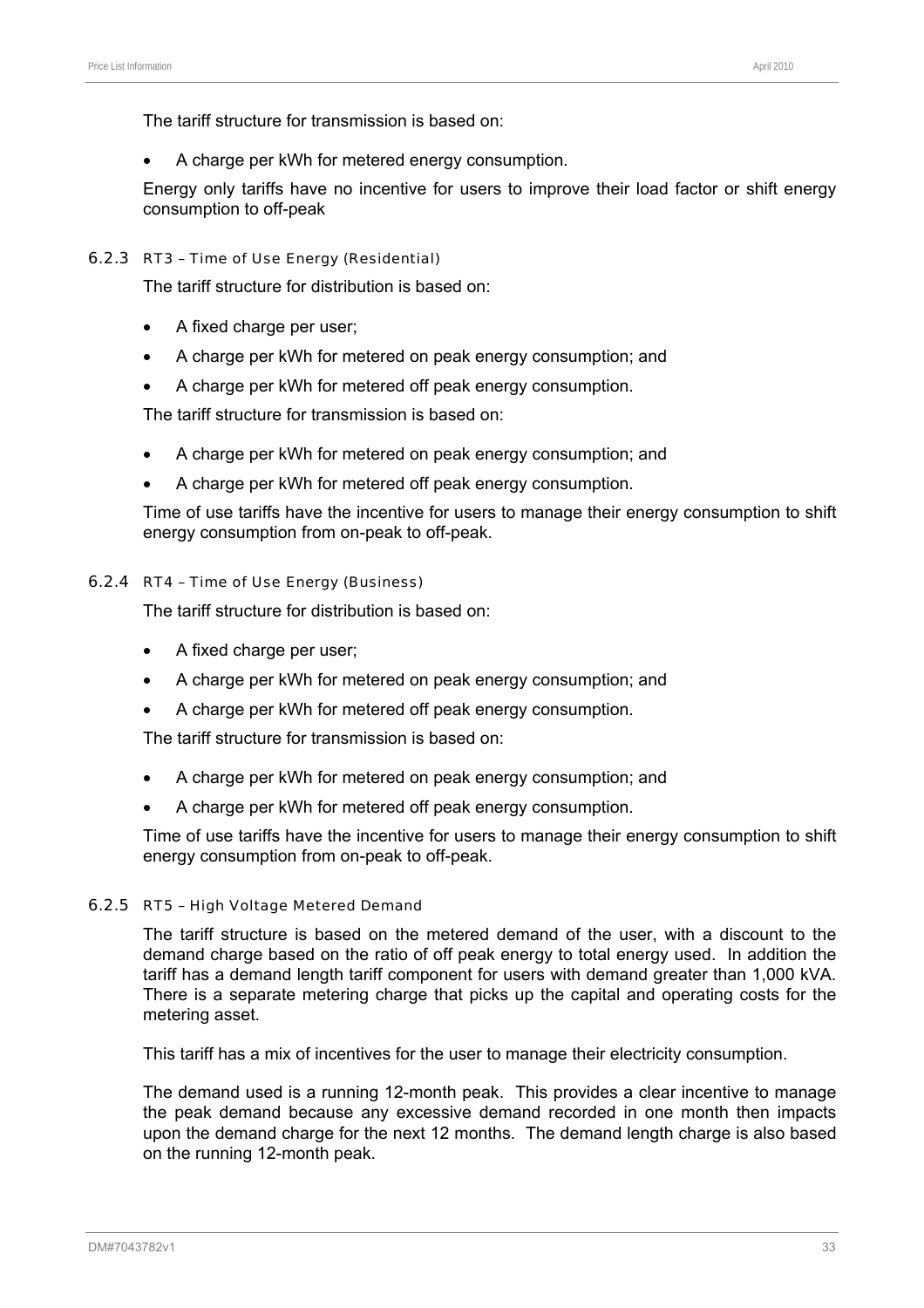The tariff structure for transmission is based on:

- A charge per kWh for metered energy consumption.

Energy only tariffs have no incentive for users to improve their load factor or shift energy consumption to off-peak

### 6.2.3 RT3 – Time of Use Energy (Residential)

The tariff structure for distribution is based on:

- A fixed charge per user;
- A charge per kWh for metered on peak energy consumption; and
- A charge per kWh for metered off peak energy consumption.

The tariff structure for transmission is based on:

- A charge per kWh for metered on peak energy consumption; and
- A charge per kWh for metered off peak energy consumption.

Time of use tariffs have the incentive for users to manage their energy consumption to shift energy consumption from on-peak to off-peak.

### 6.2.4 RT4 – Time of Use Energy (Business)

The tariff structure for distribution is based on:

- A fixed charge per user;
- A charge per kWh for metered on peak energy consumption; and
- A charge per kWh for metered off peak energy consumption.

The tariff structure for transmission is based on:

- A charge per kWh for metered on peak energy consumption; and
- A charge per kWh for metered off peak energy consumption.

Time of use tariffs have the incentive for users to manage their energy consumption to shift energy consumption from on-peak to off-peak.

### 6.2.5 RT5 – High Voltage Metered Demand

The tariff structure is based on the metered demand of the user, with a discount to the demand charge based on the ratio of off peak energy to total energy used. In addition the tariff has a demand length tariff component for users with demand greater than 1,000 kVA. There is a separate metering charge that picks up the capital and operating costs for the metering asset.

This tariff has a mix of incentives for the user to manage their electricity consumption.

The demand used is a running 12-month peak. This provides a clear incentive to manage the peak demand because any excessive demand recorded in one month then impacts upon the demand charge for the next 12 months. The demand length charge is also based on the running 12-month peak.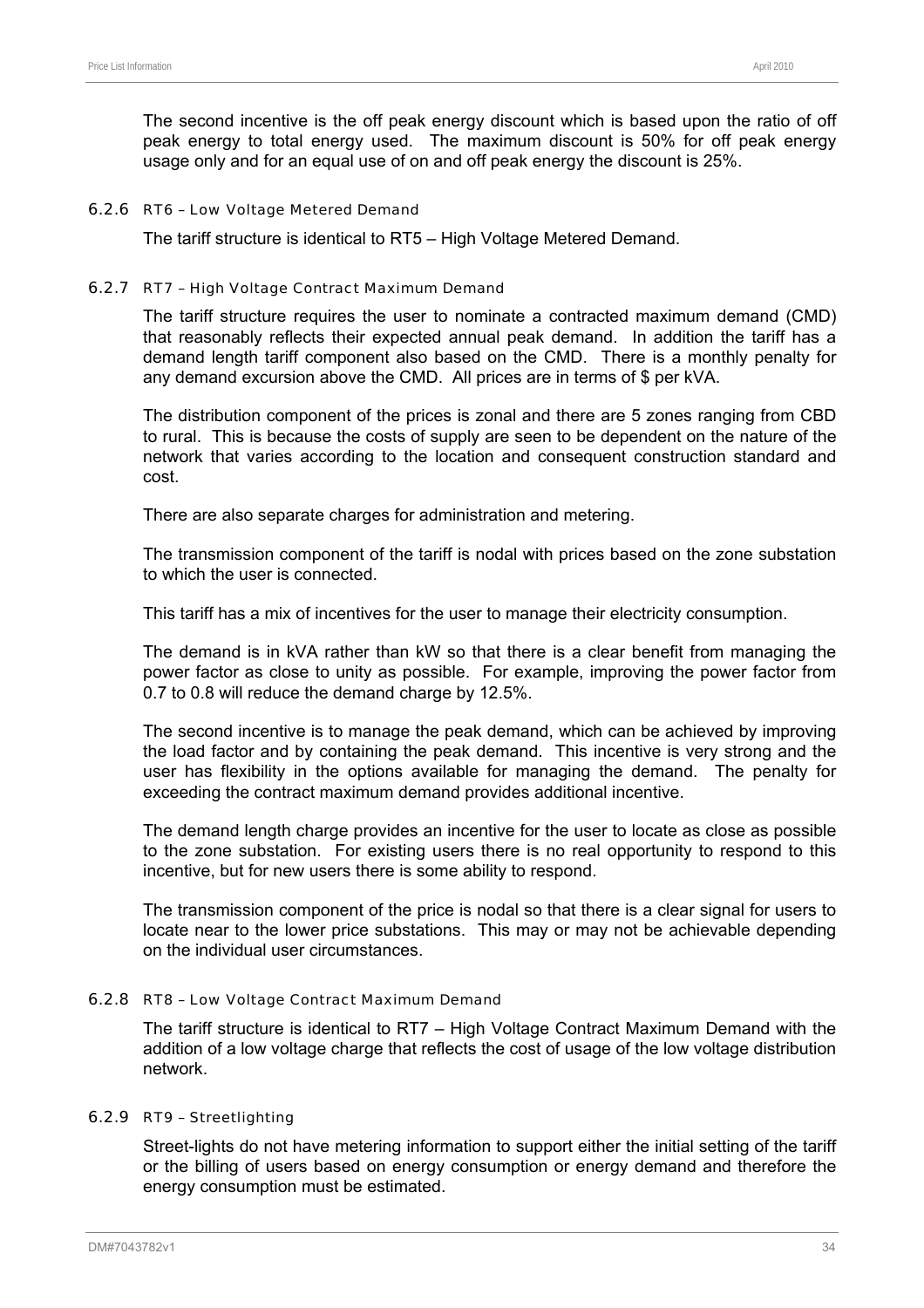The second incentive is the off peak energy discount which is based upon the ratio of off peak energy to total energy used. The maximum discount is 50% for off peak energy usage only and for an equal use of on and off peak energy the discount is 25%.

### 6.2.6 RT6 – Low Voltage Metered Demand

The tariff structure is identical to RT5 – High Voltage Metered Demand.

### 6.2.7 RT7 – High Voltage Contract Maximum Demand

The tariff structure requires the user to nominate a contracted maximum demand (CMD) that reasonably reflects their expected annual peak demand. In addition the tariff has a demand length tariff component also based on the CMD. There is a monthly penalty for any demand excursion above the CMD. All prices are in terms of $ per kVA.

The distribution component of the prices is zonal and there are 5 zones ranging from CBD to rural. This is because the costs of supply are seen to be dependent on the nature of the network that varies according to the location and consequent construction standard and cost.

There are also separate charges for administration and metering.

The transmission component of the tariff is nodal with prices based on the zone substation to which the user is connected.

This tariff has a mix of incentives for the user to manage their electricity consumption.

The demand is in kVA rather than kW so that there is a clear benefit from managing the power factor as close to unity as possible. For example, improving the power factor from 0.7 to 0.8 will reduce the demand charge by 12.5%.

The second incentive is to manage the peak demand, which can be achieved by improving the load factor and by containing the peak demand. This incentive is very strong and the user has flexibility in the options available for managing the demand. The penalty for exceeding the contract maximum demand provides additional incentive.

The demand length charge provides an incentive for the user to locate as close as possible to the zone substation. For existing users there is no real opportunity to respond to this incentive, but for new users there is some ability to respond.

The transmission component of the price is nodal so that there is a clear signal for users to locate near to the lower price substations. This may or may not be achievable depending on the individual user circumstances.

### 6.2.8 RT8 – Low Voltage Contract Maximum Demand

The tariff structure is identical to RT7 – High Voltage Contract Maximum Demand with the addition of a low voltage charge that reflects the cost of usage of the low voltage distribution network.

### 6.2.9 RT9 – Streetlighting

Street-lights do not have metering information to support either the initial setting of the tariff or the billing of users based on energy consumption or energy demand and therefore the energy consumption must be estimated.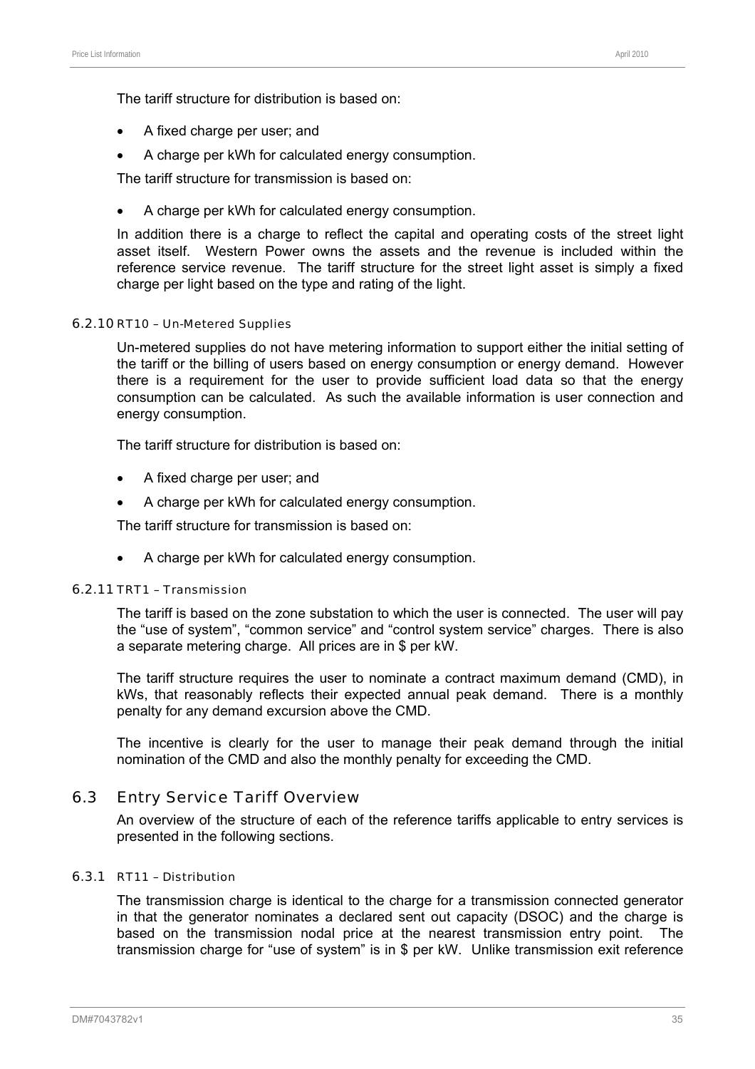The tariff structure for distribution is based on:

- A fixed charge per user; and
- A charge per kWh for calculated energy consumption.

The tariff structure for transmission is based on:

- A charge per kWh for calculated energy consumption.

In addition there is a charge to reflect the capital and operating costs of the street light asset itself. Western Power owns the assets and the revenue is included within the reference service revenue. The tariff structure for the street light asset is simply a fixed charge per light based on the type and rating of the light.

#### 6.2.10 RT10 – Un-Metered Supplies

Un-metered supplies do not have metering information to support either the initial setting of the tariff or the billing of users based on energy consumption or energy demand. However there is a requirement for the user to provide sufficient load data so that the energy consumption can be calculated. As such the available information is user connection and energy consumption.

The tariff structure for distribution is based on:

- A fixed charge per user; and
- A charge per kWh for calculated energy consumption.

The tariff structure for transmission is based on:

- A charge per kWh for calculated energy consumption.

#### 6.2.11 TRT1 – Transmission

The tariff is based on the zone substation to which the user is connected. The user will pay the "use of system", "common service" and "control system service" charges. There is also a separate metering charge. All prices are in $ per kW.

The tariff structure requires the user to nominate a contract maximum demand (CMD), in kWs, that reasonably reflects their expected annual peak demand. There is a monthly penalty for any demand excursion above the CMD.

The incentive is clearly for the user to manage their peak demand through the initial nomination of the CMD and also the monthly penalty for exceeding the CMD.

## 6.3 Entry Service Tariff Overview

An overview of the structure of each of the reference tariffs applicable to entry services is presented in the following sections.

#### 6.3.1 RT11 – Distribution

The transmission charge is identical to the charge for a transmission connected generator in that the generator nominates a declared sent out capacity (DSOC) and the charge is based on the transmission nodal price at the nearest transmission entry point. The transmission charge for "use of system" is in $ per kW. Unlike transmission exit reference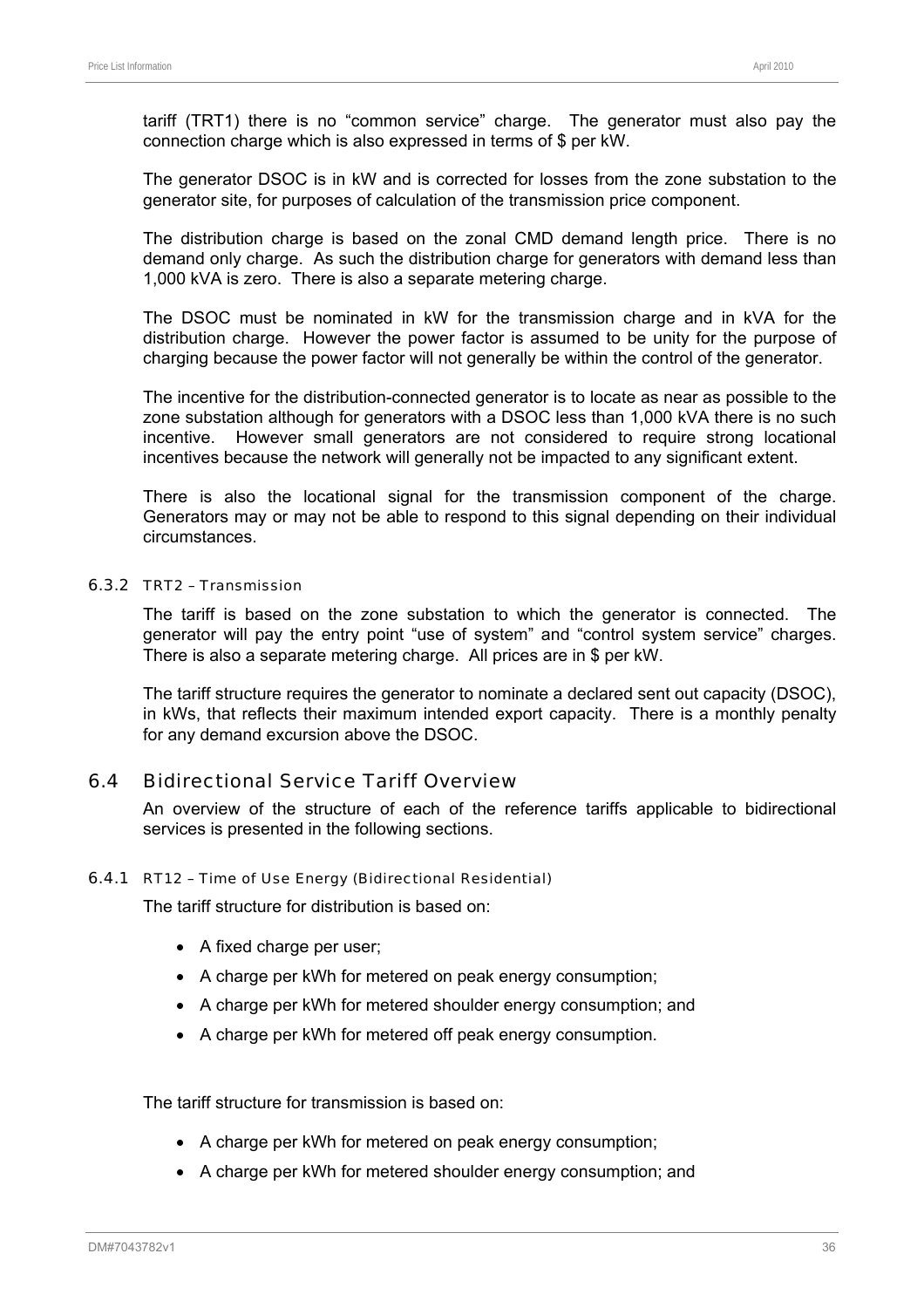tariff (TRT1) there is no "common service" charge. The generator must also pay the connection charge which is also expressed in terms of $ per kW.

The generator DSOC is in kW and is corrected for losses from the zone substation to the generator site, for purposes of calculation of the transmission price component.

The distribution charge is based on the zonal CMD demand length price. There is no demand only charge. As such the distribution charge for generators with demand less than 1,000 kVA is zero. There is also a separate metering charge.

The DSOC must be nominated in kW for the transmission charge and in kVA for the distribution charge. However the power factor is assumed to be unity for the purpose of charging because the power factor will not generally be within the control of the generator.

The incentive for the distribution-connected generator is to locate as near as possible to the zone substation although for generators with a DSOC less than 1,000 kVA there is no such incentive. However small generators are not considered to require strong locational incentives because the network will generally not be impacted to any significant extent.

There is also the locational signal for the transmission component of the charge. Generators may or may not be able to respond to this signal depending on their individual circumstances.

#### 6.3.2 TRT2 – Transmission

The tariff is based on the zone substation to which the generator is connected. The generator will pay the entry point "use of system" and "control system service" charges. There is also a separate metering charge. All prices are in $ per kW.

The tariff structure requires the generator to nominate a declared sent out capacity (DSOC), in kWs, that reflects their maximum intended export capacity. There is a monthly penalty for any demand excursion above the DSOC.

### 6.4 Bidirectional Service Tariff Overview

An overview of the structure of each of the reference tariffs applicable to bidirectional services is presented in the following sections.

#### 6.4.1 RT12 – Time of Use Energy (Bidirectional Residential)

The tariff structure for distribution is based on:

- A fixed charge per user;
- A charge per kWh for metered on peak energy consumption;
- A charge per kWh for metered shoulder energy consumption; and
- A charge per kWh for metered off peak energy consumption.

The tariff structure for transmission is based on:

- A charge per kWh for metered on peak energy consumption;
- A charge per kWh for metered shoulder energy consumption; and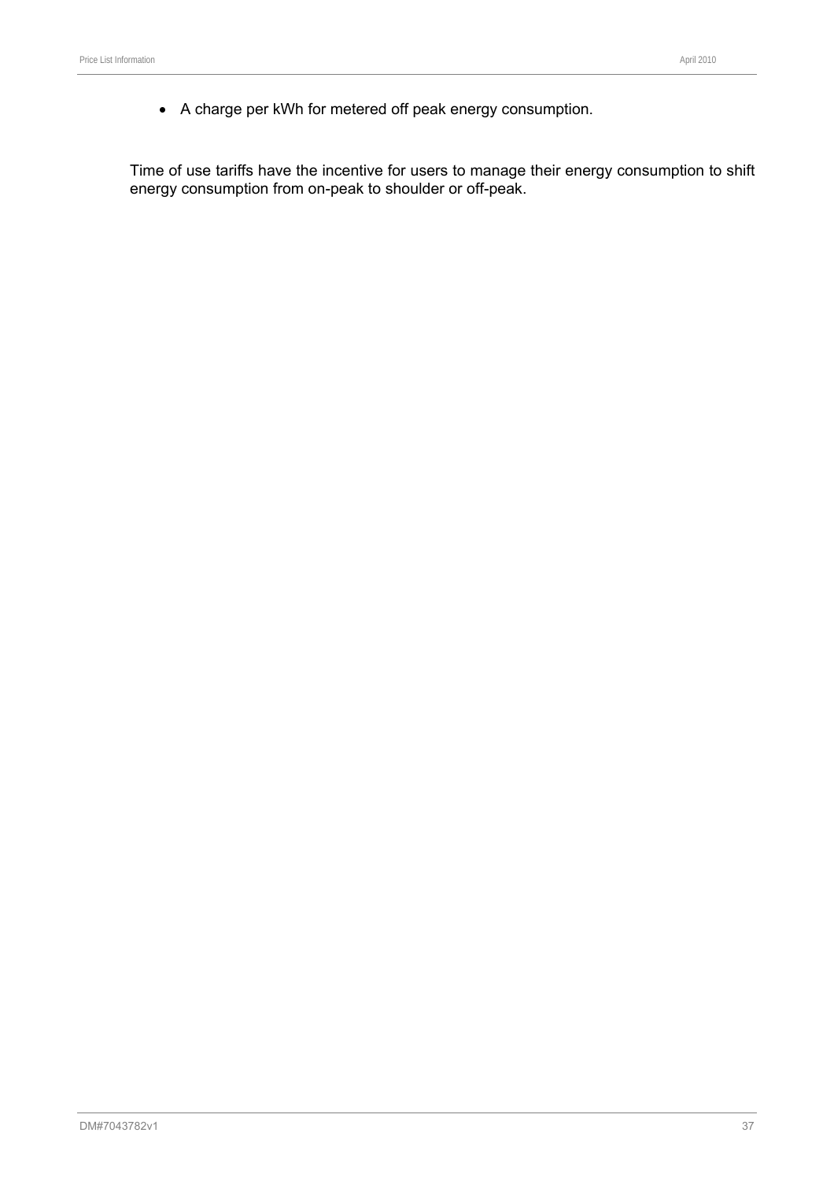- A charge per kWh for metered off peak energy consumption.

Time of use tariffs have the incentive for users to manage their energy consumption to shift energy consumption from on-peak to shoulder or off-peak.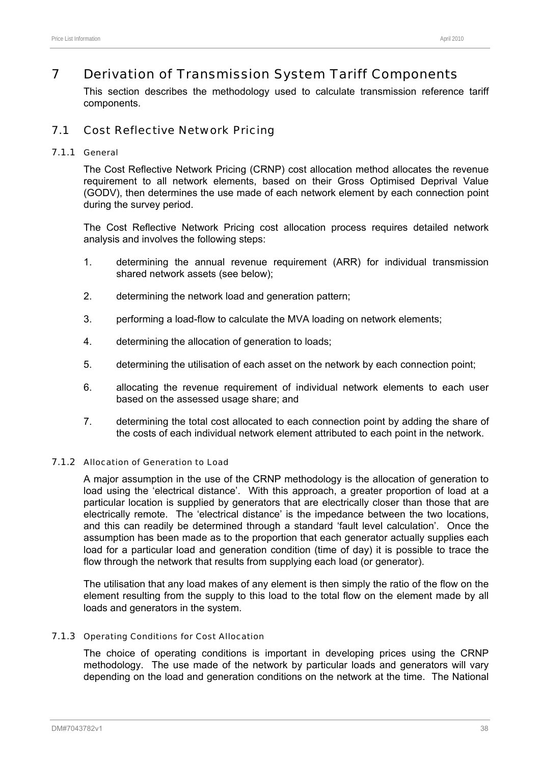# 7 Derivation of Transmission System Tariff Components

This section describes the methodology used to calculate transmission reference tariff components.

## 7.1 Cost Reflective Network Pricing

### 7.1.1 General

The Cost Reflective Network Pricing (CRNP) cost allocation method allocates the revenue requirement to all network elements, based on their Gross Optimised Deprival Value (GODV), then determines the use made of each network element by each connection point during the survey period.

The Cost Reflective Network Pricing cost allocation process requires detailed network analysis and involves the following steps:

1. determining the annual revenue requirement (ARR) for individual transmission shared network assets (see below);
2. determining the network load and generation pattern;
3. performing a load-flow to calculate the MVA loading on network elements;
4. determining the allocation of generation to loads;
5. determining the utilisation of each asset on the network by each connection point;
6. allocating the revenue requirement of individual network elements to each user based on the assessed usage share; and
7. determining the total cost allocated to each connection point by adding the share of the costs of each individual network element attributed to each point in the network.

### 7.1.2 Allocation of Generation to Load

A major assumption in the use of the CRNP methodology is the allocation of generation to load using the 'electrical distance'. With this approach, a greater proportion of load at a particular location is supplied by generators that are electrically closer than those that are electrically remote. The 'electrical distance' is the impedance between the two locations, and this can readily be determined through a standard 'fault level calculation'. Once the assumption has been made as to the proportion that each generator actually supplies each load for a particular load and generation condition (time of day) it is possible to trace the flow through the network that results from supplying each load (or generator).

The utilisation that any load makes of any element is then simply the ratio of the flow on the element resulting from the supply to this load to the total flow on the element made by all loads and generators in the system.

### 7.1.3 Operating Conditions for Cost Allocation

The choice of operating conditions is important in developing prices using the CRNP methodology. The use made of the network by particular loads and generators will vary depending on the load and generation conditions on the network at the time. The National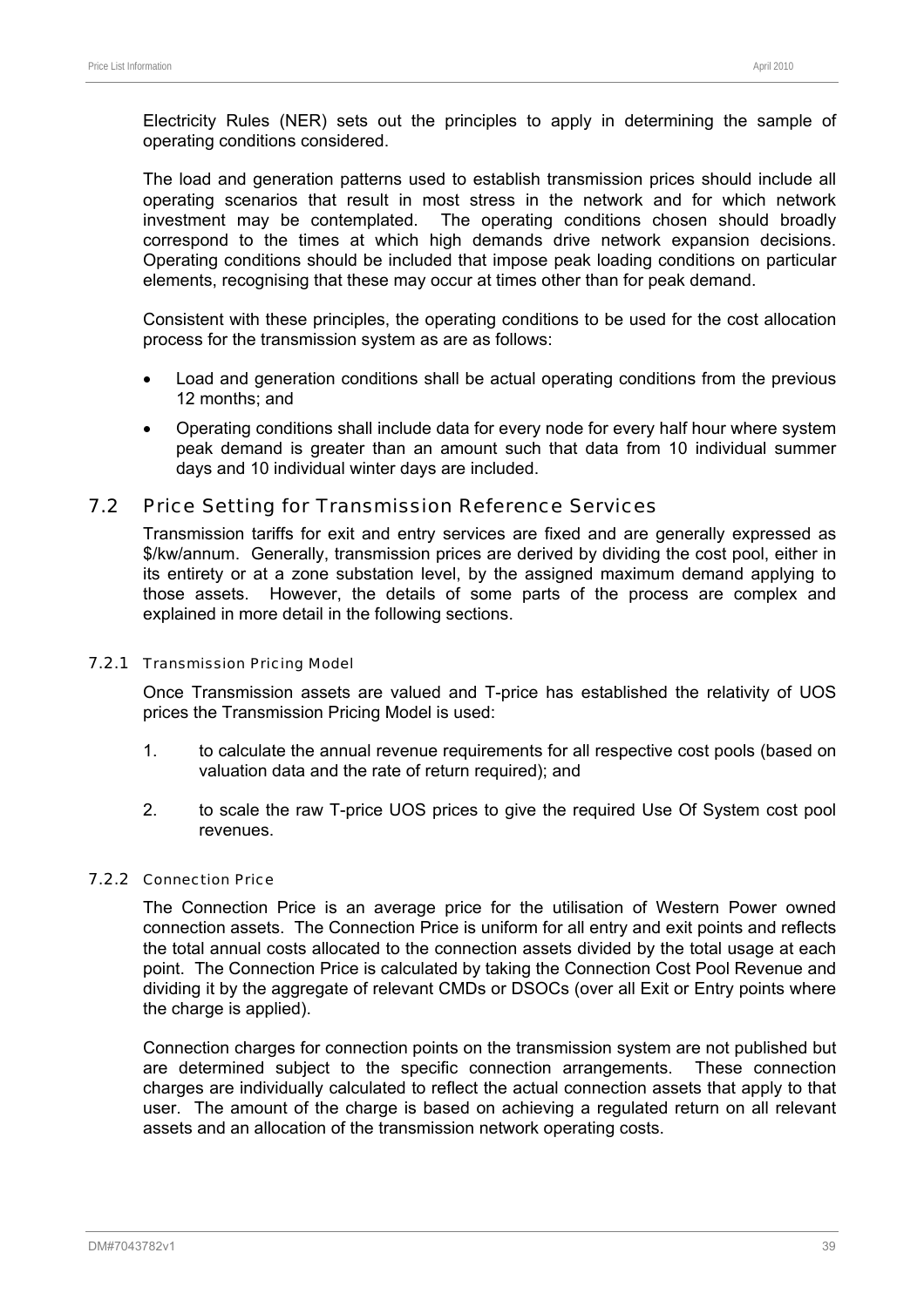Electricity Rules (NER) sets out the principles to apply in determining the sample of operating conditions considered.

The load and generation patterns used to establish transmission prices should include all operating scenarios that result in most stress in the network and for which network investment may be contemplated. The operating conditions chosen should broadly correspond to the times at which high demands drive network expansion decisions. Operating conditions should be included that impose peak loading conditions on particular elements, recognising that these may occur at times other than for peak demand.

Consistent with these principles, the operating conditions to be used for the cost allocation process for the transmission system as are as follows:

- Load and generation conditions shall be actual operating conditions from the previous 12 months; and
- Operating conditions shall include data for every node for every half hour where system peak demand is greater than an amount such that data from 10 individual summer days and 10 individual winter days are included.

## 7.2 Price Setting for Transmission Reference Services

Transmission tariffs for exit and entry services are fixed and are generally expressed as $/kw/annum. Generally, transmission prices are derived by dividing the cost pool, either in its entirety or at a zone substation level, by the assigned maximum demand applying to those assets. However, the details of some parts of the process are complex and explained in more detail in the following sections.

### 7.2.1 Transmission Pricing Model

Once Transmission assets are valued and T-price has established the relativity of UOS prices the Transmission Pricing Model is used:

1. to calculate the annual revenue requirements for all respective cost pools (based on valuation data and the rate of return required); and
2. to scale the raw T-price UOS prices to give the required Use Of System cost pool revenues.

### 7.2.2 Connection Price

The Connection Price is an average price for the utilisation of Western Power owned connection assets. The Connection Price is uniform for all entry and exit points and reflects the total annual costs allocated to the connection assets divided by the total usage at each point. The Connection Price is calculated by taking the Connection Cost Pool Revenue and dividing it by the aggregate of relevant CMDs or DSOCs (over all Exit or Entry points where the charge is applied).

Connection charges for connection points on the transmission system are not published but are determined subject to the specific connection arrangements. These connection charges are individually calculated to reflect the actual connection assets that apply to that user. The amount of the charge is based on achieving a regulated return on all relevant assets and an allocation of the transmission network operating costs.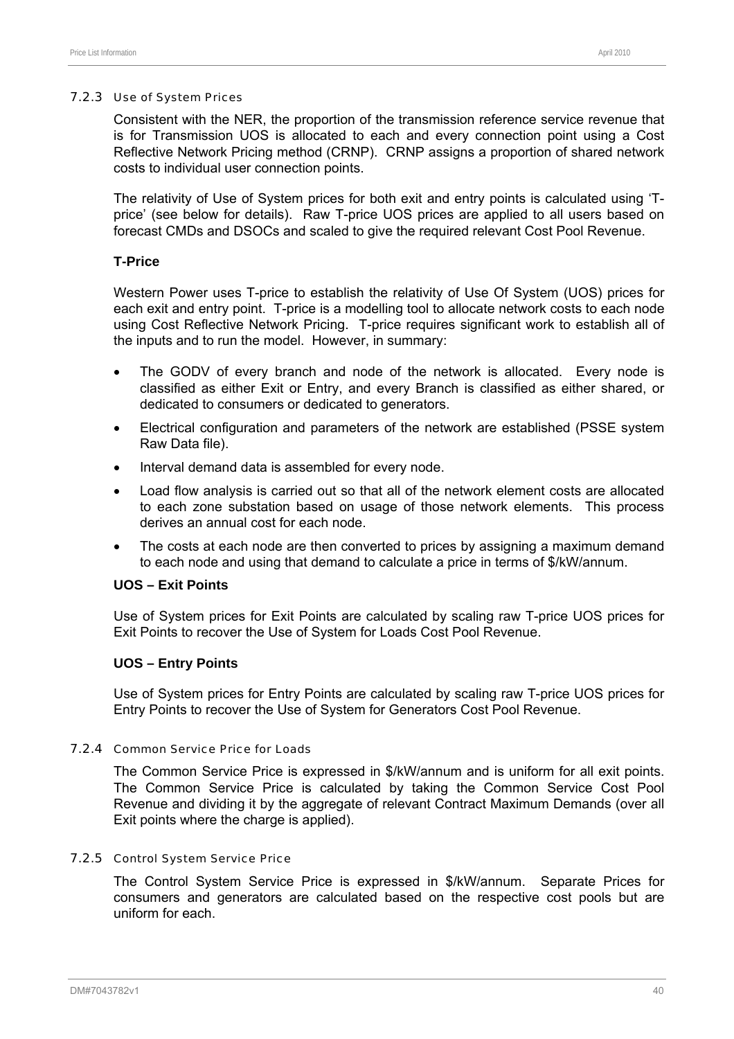### 7.2.3 Use of System Prices

Consistent with the NER, the proportion of the transmission reference service revenue that is for Transmission UOS is allocated to each and every connection point using a Cost Reflective Network Pricing method (CRNP). CRNP assigns a proportion of shared network costs to individual user connection points.

The relativity of Use of System prices for both exit and entry points is calculated using 'T-price' (see below for details). Raw T-price UOS prices are applied to all users based on forecast CMDs and DSOCs and scaled to give the required relevant Cost Pool Revenue.

**T-Price**

Western Power uses T-price to establish the relativity of Use Of System (UOS) prices for each exit and entry point. T-price is a modelling tool to allocate network costs to each node using Cost Reflective Network Pricing. T-price requires significant work to establish all of the inputs and to run the model. However, in summary:

- The GODV of every branch and node of the network is allocated. Every node is classified as either Exit or Entry, and every Branch is classified as either shared, or dedicated to consumers or dedicated to generators.
- Electrical configuration and parameters of the network are established (PSSE system Raw Data file).
- Interval demand data is assembled for every node.
- Load flow analysis is carried out so that all of the network element costs are allocated to each zone substation based on usage of those network elements. This process derives an annual cost for each node.
- The costs at each node are then converted to prices by assigning a maximum demand to each node and using that demand to calculate a price in terms of $/kW/annum.

**UOS – Exit Points**

Use of System prices for Exit Points are calculated by scaling raw T-price UOS prices for Exit Points to recover the Use of System for Loads Cost Pool Revenue.

**UOS – Entry Points**

Use of System prices for Entry Points are calculated by scaling raw T-price UOS prices for Entry Points to recover the Use of System for Generators Cost Pool Revenue.

### 7.2.4 Common Service Price for Loads

The Common Service Price is expressed in $/kW/annum and is uniform for all exit points. The Common Service Price is calculated by taking the Common Service Cost Pool Revenue and dividing it by the aggregate of relevant Contract Maximum Demands (over all Exit points where the charge is applied).

### 7.2.5 Control System Service Price

The Control System Service Price is expressed in $/kW/annum. Separate Prices for consumers and generators are calculated based on the respective cost pools but are uniform for each.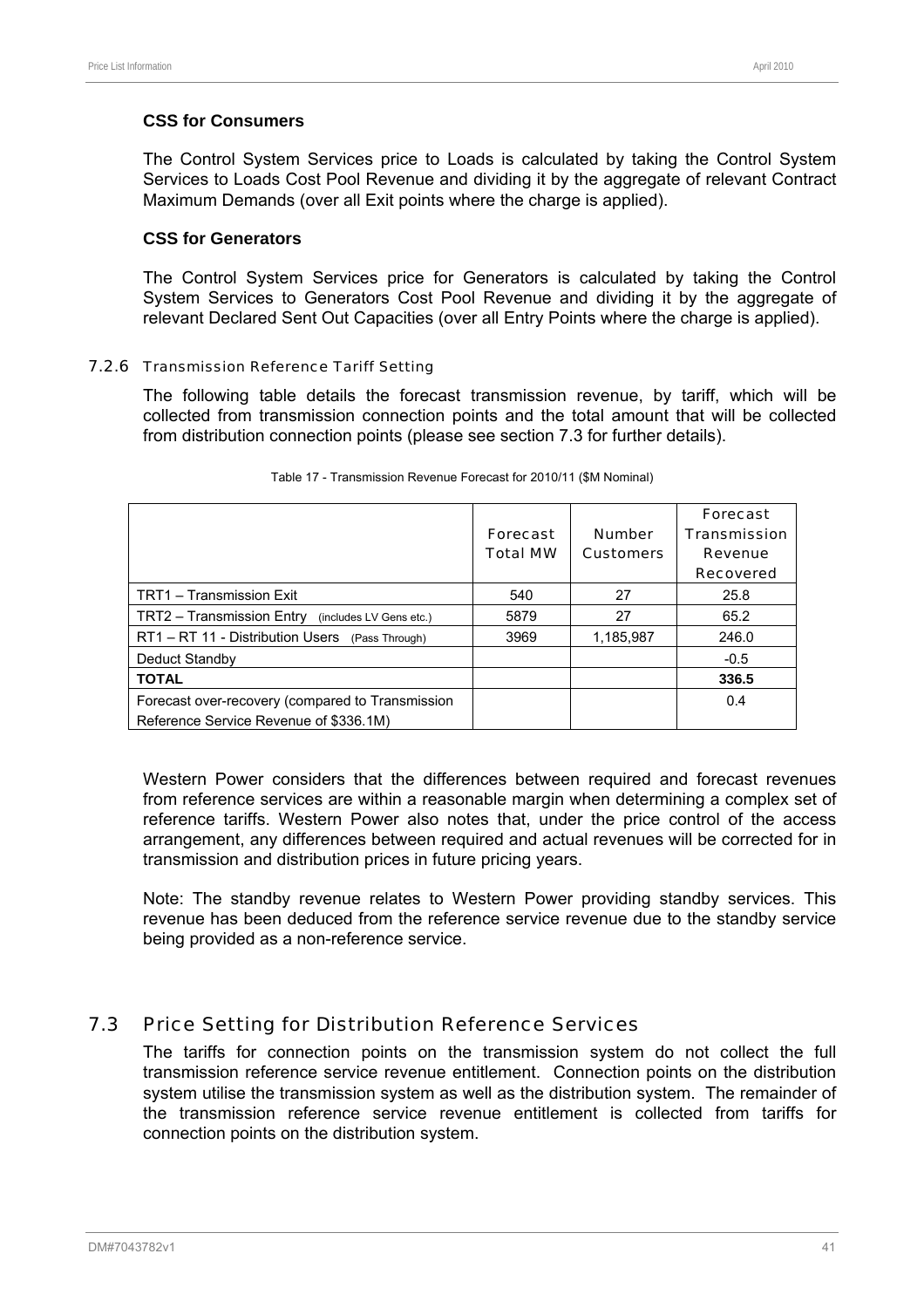**CSS for Consumers**

The Control System Services price to Loads is calculated by taking the Control System Services to Loads Cost Pool Revenue and dividing it by the aggregate of relevant Contract Maximum Demands (over all Exit points where the charge is applied).

**CSS for Generators**

The Control System Services price for Generators is calculated by taking the Control System Services to Generators Cost Pool Revenue and dividing it by the aggregate of relevant Declared Sent Out Capacities (over all Entry Points where the charge is applied).

### 7.2.6 Transmission Reference Tariff Setting

The following table details the forecast transmission revenue, by tariff, which will be collected from transmission connection points and the total amount that will be collected from distribution connection points (please see section 7.3 for further details).

Table 17 - Transmission Revenue Forecast for 2010/11 ($M Nominal)

| | Forecast Total MW | Number Customers | Forecast Transmission Revenue Recovered |
|---|---|---|---|
| TRT1 – Transmission Exit | 540 | 27 | 25.8 |
| TRT2 – Transmission Entry (includes LV Gens etc.) | 5879 | 27 | 65.2 |
| RT1 – RT 11 - Distribution Users (Pass Through) | 3969 | 1,185,987 | 246.0 |
| Deduct Standby | | | -0.5 |
| **TOTAL** | | | **336.5** |
| Forecast over-recovery (compared to Transmission Reference Service Revenue of $336.1M) | | | 0.4 |

Western Power considers that the differences between required and forecast revenues from reference services are within a reasonable margin when determining a complex set of reference tariffs. Western Power also notes that, under the price control of the access arrangement, any differences between required and actual revenues will be corrected for in transmission and distribution prices in future pricing years.

Note: The standby revenue relates to Western Power providing standby services. This revenue has been deduced from the reference service revenue due to the standby service being provided as a non-reference service.

## 7.3 Price Setting for Distribution Reference Services

The tariffs for connection points on the transmission system do not collect the full transmission reference service revenue entitlement. Connection points on the distribution system utilise the transmission system as well as the distribution system. The remainder of the transmission reference service revenue entitlement is collected from tariffs for connection points on the distribution system.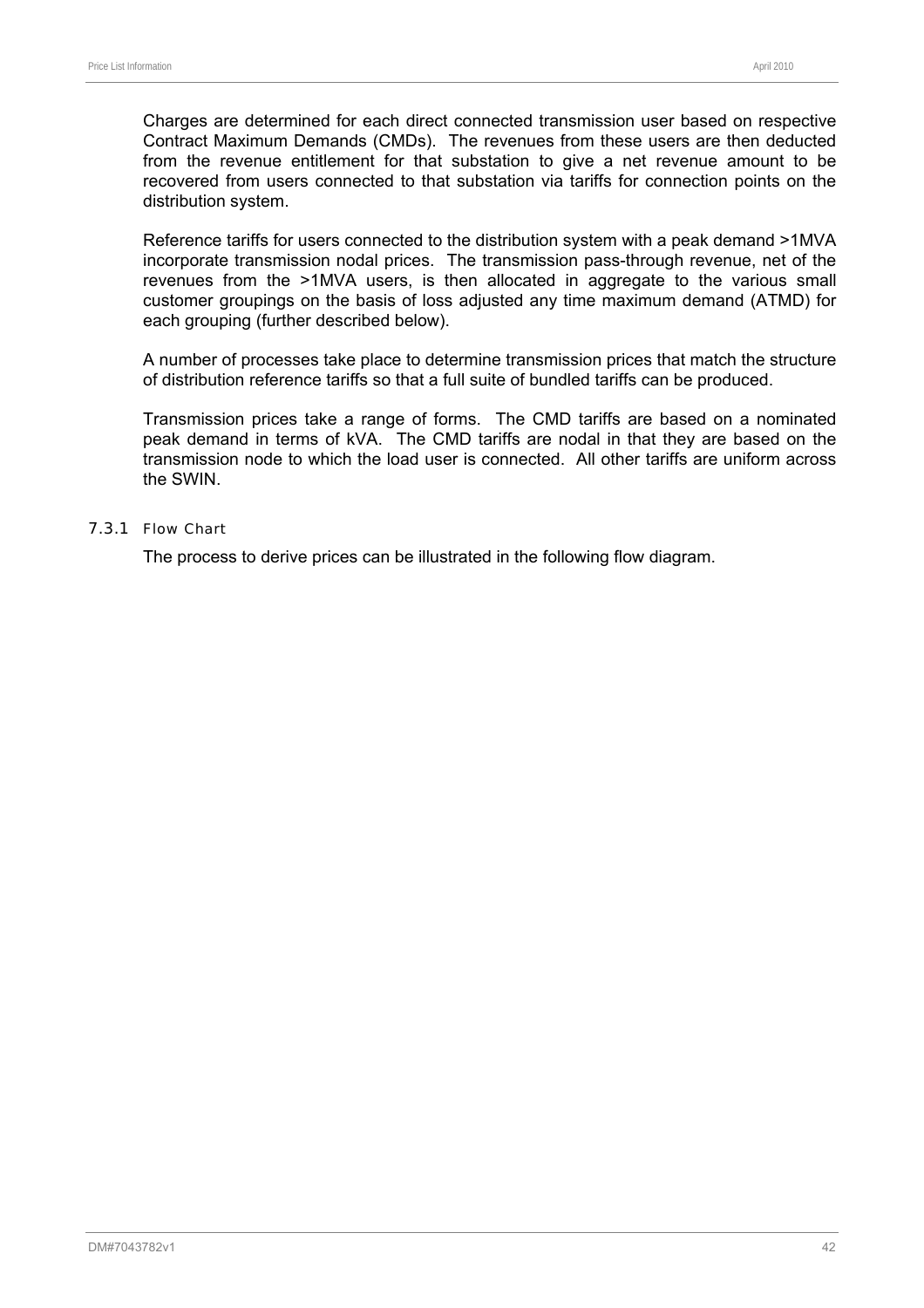Charges are determined for each direct connected transmission user based on respective Contract Maximum Demands (CMDs). The revenues from these users are then deducted from the revenue entitlement for that substation to give a net revenue amount to be recovered from users connected to that substation via tariffs for connection points on the distribution system.

Reference tariffs for users connected to the distribution system with a peak demand >1MVA incorporate transmission nodal prices. The transmission pass-through revenue, net of the revenues from the >1MVA users, is then allocated in aggregate to the various small customer groupings on the basis of loss adjusted any time maximum demand (ATMD) for each grouping (further described below).

A number of processes take place to determine transmission prices that match the structure of distribution reference tariffs so that a full suite of bundled tariffs can be produced.

Transmission prices take a range of forms. The CMD tariffs are based on a nominated peak demand in terms of kVA. The CMD tariffs are nodal in that they are based on the transmission node to which the load user is connected. All other tariffs are uniform across the SWIN.

### 7.3.1 Flow Chart

The process to derive prices can be illustrated in the following flow diagram.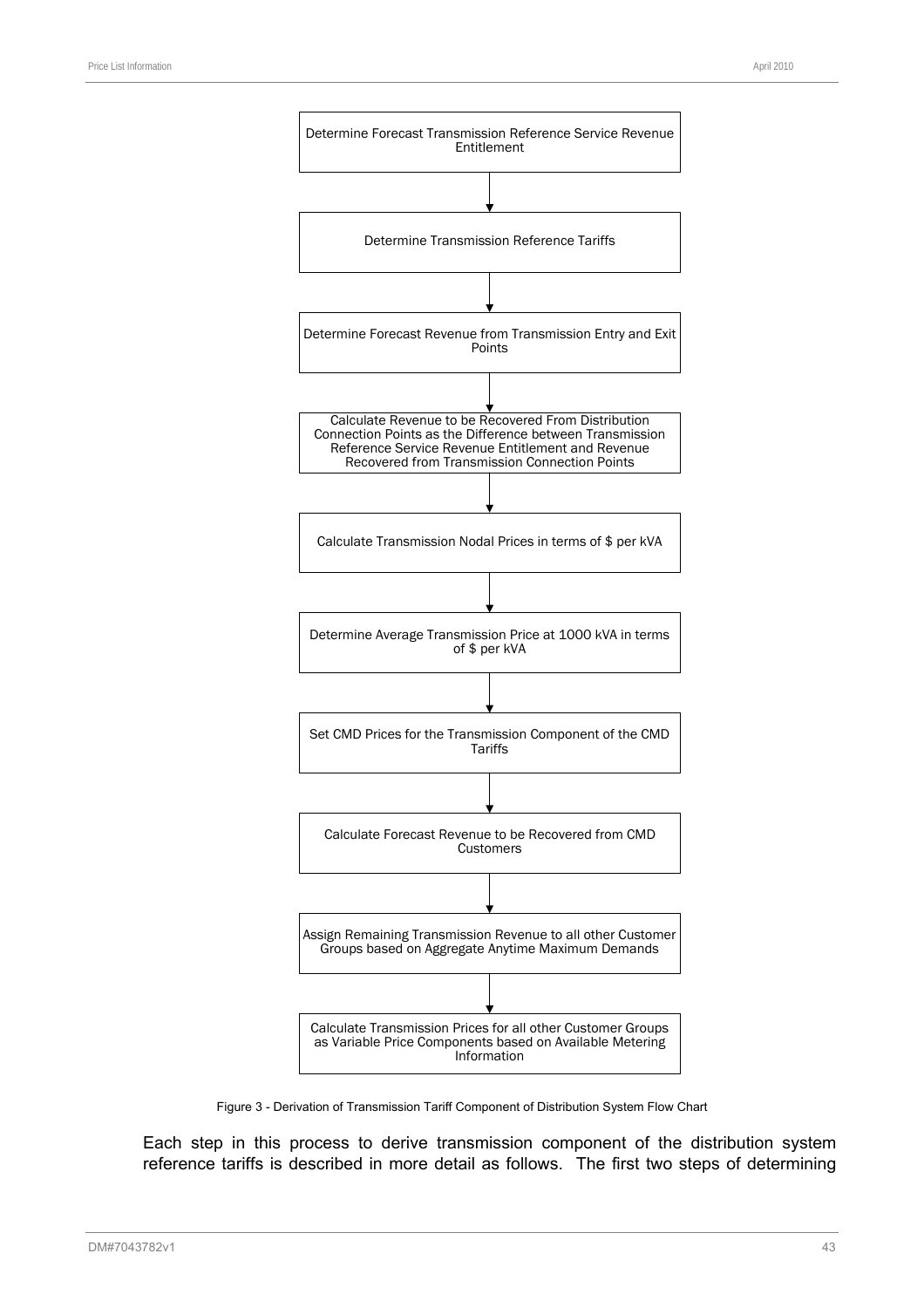Determine Forecast Transmission Reference Service Revenue Entitlement

↓

Determine Transmission Reference Tariffs

↓

Determine Forecast Revenue from Transmission Entry and Exit Points

↓

Calculate Revenue to be Recovered From Distribution Connection Points as the Difference between Transmission Reference Service Revenue Entitlement and Revenue Recovered from Transmission Connection Points

↓

Calculate Transmission Nodal Prices in terms of $ per kVA

↓

Determine Average Transmission Price at 1000 kVA in terms of $ per kVA

↓

Set CMD Prices for the Transmission Component of the CMD Tariffs

↓

Calculate Forecast Revenue to be Recovered from CMD Customers

↓

Assign Remaining Transmission Revenue to all other Customer Groups based on Aggregate Anytime Maximum Demands

↓

Calculate Transmission Prices for all other Customer Groups as Variable Price Components based on Available Metering Information

Figure 3 - Derivation of Transmission Tariff Component of Distribution System Flow Chart

Each step in this process to derive transmission component of the distribution system reference tariffs is described in more detail as follows. The first two steps of determining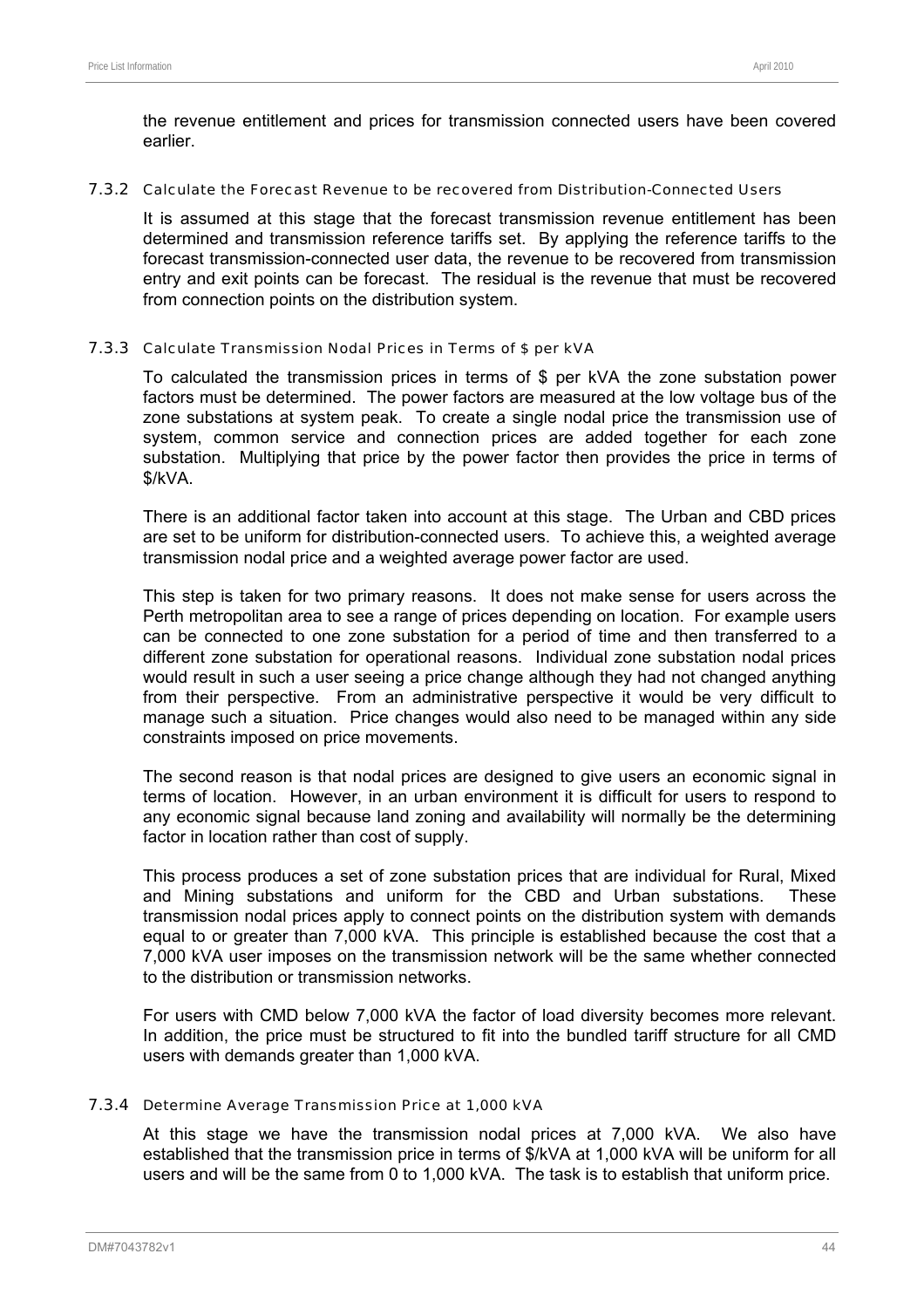the revenue entitlement and prices for transmission connected users have been covered earlier.

### 7.3.2 Calculate the Forecast Revenue to be recovered from Distribution-Connected Users

It is assumed at this stage that the forecast transmission revenue entitlement has been determined and transmission reference tariffs set. By applying the reference tariffs to the forecast transmission-connected user data, the revenue to be recovered from transmission entry and exit points can be forecast. The residual is the revenue that must be recovered from connection points on the distribution system.

### 7.3.3 Calculate Transmission Nodal Prices in Terms of $ per kVA

To calculated the transmission prices in terms of $ per kVA the zone substation power factors must be determined. The power factors are measured at the low voltage bus of the zone substations at system peak. To create a single nodal price the transmission use of system, common service and connection prices are added together for each zone substation. Multiplying that price by the power factor then provides the price in terms of $/kVA.

There is an additional factor taken into account at this stage. The Urban and CBD prices are set to be uniform for distribution-connected users. To achieve this, a weighted average transmission nodal price and a weighted average power factor are used.

This step is taken for two primary reasons. It does not make sense for users across the Perth metropolitan area to see a range of prices depending on location. For example users can be connected to one zone substation for a period of time and then transferred to a different zone substation for operational reasons. Individual zone substation nodal prices would result in such a user seeing a price change although they had not changed anything from their perspective. From an administrative perspective it would be very difficult to manage such a situation. Price changes would also need to be managed within any side constraints imposed on price movements.

The second reason is that nodal prices are designed to give users an economic signal in terms of location. However, in an urban environment it is difficult for users to respond to any economic signal because land zoning and availability will normally be the determining factor in location rather than cost of supply.

This process produces a set of zone substation prices that are individual for Rural, Mixed and Mining substations and uniform for the CBD and Urban substations. These transmission nodal prices apply to connect points on the distribution system with demands equal to or greater than 7,000 kVA. This principle is established because the cost that a 7,000 kVA user imposes on the transmission network will be the same whether connected to the distribution or transmission networks.

For users with CMD below 7,000 kVA the factor of load diversity becomes more relevant. In addition, the price must be structured to fit into the bundled tariff structure for all CMD users with demands greater than 1,000 kVA.

### 7.3.4 Determine Average Transmission Price at 1,000 kVA

At this stage we have the transmission nodal prices at 7,000 kVA. We also have established that the transmission price in terms of $/kVA at 1,000 kVA will be uniform for all users and will be the same from 0 to 1,000 kVA. The task is to establish that uniform price.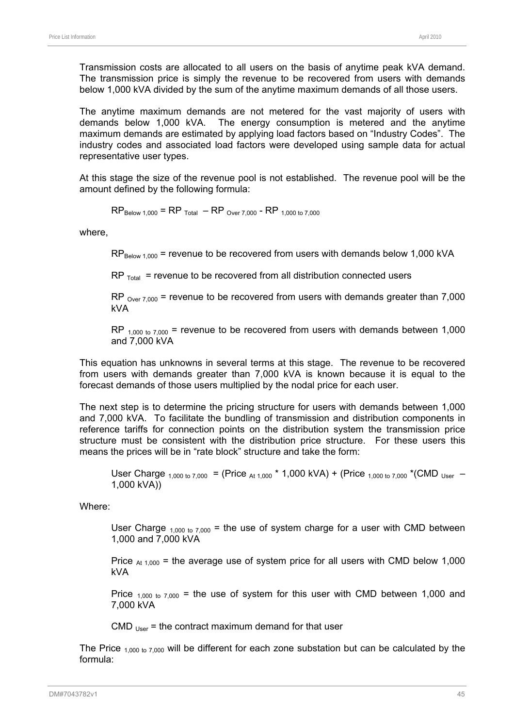Transmission costs are allocated to all users on the basis of anytime peak kVA demand. The transmission price is simply the revenue to be recovered from users with demands below 1,000 kVA divided by the sum of the anytime maximum demands of all those users.

The anytime maximum demands are not metered for the vast majority of users with demands below 1,000 kVA. The energy consumption is metered and the anytime maximum demands are estimated by applying load factors based on "Industry Codes". The industry codes and associated load factors were developed using sample data for actual representative user types.

At this stage the size of the revenue pool is not established. The revenue pool will be the amount defined by the following formula:

$$RP_{Below\ 1,000} = RP_{Total} - RP_{Over\ 7,000} - RP_{1,000\ to\ 7,000}$$

where,

$RP_{Below\ 1,000}$ = revenue to be recovered from users with demands below 1,000 kVA

$RP_{Total}$ = revenue to be recovered from all distribution connected users

$RP_{Over\ 7,000}$ = revenue to be recovered from users with demands greater than 7,000 kVA

$RP_{1,000\ to\ 7,000}$ = revenue to be recovered from users with demands between 1,000 and 7,000 kVA

This equation has unknowns in several terms at this stage. The revenue to be recovered from users with demands greater than 7,000 kVA is known because it is equal to the forecast demands of those users multiplied by the nodal price for each user.

The next step is to determine the pricing structure for users with demands between 1,000 and 7,000 kVA. To facilitate the bundling of transmission and distribution components in reference tariffs for connection points on the distribution system the transmission price structure must be consistent with the distribution price structure. For these users this means the prices will be in "rate block" structure and take the form:

$$\text{User Charge}_{1,000\ to\ 7,000} = (\text{Price}_{At\ 1,000} * 1,000\ \text{kVA}) + (\text{Price}_{1,000\ to\ 7,000} * (\text{CMD}_{User} - 1,000\ \text{kVA}))$$

Where:

$\text{User Charge}_{1,000\ to\ 7,000}$ = the use of system charge for a user with CMD between 1,000 and 7,000 kVA

$\text{Price}_{At\ 1,000}$ = the average use of system price for all users with CMD below 1,000 kVA

$\text{Price}_{1,000\ to\ 7,000}$ = the use of system for this user with CMD between 1,000 and 7,000 kVA

$\text{CMD}_{User}$ = the contract maximum demand for that user

The $\text{Price}_{1,000\ to\ 7,000}$ will be different for each zone substation but can be calculated by the formula: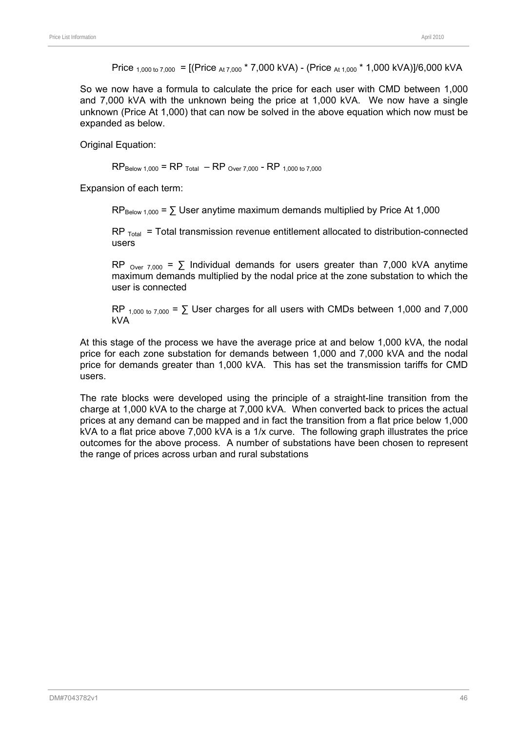$$\text{Price}_{1,000 \text{ to } 7,000} = [(\text{Price}_{\text{At } 7,000} * 7,000 \text{ kVA}) - (\text{Price}_{\text{At } 1,000} * 1,000 \text{ kVA})]/6,000 \text{ kVA}$$

So we now have a formula to calculate the price for each user with CMD between 1,000 and 7,000 kVA with the unknown being the price at 1,000 kVA. We now have a single unknown (Price At 1,000) that can now be solved in the above equation which now must be expanded as below.

Original Equation:

$$RP_{\text{Below } 1,000} = RP_{\text{Total}} - RP_{\text{Over } 7,000} - RP_{1,000 \text{ to } 7,000}$$

Expansion of each term:

$RP_{\text{Below } 1,000}$ = ∑ User anytime maximum demands multiplied by Price At 1,000

$RP_{\text{Total}}$ = Total transmission revenue entitlement allocated to distribution-connected users

$RP_{\text{Over } 7,000}$ = ∑ Individual demands for users greater than 7,000 kVA anytime maximum demands multiplied by the nodal price at the zone substation to which the user is connected

$RP_{1,000 \text{ to } 7,000}$ = ∑ User charges for all users with CMDs between 1,000 and 7,000 kVA

At this stage of the process we have the average price at and below 1,000 kVA, the nodal price for each zone substation for demands between 1,000 and 7,000 kVA and the nodal price for demands greater than 1,000 kVA. This has set the transmission tariffs for CMD users.

The rate blocks were developed using the principle of a straight-line transition from the charge at 1,000 kVA to the charge at 7,000 kVA. When converted back to prices the actual prices at any demand can be mapped and in fact the transition from a flat price below 1,000 kVA to a flat price above 7,000 kVA is a 1/x curve. The following graph illustrates the price outcomes for the above process. A number of substations have been chosen to represent the range of prices across urban and rural substations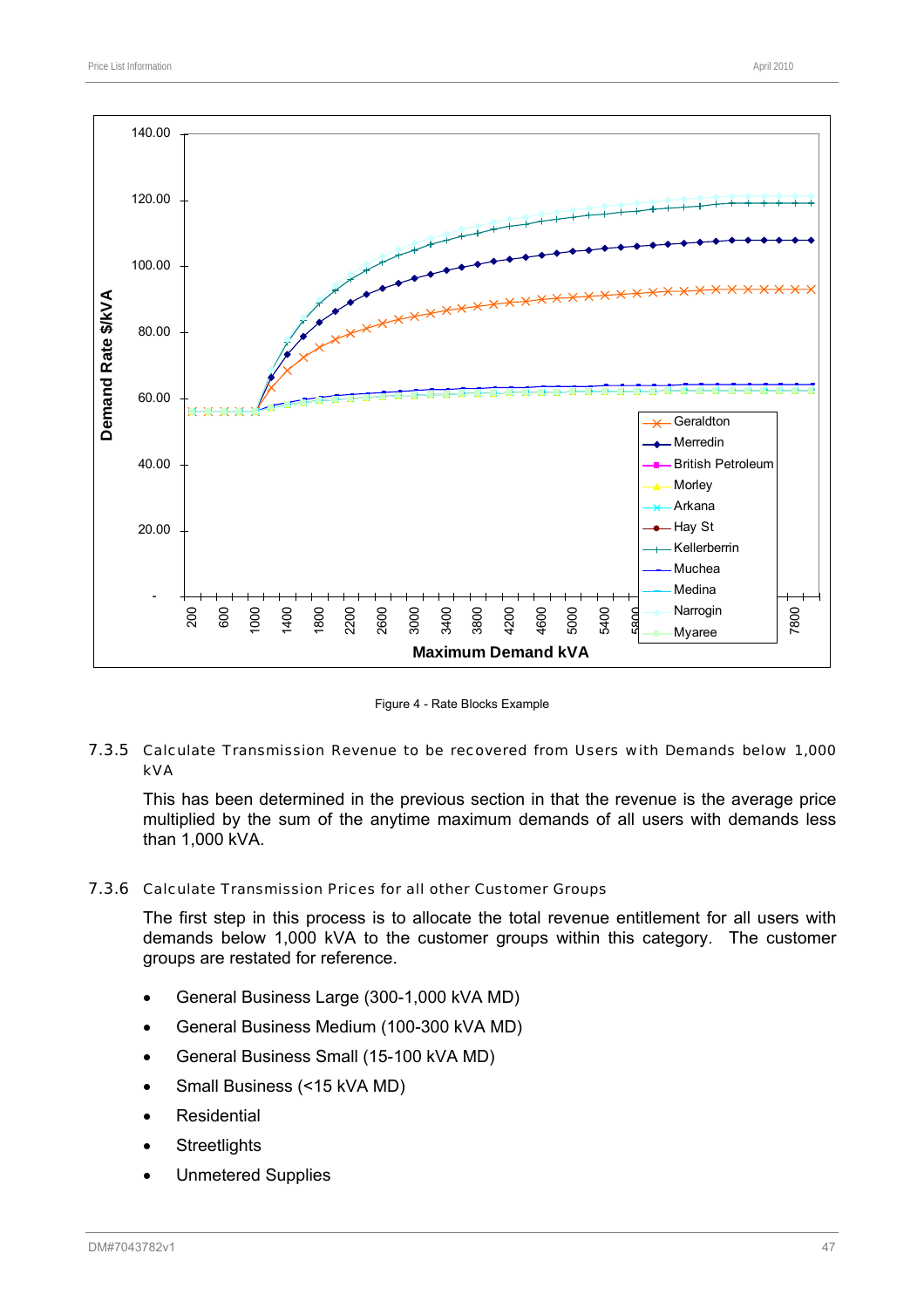Figure 4 - Rate Blocks Example

### 7.3.5 Calculate Transmission Revenue to be recovered from Users with Demands below 1,000 kVA

This has been determined in the previous section in that the revenue is the average price multiplied by the sum of the anytime maximum demands of all users with demands less than 1,000 kVA.

### 7.3.6 Calculate Transmission Prices for all other Customer Groups

The first step in this process is to allocate the total revenue entitlement for all users with demands below 1,000 kVA to the customer groups within this category. The customer groups are restated for reference.

- General Business Large (300-1,000 kVA MD)
- General Business Medium (100-300 kVA MD)
- General Business Small (15-100 kVA MD)
- Small Business (<15 kVA MD)
- Residential
- Streetlights
- Unmetered Supplies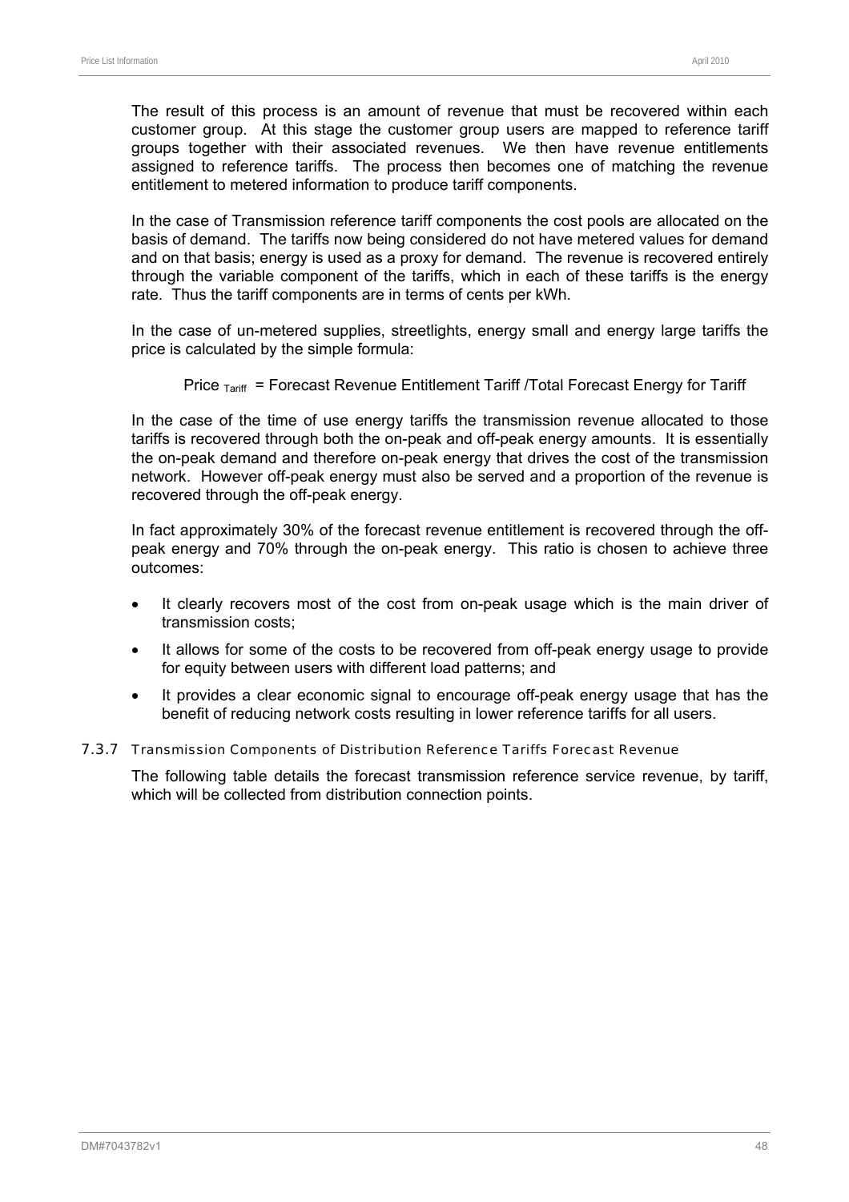The result of this process is an amount of revenue that must be recovered within each customer group. At this stage the customer group users are mapped to reference tariff groups together with their associated revenues. We then have revenue entitlements assigned to reference tariffs. The process then becomes one of matching the revenue entitlement to metered information to produce tariff components.

In the case of Transmission reference tariff components the cost pools are allocated on the basis of demand. The tariffs now being considered do not have metered values for demand and on that basis; energy is used as a proxy for demand. The revenue is recovered entirely through the variable component of the tariffs, which in each of these tariffs is the energy rate. Thus the tariff components are in terms of cents per kWh.

In the case of un-metered supplies, streetlights, energy small and energy large tariffs the price is calculated by the simple formula:

$$\text{Price}_{\text{Tariff}} = \text{Forecast Revenue Entitlement Tariff / Total Forecast Energy for Tariff}$$

In the case of the time of use energy tariffs the transmission revenue allocated to those tariffs is recovered through both the on-peak and off-peak energy amounts. It is essentially the on-peak demand and therefore on-peak energy that drives the cost of the transmission network. However off-peak energy must also be served and a proportion of the revenue is recovered through the off-peak energy.

In fact approximately 30% of the forecast revenue entitlement is recovered through the off-peak energy and 70% through the on-peak energy. This ratio is chosen to achieve three outcomes:

- It clearly recovers most of the cost from on-peak usage which is the main driver of transmission costs;
- It allows for some of the costs to be recovered from off-peak energy usage to provide for equity between users with different load patterns; and
- It provides a clear economic signal to encourage off-peak energy usage that has the benefit of reducing network costs resulting in lower reference tariffs for all users.

### 7.3.7 Transmission Components of Distribution Reference Tariffs Forecast Revenue

The following table details the forecast transmission reference service revenue, by tariff, which will be collected from distribution connection points.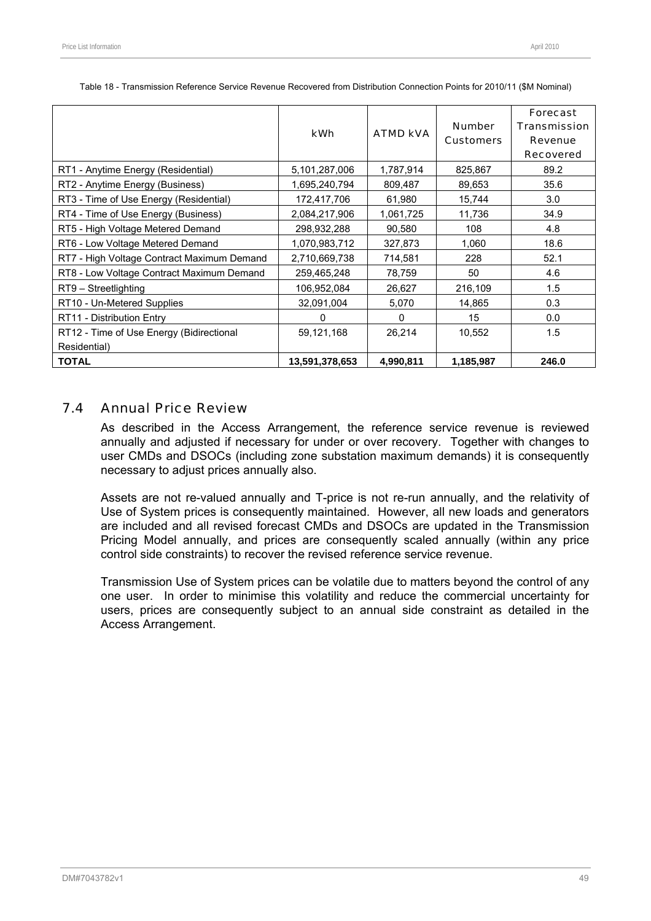Table 18 - Transmission Reference Service Revenue Recovered from Distribution Connection Points for 2010/11 ($M Nominal)

| | kWh | ATMD kVA | Number Customers | Forecast Transmission Revenue Recovered |
|---|---|---|---|---|
| RT1 - Anytime Energy (Residential) | 5,101,287,006 | 1,787,914 | 825,867 | 89.2 |
| RT2 - Anytime Energy (Business) | 1,695,240,794 | 809,487 | 89,653 | 35.6 |
| RT3 - Time of Use Energy (Residential) | 172,417,706 | 61,980 | 15,744 | 3.0 |
| RT4 - Time of Use Energy (Business) | 2,084,217,906 | 1,061,725 | 11,736 | 34.9 |
| RT5 - High Voltage Metered Demand | 298,932,288 | 90,580 | 108 | 4.8 |
| RT6 - Low Voltage Metered Demand | 1,070,983,712 | 327,873 | 1,060 | 18.6 |
| RT7 - High Voltage Contract Maximum Demand | 2,710,669,738 | 714,581 | 228 | 52.1 |
| RT8 - Low Voltage Contract Maximum Demand | 259,465,248 | 78,759 | 50 | 4.6 |
| RT9 – Streetlighting | 106,952,084 | 26,627 | 216,109 | 1.5 |
| RT10 - Un-Metered Supplies | 32,091,004 | 5,070 | 14,865 | 0.3 |
| RT11 - Distribution Entry | 0 | 0 | 15 | 0.0 |
| RT12 - Time of Use Energy (Bidirectional Residential) | 59,121,168 | 26,214 | 10,552 | 1.5 |
| **TOTAL** | **13,591,378,653** | **4,990,811** | **1,185,987** | **246.0** |

## 7.4 Annual Price Review

As described in the Access Arrangement, the reference service revenue is reviewed annually and adjusted if necessary for under or over recovery. Together with changes to user CMDs and DSOCs (including zone substation maximum demands) it is consequently necessary to adjust prices annually also.

Assets are not re-valued annually and T-price is not re-run annually, and the relativity of Use of System prices is consequently maintained. However, all new loads and generators are included and all revised forecast CMDs and DSOCs are updated in the Transmission Pricing Model annually, and prices are consequently scaled annually (within any price control side constraints) to recover the revised reference service revenue.

Transmission Use of System prices can be volatile due to matters beyond the control of any one user. In order to minimise this volatility and reduce the commercial uncertainty for users, prices are consequently subject to an annual side constraint as detailed in the Access Arrangement.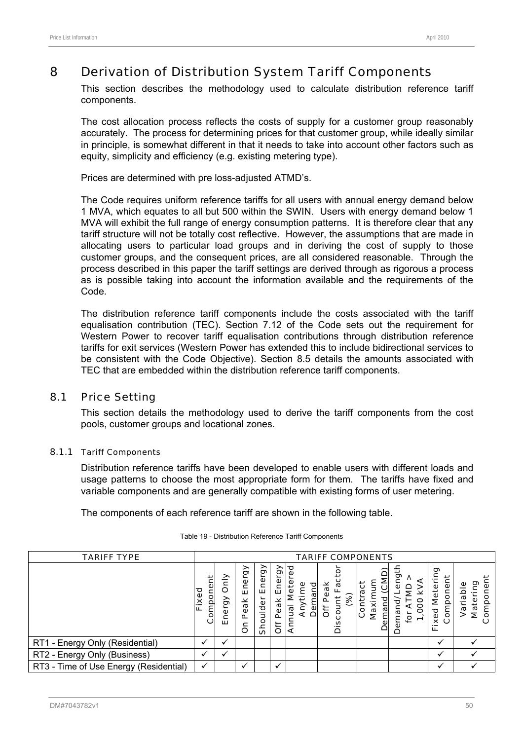# 8 Derivation of Distribution System Tariff Components

This section describes the methodology used to calculate distribution reference tariff components.

The cost allocation process reflects the costs of supply for a customer group reasonably accurately. The process for determining prices for that customer group, while ideally similar in principle, is somewhat different in that it needs to take into account other factors such as equity, simplicity and efficiency (e.g. existing metering type).

Prices are determined with pre loss-adjusted ATMD's.

The Code requires uniform reference tariffs for all users with annual energy demand below 1 MVA, which equates to all but 500 within the SWIN. Users with energy demand below 1 MVA will exhibit the full range of energy consumption patterns. It is therefore clear that any tariff structure will not be totally cost reflective. However, the assumptions that are made in allocating users to particular load groups and in deriving the cost of supply to those customer groups, and the consequent prices, are all considered reasonable. Through the process described in this paper the tariff settings are derived through as rigorous a process as is possible taking into account the information available and the requirements of the Code.

The distribution reference tariff components include the costs associated with the tariff equalisation contribution (TEC). Section 7.12 of the Code sets out the requirement for Western Power to recover tariff equalisation contributions through distribution reference tariffs for exit services (Western Power has extended this to include bidirectional services to be consistent with the Code Objective). Section 8.5 details the amounts associated with TEC that are embedded within the distribution reference tariff components.

## 8.1 Price Setting

This section details the methodology used to derive the tariff components from the cost pools, customer groups and locational zones.

### 8.1.1 Tariff Components

Distribution reference tariffs have been developed to enable users with different loads and usage patterns to choose the most appropriate form for them. The tariffs have fixed and variable components and are generally compatible with existing forms of user metering.

The components of each reference tariff are shown in the following table.

Table 19 - Distribution Reference Tariff Components

| TARIFF TYPE | TARIFF COMPONENTS | | | | | | | | | | |
|---|---|---|---|---|---|---|---|---|---|---|---|
| | Fixed Component | Energy Only | On Peak Energy | Shoulder Energy | Off Peak Energy | Annual Metered Anytime Demand | Off Peak Discount Factor (%) | Contract Maximum Demand (CMD) | Demand/Length for ATMD > 1,000 kVA | Fixed Metering Component | Variable Matering Component |
| RT1 - Energy Only (Residential) | ✓ | ✓ | | | | | | | | ✓ | ✓ |
| RT2 - Energy Only (Business) | ✓ | ✓ | | | | | | | | ✓ | ✓ |
| RT3 - Time of Use Energy (Residential) | ✓ | | ✓ | | ✓ | | | | | ✓ | ✓ |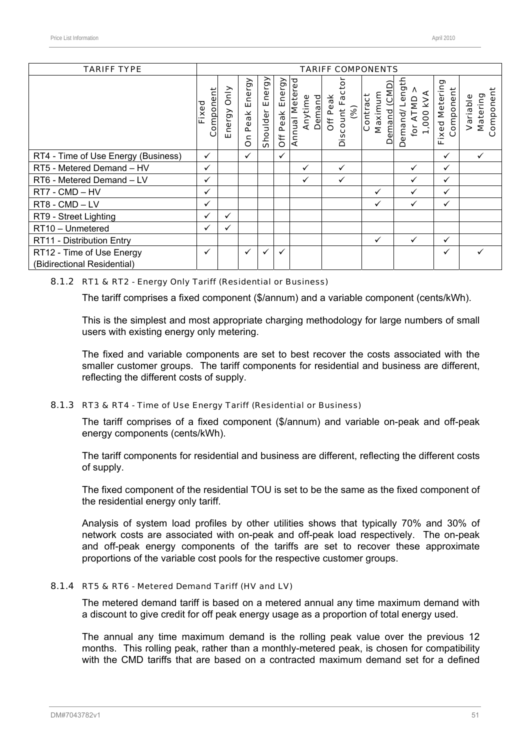| TARIFF TYPE | TARIFF COMPONENTS | | | | | | | | | | |
|---|---|---|---|---|---|---|---|---|---|---|---|
| | Fixed Component | Energy Only | On Peak Energy | Shoulder Energy | Off Peak Energy | Annual Metered Anytime Demand | Off Peak Discount Factor (%) | Contract Maximum Demand (CMD) | Demand/Length for ATMD > 1,000 kVA | Fixed Metering Component | Variable Metering Component |
| RT4 - Time of Use Energy (Business) | ✓ | | ✓ | | ✓ | | | | | ✓ | ✓ |
| RT5 - Metered Demand – HV | ✓ | | | | | ✓ | ✓ | | ✓ | ✓ | |
| RT6 - Metered Demand – LV | ✓ | | | | | ✓ | ✓ | | ✓ | ✓ | |
| RT7 - CMD – HV | ✓ | | | | | | | ✓ | ✓ | ✓ | |
| RT8 - CMD – LV | ✓ | | | | | | | ✓ | ✓ | ✓ | |
| RT9 - Street Lighting | ✓ | ✓ | | | | | | | | | |
| RT10 – Unmetered | ✓ | ✓ | | | | | | | | | |
| RT11 - Distribution Entry | | | | | | | | ✓ | ✓ | ✓ | |
| RT12 - Time of Use Energy (Bidirectional Residential) | ✓ | | ✓ | ✓ | ✓ | | | | | ✓ | ✓ |

#### 8.1.2 RT1 & RT2 - Energy Only Tariff (Residential or Business)

The tariff comprises a fixed component ($/annum) and a variable component (cents/kWh).

This is the simplest and most appropriate charging methodology for large numbers of small users with existing energy only metering.

The fixed and variable components are set to best recover the costs associated with the smaller customer groups. The tariff components for residential and business are different, reflecting the different costs of supply.

#### 8.1.3 RT3 & RT4 - Time of Use Energy Tariff (Residential or Business)

The tariff comprises of a fixed component ($/annum) and variable on-peak and off-peak energy components (cents/kWh).

The tariff components for residential and business are different, reflecting the different costs of supply.

The fixed component of the residential TOU is set to be the same as the fixed component of the residential energy only tariff.

Analysis of system load profiles by other utilities shows that typically 70% and 30% of network costs are associated with on-peak and off-peak load respectively. The on-peak and off-peak energy components of the tariffs are set to recover these approximate proportions of the variable cost pools for the respective customer groups.

#### 8.1.4 RT5 & RT6 - Metered Demand Tariff (HV and LV)

The metered demand tariff is based on a metered annual any time maximum demand with a discount to give credit for off peak energy usage as a proportion of total energy used.

The annual any time maximum demand is the rolling peak value over the previous 12 months. This rolling peak, rather than a monthly-metered peak, is chosen for compatibility with the CMD tariffs that are based on a contracted maximum demand set for a defined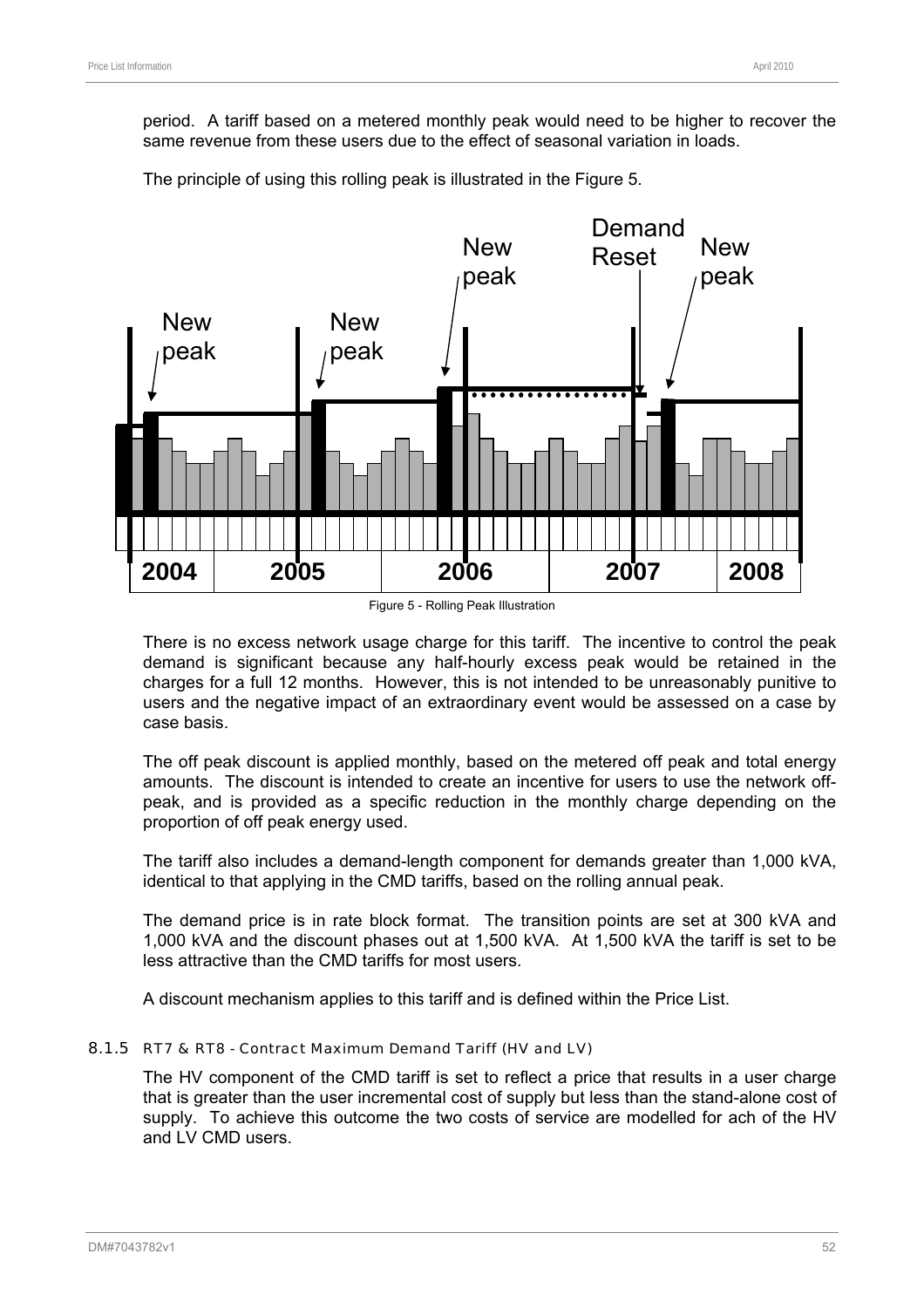period. A tariff based on a metered monthly peak would need to be higher to recover the same revenue from these users due to the effect of seasonal variation in loads.

The principle of using this rolling peak is illustrated in the Figure 5.

Figure 5 - Rolling Peak Illustration

There is no excess network usage charge for this tariff. The incentive to control the peak demand is significant because any half-hourly excess peak would be retained in the charges for a full 12 months. However, this is not intended to be unreasonably punitive to users and the negative impact of an extraordinary event would be assessed on a case by case basis.

The off peak discount is applied monthly, based on the metered off peak and total energy amounts. The discount is intended to create an incentive for users to use the network off-peak, and is provided as a specific reduction in the monthly charge depending on the proportion of off peak energy used.

The tariff also includes a demand-length component for demands greater than 1,000 kVA, identical to that applying in the CMD tariffs, based on the rolling annual peak.

The demand price is in rate block format. The transition points are set at 300 kVA and 1,000 kVA and the discount phases out at 1,500 kVA. At 1,500 kVA the tariff is set to be less attractive than the CMD tariffs for most users.

A discount mechanism applies to this tariff and is defined within the Price List.

### 8.1.5 RT7 & RT8 - Contract Maximum Demand Tariff (HV and LV)

The HV component of the CMD tariff is set to reflect a price that results in a user charge that is greater than the user incremental cost of supply but less than the stand-alone cost of supply. To achieve this outcome the two costs of service are modelled for ach of the HV and LV CMD users.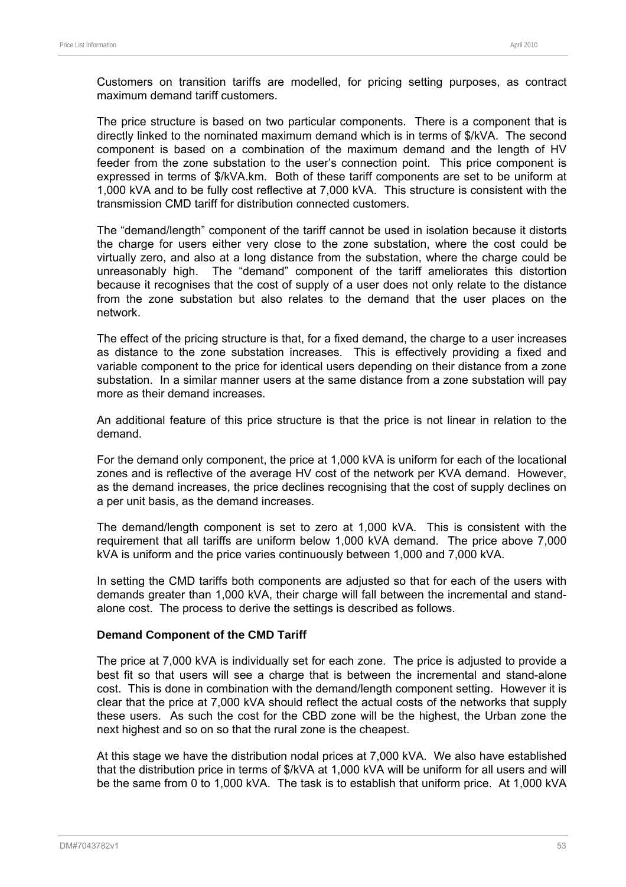Customers on transition tariffs are modelled, for pricing setting purposes, as contract maximum demand tariff customers.

The price structure is based on two particular components. There is a component that is directly linked to the nominated maximum demand which is in terms of $/kVA. The second component is based on a combination of the maximum demand and the length of HV feeder from the zone substation to the user's connection point. This price component is expressed in terms of $/kVA.km. Both of these tariff components are set to be uniform at 1,000 kVA and to be fully cost reflective at 7,000 kVA. This structure is consistent with the transmission CMD tariff for distribution connected customers.

The "demand/length" component of the tariff cannot be used in isolation because it distorts the charge for users either very close to the zone substation, where the cost could be virtually zero, and also at a long distance from the substation, where the charge could be unreasonably high. The "demand" component of the tariff ameliorates this distortion because it recognises that the cost of supply of a user does not only relate to the distance from the zone substation but also relates to the demand that the user places on the network.

The effect of the pricing structure is that, for a fixed demand, the charge to a user increases as distance to the zone substation increases. This is effectively providing a fixed and variable component to the price for identical users depending on their distance from a zone substation. In a similar manner users at the same distance from a zone substation will pay more as their demand increases.

An additional feature of this price structure is that the price is not linear in relation to the demand.

For the demand only component, the price at 1,000 kVA is uniform for each of the locational zones and is reflective of the average HV cost of the network per KVA demand. However, as the demand increases, the price declines recognising that the cost of supply declines on a per unit basis, as the demand increases.

The demand/length component is set to zero at 1,000 kVA. This is consistent with the requirement that all tariffs are uniform below 1,000 kVA demand. The price above 7,000 kVA is uniform and the price varies continuously between 1,000 and 7,000 kVA.

In setting the CMD tariffs both components are adjusted so that for each of the users with demands greater than 1,000 kVA, their charge will fall between the incremental and stand-alone cost. The process to derive the settings is described as follows.

**Demand Component of the CMD Tariff**

The price at 7,000 kVA is individually set for each zone. The price is adjusted to provide a best fit so that users will see a charge that is between the incremental and stand-alone cost. This is done in combination with the demand/length component setting. However it is clear that the price at 7,000 kVA should reflect the actual costs of the networks that supply these users. As such the cost for the CBD zone will be the highest, the Urban zone the next highest and so on so that the rural zone is the cheapest.

At this stage we have the distribution nodal prices at 7,000 kVA. We also have established that the distribution price in terms of $/kVA at 1,000 kVA will be uniform for all users and will be the same from 0 to 1,000 kVA. The task is to establish that uniform price. At 1,000 kVA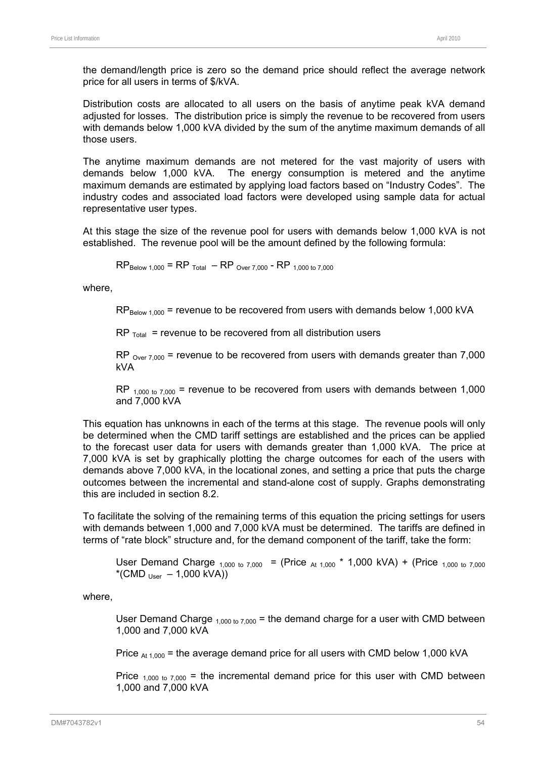the demand/length price is zero so the demand price should reflect the average network price for all users in terms of $/kVA.

Distribution costs are allocated to all users on the basis of anytime peak kVA demand adjusted for losses. The distribution price is simply the revenue to be recovered from users with demands below 1,000 kVA divided by the sum of the anytime maximum demands of all those users.

The anytime maximum demands are not metered for the vast majority of users with demands below 1,000 kVA. The energy consumption is metered and the anytime maximum demands are estimated by applying load factors based on "Industry Codes". The industry codes and associated load factors were developed using sample data for actual representative user types.

At this stage the size of the revenue pool for users with demands below 1,000 kVA is not established. The revenue pool will be the amount defined by the following formula:

$$RP_{Below\ 1,000} = RP_{Total} - RP_{Over\ 7,000} - RP_{1,000\ to\ 7,000}$$

where,

> $RP_{Below\ 1,000}$ = revenue to be recovered from users with demands below 1,000 kVA
>
> $RP_{Total}$ = revenue to be recovered from all distribution users
>
> $RP_{Over\ 7,000}$ = revenue to be recovered from users with demands greater than 7,000 kVA
>
> $RP_{1,000\ to\ 7,000}$ = revenue to be recovered from users with demands between 1,000 and 7,000 kVA

This equation has unknowns in each of the terms at this stage. The revenue pools will only be determined when the CMD tariff settings are established and the prices can be applied to the forecast user data for users with demands greater than 1,000 kVA. The price at 7,000 kVA is set by graphically plotting the charge outcomes for each of the users with demands above 7,000 kVA, in the locational zones, and setting a price that puts the charge outcomes between the incremental and stand-alone cost of supply. Graphs demonstrating this are included in section 8.2.

To facilitate the solving of the remaining terms of this equation the pricing settings for users with demands between 1,000 and 7,000 kVA must be determined. The tariffs are defined in terms of "rate block" structure and, for the demand component of the tariff, take the form:

$$\text{User Demand Charge}_{1,000\ to\ 7,000} = (\text{Price}_{At\ 1,000} * 1,000\ \text{kVA}) + (\text{Price}_{1,000\ to\ 7,000} * (\text{CMD}_{User} - 1,000\ \text{kVA}))$$

where,

> User Demand Charge $_{1,000\ to\ 7,000}$ = the demand charge for a user with CMD between 1,000 and 7,000 kVA
>
> Price $_{At\ 1,000}$ = the average demand price for all users with CMD below 1,000 kVA
>
> Price $_{1,000\ to\ 7,000}$ = the incremental demand price for this user with CMD between 1,000 and 7,000 kVA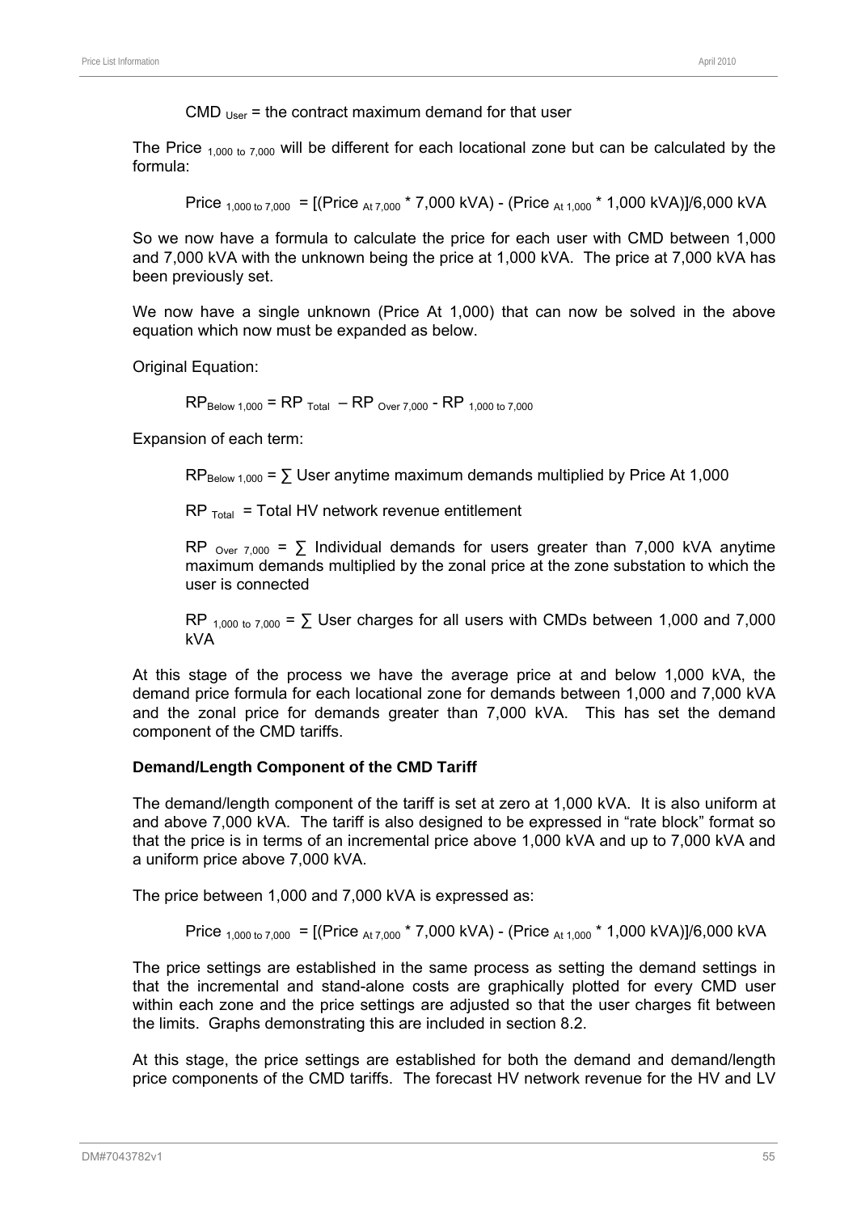$CMD_{User}$ = the contract maximum demand for that user

The Price $_{1,000\ to\ 7,000}$ will be different for each locational zone but can be calculated by the formula:

$$Price_{1,000\ to\ 7,000} = [(Price_{At\ 7,000} * 7,000\ kVA) - (Price_{At\ 1,000} * 1,000\ kVA)]/6,000\ kVA$$

So we now have a formula to calculate the price for each user with CMD between 1,000 and 7,000 kVA with the unknown being the price at 1,000 kVA. The price at 7,000 kVA has been previously set.

We now have a single unknown (Price At 1,000) that can now be solved in the above equation which now must be expanded as below.

Original Equation:

$$RP_{Below\ 1,000} = RP_{Total} - RP_{Over\ 7,000} - RP_{1,000\ to\ 7,000}$$

Expansion of each term:

> $RP_{Below\ 1,000}$ = ∑ User anytime maximum demands multiplied by Price At 1,000
>
> $RP_{Total}$ = Total HV network revenue entitlement
>
> $RP_{Over\ 7,000}$ = ∑ Individual demands for users greater than 7,000 kVA anytime maximum demands multiplied by the zonal price at the zone substation to which the user is connected
>
> $RP_{1,000\ to\ 7,000}$ = ∑ User charges for all users with CMDs between 1,000 and 7,000 kVA

At this stage of the process we have the average price at and below 1,000 kVA, the demand price formula for each locational zone for demands between 1,000 and 7,000 kVA and the zonal price for demands greater than 7,000 kVA. This has set the demand component of the CMD tariffs.

**Demand/Length Component of the CMD Tariff**

The demand/length component of the tariff is set at zero at 1,000 kVA. It is also uniform at and above 7,000 kVA. The tariff is also designed to be expressed in "rate block" format so that the price is in terms of an incremental price above 1,000 kVA and up to 7,000 kVA and a uniform price above 7,000 kVA.

The price between 1,000 and 7,000 kVA is expressed as:

$$Price_{1,000\ to\ 7,000} = [(Price_{At\ 7,000} * 7,000\ kVA) - (Price_{At\ 1,000} * 1,000\ kVA)]/6,000\ kVA$$

The price settings are established in the same process as setting the demand settings in that the incremental and stand-alone costs are graphically plotted for every CMD user within each zone and the price settings are adjusted so that the user charges fit between the limits. Graphs demonstrating this are included in section 8.2.

At this stage, the price settings are established for both the demand and demand/length price components of the CMD tariffs. The forecast HV network revenue for the HV and LV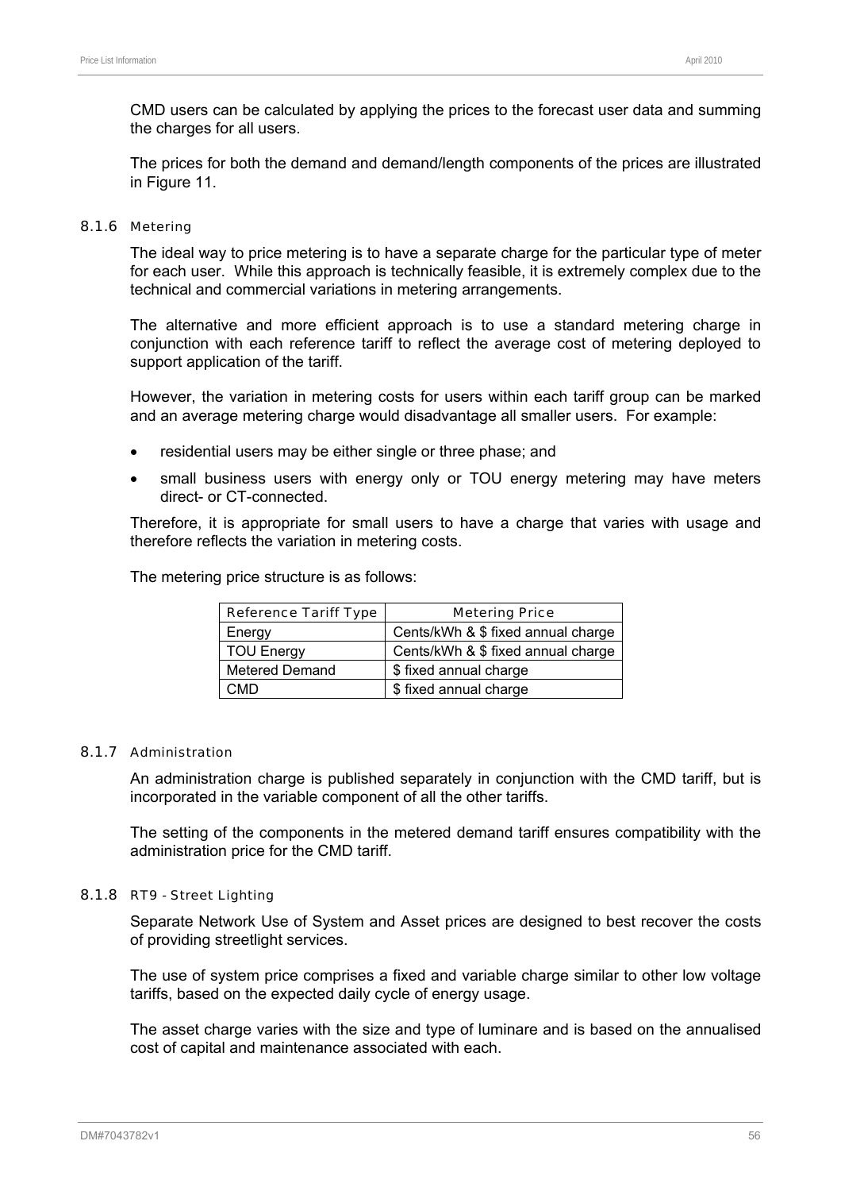CMD users can be calculated by applying the prices to the forecast user data and summing the charges for all users.

The prices for both the demand and demand/length components of the prices are illustrated in Figure 11.

#### 8.1.6 Metering

The ideal way to price metering is to have a separate charge for the particular type of meter for each user. While this approach is technically feasible, it is extremely complex due to the technical and commercial variations in metering arrangements.

The alternative and more efficient approach is to use a standard metering charge in conjunction with each reference tariff to reflect the average cost of metering deployed to support application of the tariff.

However, the variation in metering costs for users within each tariff group can be marked and an average metering charge would disadvantage all smaller users. For example:

- residential users may be either single or three phase; and
- small business users with energy only or TOU energy metering may have meters direct- or CT-connected.

Therefore, it is appropriate for small users to have a charge that varies with usage and therefore reflects the variation in metering costs.

The metering price structure is as follows:

| Reference Tariff Type | Metering Price |
|---|---|
| Energy | Cents/kWh & $ fixed annual charge |
| TOU Energy | Cents/kWh & $ fixed annual charge |
| Metered Demand | $ fixed annual charge |
| CMD | $ fixed annual charge |

#### 8.1.7 Administration

An administration charge is published separately in conjunction with the CMD tariff, but is incorporated in the variable component of all the other tariffs.

The setting of the components in the metered demand tariff ensures compatibility with the administration price for the CMD tariff.

#### 8.1.8 RT9 - Street Lighting

Separate Network Use of System and Asset prices are designed to best recover the costs of providing streetlight services.

The use of system price comprises a fixed and variable charge similar to other low voltage tariffs, based on the expected daily cycle of energy usage.

The asset charge varies with the size and type of luminare and is based on the annualised cost of capital and maintenance associated with each.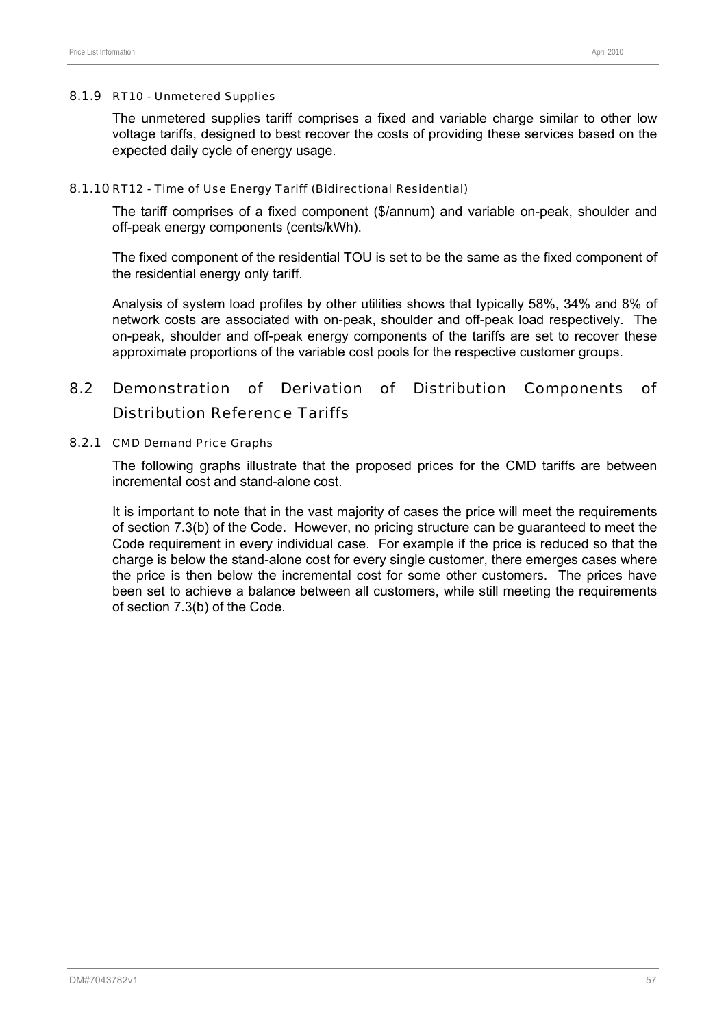#### 8.1.9 RT10 - Unmetered Supplies

The unmetered supplies tariff comprises a fixed and variable charge similar to other low voltage tariffs, designed to best recover the costs of providing these services based on the expected daily cycle of energy usage.

#### 8.1.10 RT12 - Time of Use Energy Tariff (Bidirectional Residential)

The tariff comprises of a fixed component ($/annum) and variable on-peak, shoulder and off-peak energy components (cents/kWh).

The fixed component of the residential TOU is set to be the same as the fixed component of the residential energy only tariff.

Analysis of system load profiles by other utilities shows that typically 58%, 34% and 8% of network costs are associated with on-peak, shoulder and off-peak load respectively. The on-peak, shoulder and off-peak energy components of the tariffs are set to recover these approximate proportions of the variable cost pools for the respective customer groups.

## 8.2 Demonstration of Derivation of Distribution Components of Distribution Reference Tariffs

#### 8.2.1 CMD Demand Price Graphs

The following graphs illustrate that the proposed prices for the CMD tariffs are between incremental cost and stand-alone cost.

It is important to note that in the vast majority of cases the price will meet the requirements of section 7.3(b) of the Code. However, no pricing structure can be guaranteed to meet the Code requirement in every individual case. For example if the price is reduced so that the charge is below the stand-alone cost for every single customer, there emerges cases where the price is then below the incremental cost for some other customers. The prices have been set to achieve a balance between all customers, while still meeting the requirements of section 7.3(b) of the Code.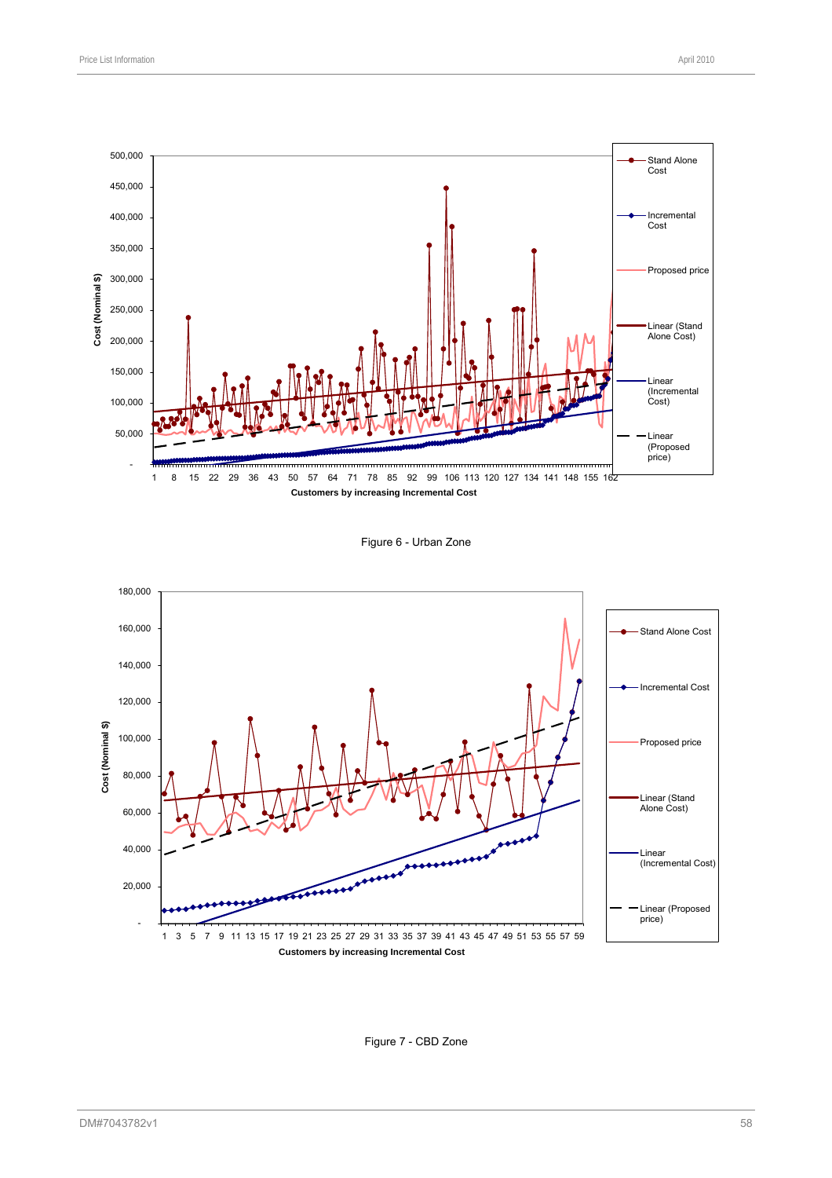Figure 6 - Urban Zone

Figure 7 - CBD Zone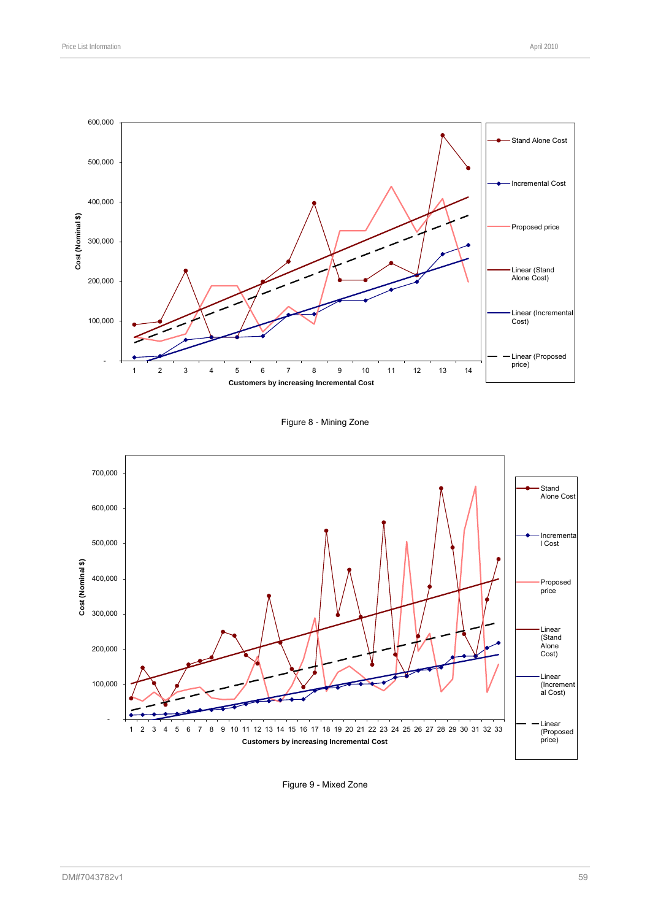Figure 8 - Mining Zone

Figure 9 - Mixed Zone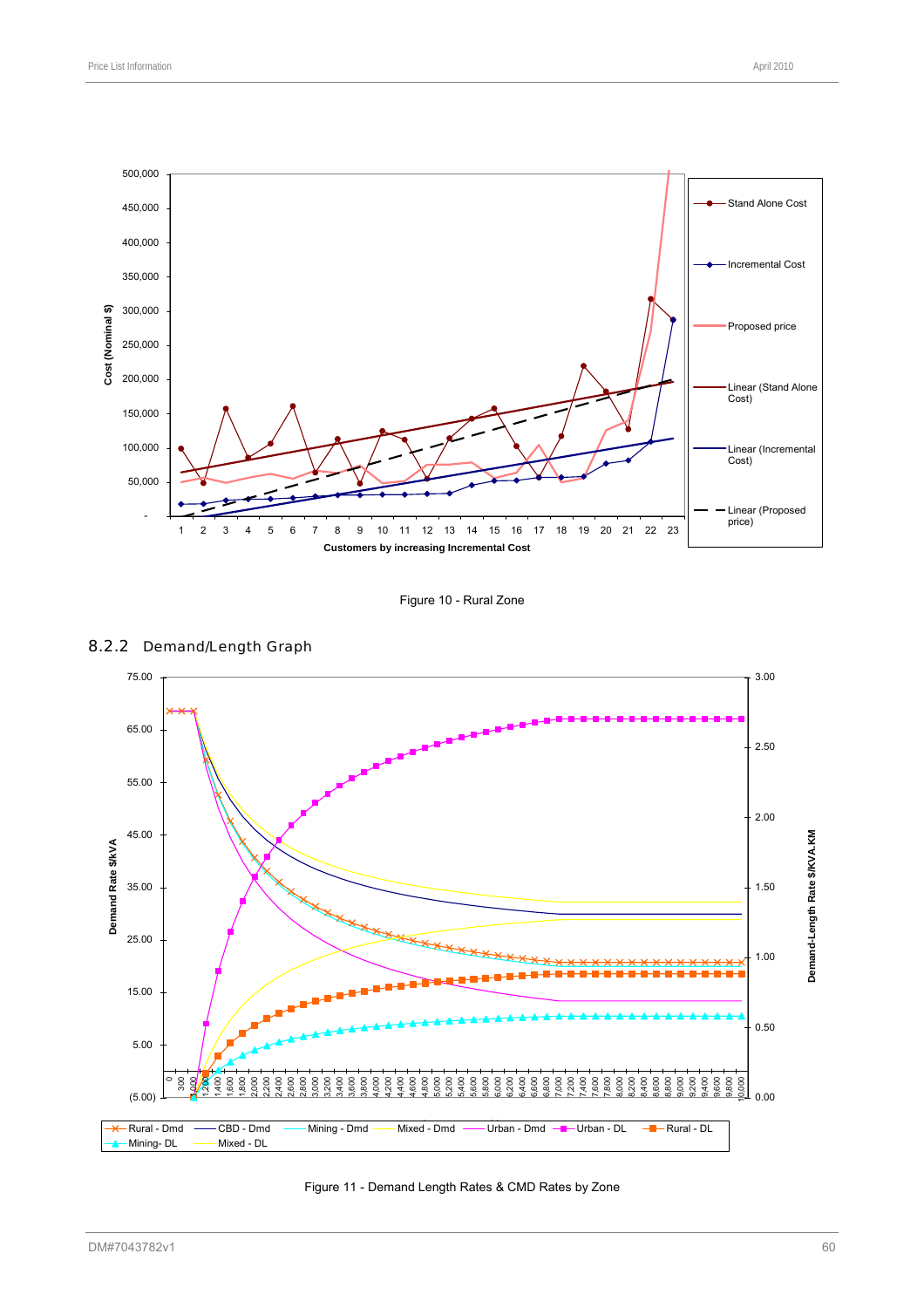Figure 10 - Rural Zone

### 8.2.2 Demand/Length Graph

Figure 11 - Demand Length Rates & CMD Rates by Zone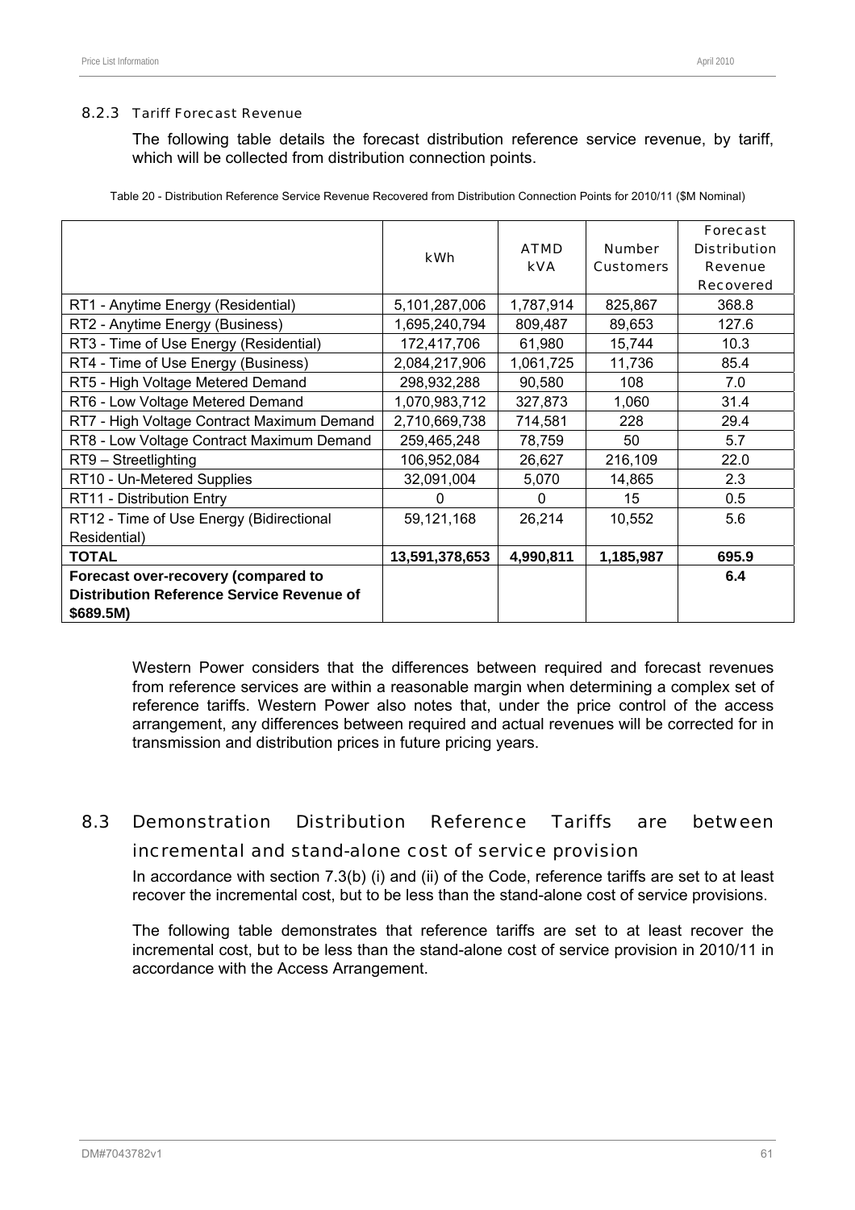#### 8.2.3 Tariff Forecast Revenue

The following table details the forecast distribution reference service revenue, by tariff, which will be collected from distribution connection points.

Table 20 - Distribution Reference Service Revenue Recovered from Distribution Connection Points for 2010/11 ($M Nominal)

| | kWh | ATMD kVA | Number Customers | Forecast Distribution Revenue Recovered |
|---|---|---|---|---|
| RT1 - Anytime Energy (Residential) | 5,101,287,006 | 1,787,914 | 825,867 | 368.8 |
| RT2 - Anytime Energy (Business) | 1,695,240,794 | 809,487 | 89,653 | 127.6 |
| RT3 - Time of Use Energy (Residential) | 172,417,706 | 61,980 | 15,744 | 10.3 |
| RT4 - Time of Use Energy (Business) | 2,084,217,906 | 1,061,725 | 11,736 | 85.4 |
| RT5 - High Voltage Metered Demand | 298,932,288 | 90,580 | 108 | 7.0 |
| RT6 - Low Voltage Metered Demand | 1,070,983,712 | 327,873 | 1,060 | 31.4 |
| RT7 - High Voltage Contract Maximum Demand | 2,710,669,738 | 714,581 | 228 | 29.4 |
| RT8 - Low Voltage Contract Maximum Demand | 259,465,248 | 78,759 | 50 | 5.7 |
| RT9 – Streetlighting | 106,952,084 | 26,627 | 216,109 | 22.0 |
| RT10 - Un-Metered Supplies | 32,091,004 | 5,070 | 14,865 | 2.3 |
| RT11 - Distribution Entry | 0 | 0 | 15 | 0.5 |
| RT12 - Time of Use Energy (Bidirectional Residential) | 59,121,168 | 26,214 | 10,552 | 5.6 |
| **TOTAL** | **13,591,378,653** | **4,990,811** | **1,185,987** | **695.9** |
| **Forecast over-recovery (compared to Distribution Reference Service Revenue of $689.5M)** | | | | **6.4** |

Western Power considers that the differences between required and forecast revenues from reference services are within a reasonable margin when determining a complex set of reference tariffs. Western Power also notes that, under the price control of the access arrangement, any differences between required and actual revenues will be corrected for in transmission and distribution prices in future pricing years.

### 8.3 Demonstration Distribution Reference Tariffs are between incremental and stand-alone cost of service provision

In accordance with section 7.3(b) (i) and (ii) of the Code, reference tariffs are set to at least recover the incremental cost, but to be less than the stand-alone cost of service provisions.

The following table demonstrates that reference tariffs are set to at least recover the incremental cost, but to be less than the stand-alone cost of service provision in 2010/11 in accordance with the Access Arrangement.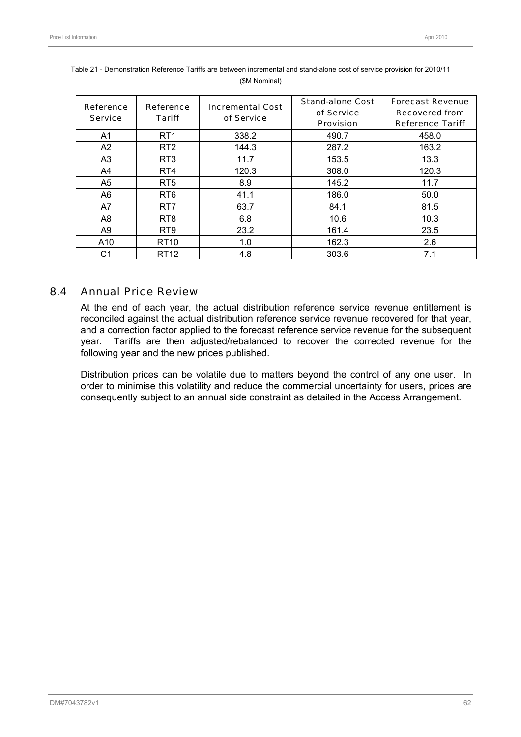Table 21 - Demonstration Reference Tariffs are between incremental and stand-alone cost of service provision for 2010/11 ($M Nominal)

| Reference Service | Reference Tariff | Incremental Cost of Service | Stand-alone Cost of Service Provision | Forecast Revenue Recovered from Reference Tariff |
|---|---|---|---|---|
| A1 | RT1 | 338.2 | 490.7 | 458.0 |
| A2 | RT2 | 144.3 | 287.2 | 163.2 |
| A3 | RT3 | 11.7 | 153.5 | 13.3 |
| A4 | RT4 | 120.3 | 308.0 | 120.3 |
| A5 | RT5 | 8.9 | 145.2 | 11.7 |
| A6 | RT6 | 41.1 | 186.0 | 50.0 |
| A7 | RT7 | 63.7 | 84.1 | 81.5 |
| A8 | RT8 | 6.8 | 10.6 | 10.3 |
| A9 | RT9 | 23.2 | 161.4 | 23.5 |
| A10 | RT10 | 1.0 | 162.3 | 2.6 |
| C1 | RT12 | 4.8 | 303.6 | 7.1 |

## 8.4 Annual Price Review

At the end of each year, the actual distribution reference service revenue entitlement is reconciled against the actual distribution reference service revenue recovered for that year, and a correction factor applied to the forecast reference service revenue for the subsequent year. Tariffs are then adjusted/rebalanced to recover the corrected revenue for the following year and the new prices published.

Distribution prices can be volatile due to matters beyond the control of any one user. In order to minimise this volatility and reduce the commercial uncertainty for users, prices are consequently subject to an annual side constraint as detailed in the Access Arrangement.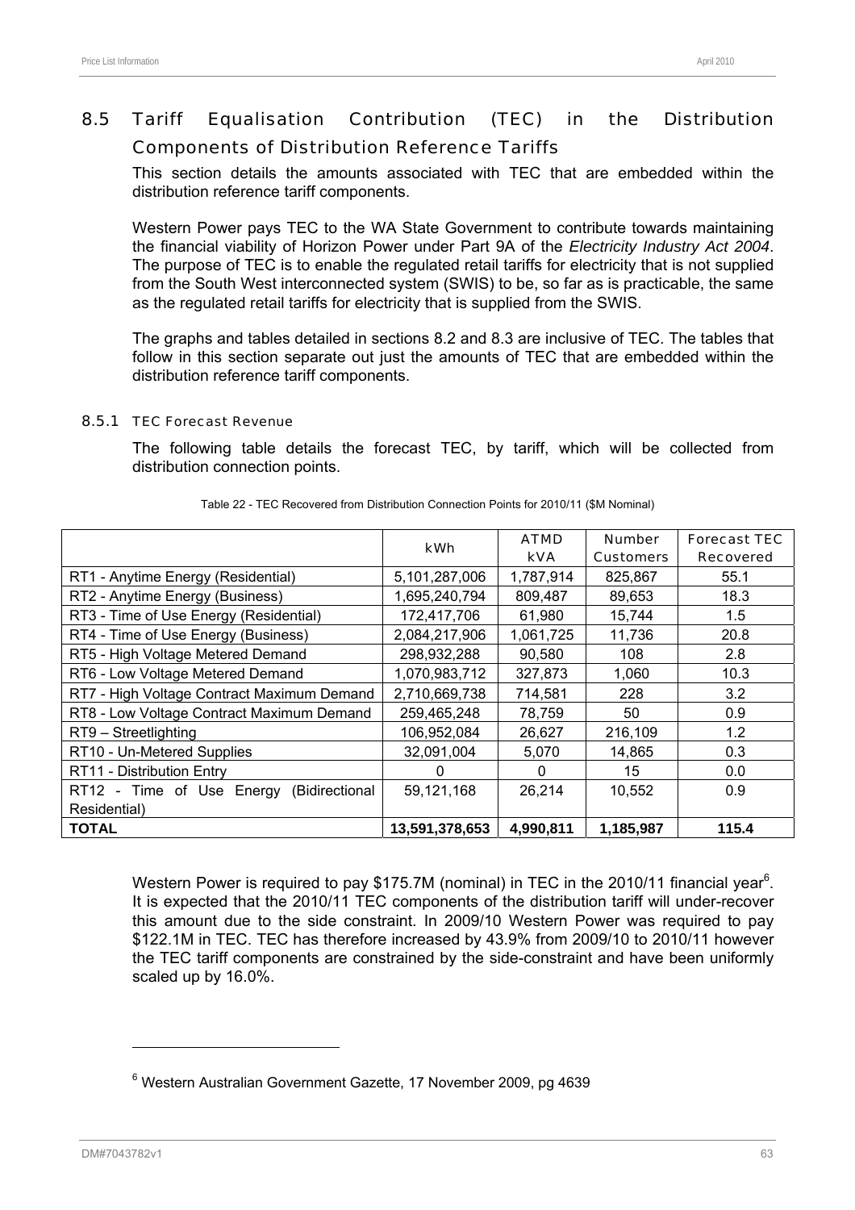## 8.5 Tariff Equalisation Contribution (TEC) in the Distribution Components of Distribution Reference Tariffs

This section details the amounts associated with TEC that are embedded within the distribution reference tariff components.

Western Power pays TEC to the WA State Government to contribute towards maintaining the financial viability of Horizon Power under Part 9A of the *Electricity Industry Act 2004*. The purpose of TEC is to enable the regulated retail tariffs for electricity that is not supplied from the South West interconnected system (SWIS) to be, so far as is practicable, the same as the regulated retail tariffs for electricity that is supplied from the SWIS.

The graphs and tables detailed in sections 8.2 and 8.3 are inclusive of TEC. The tables that follow in this section separate out just the amounts of TEC that are embedded within the distribution reference tariff components.

### 8.5.1 TEC Forecast Revenue

The following table details the forecast TEC, by tariff, which will be collected from distribution connection points.

Table 22 - TEC Recovered from Distribution Connection Points for 2010/11 ($M Nominal)

| | kWh | ATMD kVA | Number Customers | Forecast TEC Recovered |
|---|---|---|---|---|
| RT1 - Anytime Energy (Residential) | 5,101,287,006 | 1,787,914 | 825,867 | 55.1 |
| RT2 - Anytime Energy (Business) | 1,695,240,794 | 809,487 | 89,653 | 18.3 |
| RT3 - Time of Use Energy (Residential) | 172,417,706 | 61,980 | 15,744 | 1.5 |
| RT4 - Time of Use Energy (Business) | 2,084,217,906 | 1,061,725 | 11,736 | 20.8 |
| RT5 - High Voltage Metered Demand | 298,932,288 | 90,580 | 108 | 2.8 |
| RT6 - Low Voltage Metered Demand | 1,070,983,712 | 327,873 | 1,060 | 10.3 |
| RT7 - High Voltage Contract Maximum Demand | 2,710,669,738 | 714,581 | 228 | 3.2 |
| RT8 - Low Voltage Contract Maximum Demand | 259,465,248 | 78,759 | 50 | 0.9 |
| RT9 – Streetlighting | 106,952,084 | 26,627 | 216,109 | 1.2 |
| RT10 - Un-Metered Supplies | 32,091,004 | 5,070 | 14,865 | 0.3 |
| RT11 - Distribution Entry | 0 | 0 | 15 | 0.0 |
| RT12 - Time of Use Energy (Bidirectional Residential) | 59,121,168 | 26,214 | 10,552 | 0.9 |
| **TOTAL** | **13,591,378,653** | **4,990,811** | **1,185,987** | **115.4** |

Western Power is required to pay $175.7M (nominal) in TEC in the 2010/11 financial year[6]. It is expected that the 2010/11 TEC components of the distribution tariff will under-recover this amount due to the side constraint. In 2009/10 Western Power was required to pay $122.1M in TEC. TEC has therefore increased by 43.9% from 2009/10 to 2010/11 however the TEC tariff components are constrained by the side-constraint and have been uniformly scaled up by 16.0%.

[6] Western Australian Government Gazette, 17 November 2009, pg 4639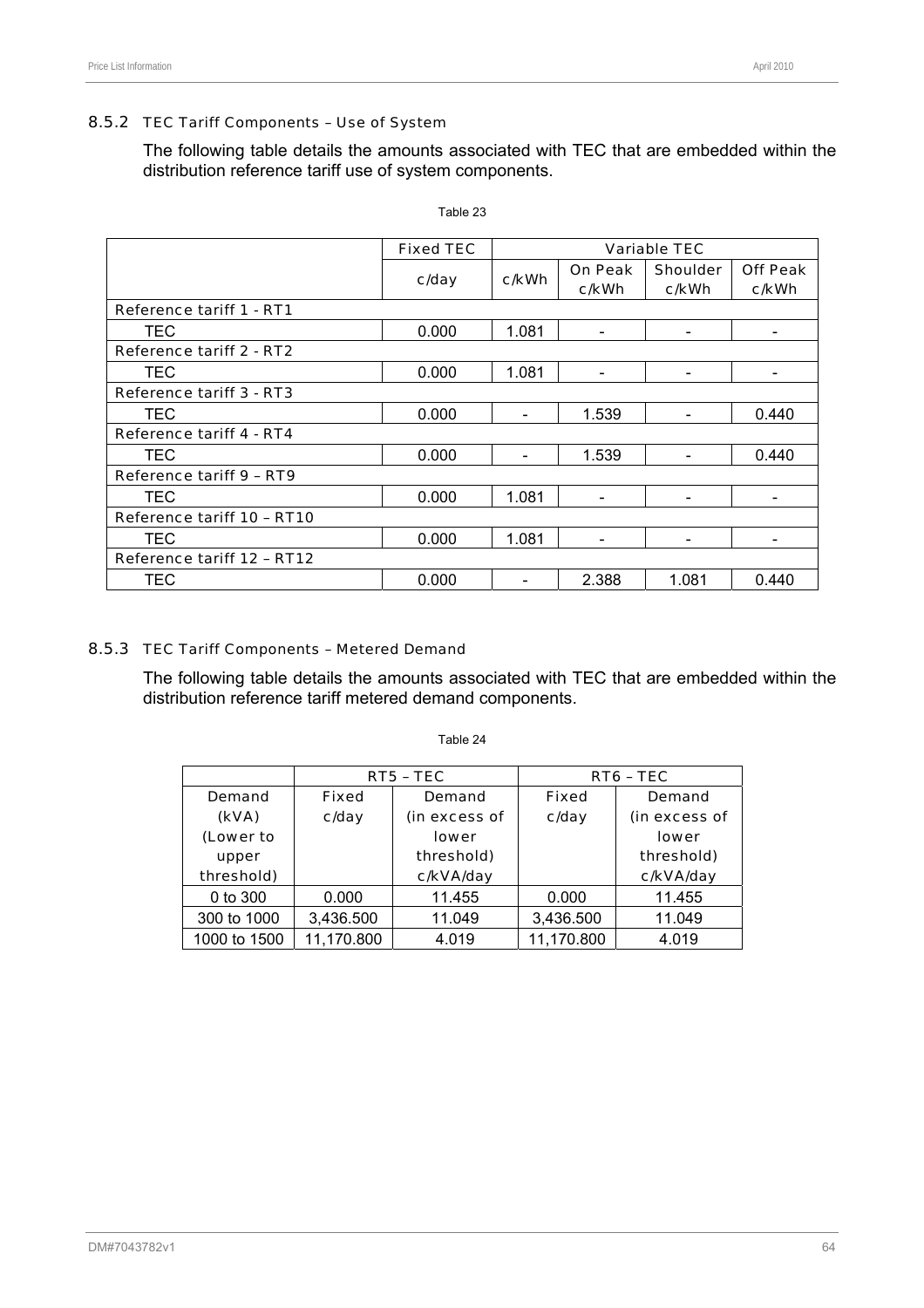### 8.5.2 TEC Tariff Components – Use of System

The following table details the amounts associated with TEC that are embedded within the distribution reference tariff use of system components.

Table 23

| | Fixed TEC | Variable TEC | | | |
|---|---|---|---|---|---|
| | c/day | c/kWh | On Peak c/kWh | Shoulder c/kWh | Off Peak c/kWh |
| **Reference tariff 1 - RT1** | | | | | |
| TEC | 0.000 | 1.081 | - | - | - |
| **Reference tariff 2 - RT2** | | | | | |
| TEC | 0.000 | 1.081 | - | - | - |
| **Reference tariff 3 - RT3** | | | | | |
| TEC | 0.000 | - | 1.539 | - | 0.440 |
| **Reference tariff 4 - RT4** | | | | | |
| TEC | 0.000 | - | 1.539 | - | 0.440 |
| **Reference tariff 9 – RT9** | | | | | |
| TEC | 0.000 | 1.081 | - | - | - |
| **Reference tariff 10 – RT10** | | | | | |
| TEC | 0.000 | 1.081 | - | - | - |
| **Reference tariff 12 – RT12** | | | | | |
| TEC | 0.000 | - | 2.388 | 1.081 | 0.440 |

### 8.5.3 TEC Tariff Components – Metered Demand

The following table details the amounts associated with TEC that are embedded within the distribution reference tariff metered demand components.

Table 24

| | RT5 – TEC | | RT6 – TEC | |
|---|---|---|---|---|
| Demand (kVA) (Lower to upper threshold) | Fixed c/day | Demand (in excess of lower threshold) c/kVA/day | Fixed c/day | Demand (in excess of lower threshold) c/kVA/day |
| 0 to 300 | 0.000 | 11.455 | 0.000 | 11.455 |
| 300 to 1000 | 3,436.500 | 11.049 | 3,436.500 | 11.049 |
| 1000 to 1500 | 11,170.800 | 4.019 | 11,170.800 | 4.019 |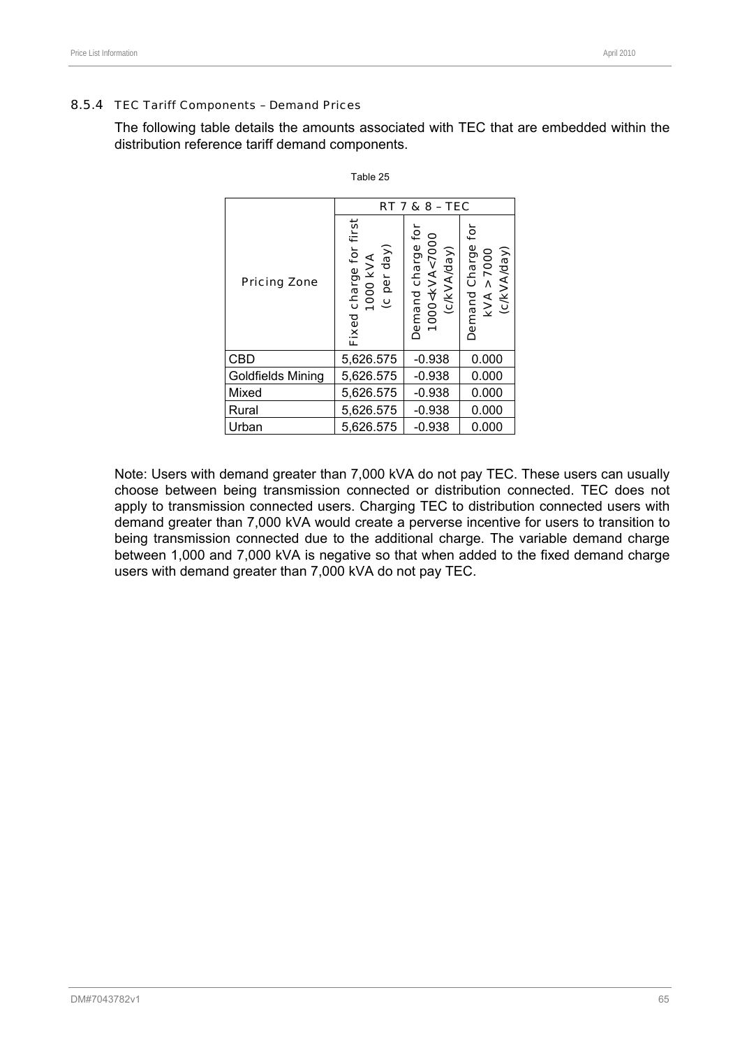### 8.5.4 TEC Tariff Components – Demand Prices

The following table details the amounts associated with TEC that are embedded within the distribution reference tariff demand components.

Table 25

| Pricing Zone | RT 7 & 8 – TEC | | |
|---|---|---|---|
| | Fixed charge for first 1000 kVA (c per day) | Demand charge for 1000<kVA<7000 (c/kVA/day) | Demand Charge for kVA >7000 (c/kVA/day) |
| CBD | 5,626.575 | -0.938 | 0.000 |
| Goldfields Mining | 5,626.575 | -0.938 | 0.000 |
| Mixed | 5,626.575 | -0.938 | 0.000 |
| Rural | 5,626.575 | -0.938 | 0.000 |
| Urban | 5,626.575 | -0.938 | 0.000 |

Note: Users with demand greater than 7,000 kVA do not pay TEC. These users can usually choose between being transmission connected or distribution connected. TEC does not apply to transmission connected users. Charging TEC to distribution connected users with demand greater than 7,000 kVA would create a perverse incentive for users to transition to being transmission connected due to the additional charge. The variable demand charge between 1,000 and 7,000 kVA is negative so that when added to the fixed demand charge users with demand greater than 7,000 kVA do not pay TEC.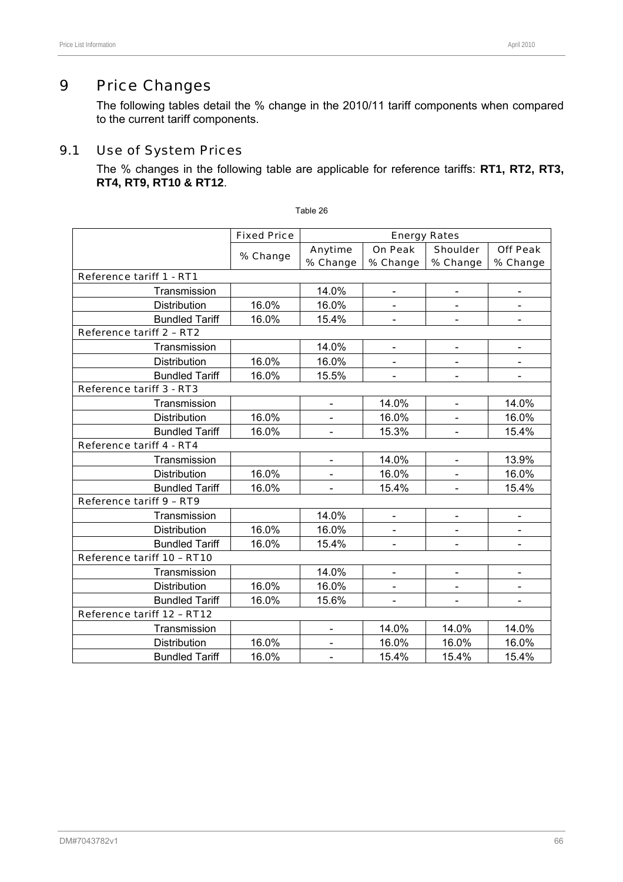# 9 Price Changes

The following tables detail the % change in the 2010/11 tariff components when compared to the current tariff components.

## 9.1 Use of System Prices

The % changes in the following table are applicable for reference tariffs: **RT1, RT2, RT3, RT4, RT9, RT10 & RT12**.

Table 26

| | Fixed Price | Energy Rates | | | |
|---|---|---|---|---|---|
| | % Change | Anytime % Change | On Peak % Change | Shoulder % Change | Off Peak % Change |
| **Reference tariff 1 - RT1** | | | | | |
| Transmission | | 14.0% | - | - | - |
| Distribution | 16.0% | 16.0% | - | - | - |
| Bundled Tariff | 16.0% | 15.4% | - | - | - |
| **Reference tariff 2 – RT2** | | | | | |
| Transmission | | 14.0% | - | - | - |
| Distribution | 16.0% | 16.0% | - | - | - |
| Bundled Tariff | 16.0% | 15.5% | - | - | - |
| **Reference tariff 3 - RT3** | | | | | |
| Transmission | | - | 14.0% | - | 14.0% |
| Distribution | 16.0% | - | 16.0% | - | 16.0% |
| Bundled Tariff | 16.0% | - | 15.3% | - | 15.4% |
| **Reference tariff 4 - RT4** | | | | | |
| Transmission | | - | 14.0% | - | 13.9% |
| Distribution | 16.0% | - | 16.0% | - | 16.0% |
| Bundled Tariff | 16.0% | - | 15.4% | - | 15.4% |
| **Reference tariff 9 – RT9** | | | | | |
| Transmission | | 14.0% | - | - | - |
| Distribution | 16.0% | 16.0% | - | - | - |
| Bundled Tariff | 16.0% | 15.4% | - | - | - |
| **Reference tariff 10 – RT10** | | | | | |
| Transmission | | 14.0% | - | - | - |
| Distribution | 16.0% | 16.0% | - | - | - |
| Bundled Tariff | 16.0% | 15.6% | - | - | - |
| **Reference tariff 12 – RT12** | | | | | |
| Transmission | | - | 14.0% | 14.0% | 14.0% |
| Distribution | 16.0% | - | 16.0% | 16.0% | 16.0% |
| Bundled Tariff | 16.0% | - | 15.4% | 15.4% | 15.4% |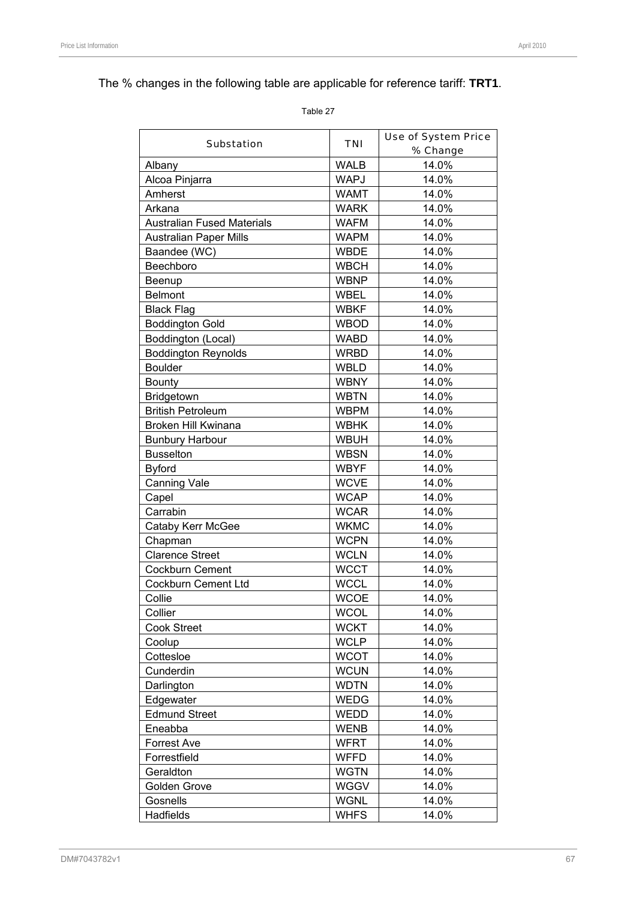The % changes in the following table are applicable for reference tariff: **TRT1**.

Table 27

| Substation | TNI | Use of System Price % Change |
|---|---|---|
| Albany | WALB | 14.0% |
| Alcoa Pinjarra | WAPJ | 14.0% |
| Amherst | WAMT | 14.0% |
| Arkana | WARK | 14.0% |
| Australian Fused Materials | WAFM | 14.0% |
| Australian Paper Mills | WAPM | 14.0% |
| Baandee (WC) | WBDE | 14.0% |
| Beechboro | WBCH | 14.0% |
| Beenup | WBNP | 14.0% |
| Belmont | WBEL | 14.0% |
| Black Flag | WBKF | 14.0% |
| Boddington Gold | WBOD | 14.0% |
| Boddington (Local) | WABD | 14.0% |
| Boddington Reynolds | WRBD | 14.0% |
| Boulder | WBLD | 14.0% |
| Bounty | WBNY | 14.0% |
| Bridgetown | WBTN | 14.0% |
| British Petroleum | WBPM | 14.0% |
| Broken Hill Kwinana | WBHK | 14.0% |
| Bunbury Harbour | WBUH | 14.0% |
| Busselton | WBSN | 14.0% |
| Byford | WBYF | 14.0% |
| Canning Vale | WCVE | 14.0% |
| Capel | WCAP | 14.0% |
| Carrabin | WCAR | 14.0% |
| Cataby Kerr McGee | WKMC | 14.0% |
| Chapman | WCPN | 14.0% |
| Clarence Street | WCLN | 14.0% |
| Cockburn Cement | WCCT | 14.0% |
| Cockburn Cement Ltd | WCCL | 14.0% |
| Collie | WCOE | 14.0% |
| Collier | WCOL | 14.0% |
| Cook Street | WCKT | 14.0% |
| Coolup | WCLP | 14.0% |
| Cottesloe | WCOT | 14.0% |
| Cunderdin | WCUN | 14.0% |
| Darlington | WDTN | 14.0% |
| Edgewater | WEDG | 14.0% |
| Edmund Street | WEDD | 14.0% |
| Eneabba | WENB | 14.0% |
| Forrest Ave | WFRT | 14.0% |
| Forrestfield | WFFD | 14.0% |
| Geraldton | WGTN | 14.0% |
| Golden Grove | WGGV | 14.0% |
| Gosnells | WGNL | 14.0% |
| Hadfields | WHFS | 14.0% |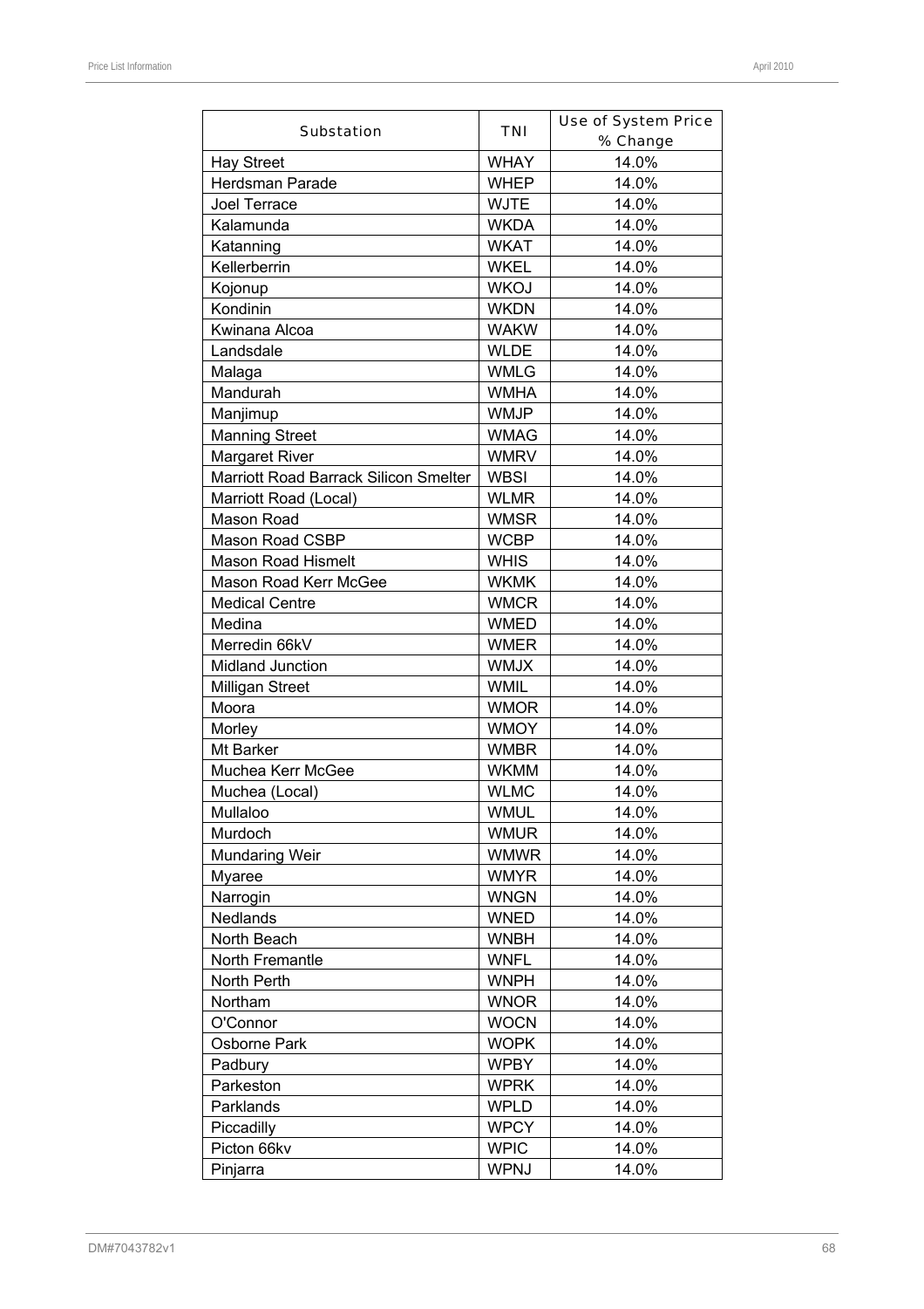| Substation | TNI | Use of System Price % Change |
|---|---|---|
| Hay Street | WHAY | 14.0% |
| Herdsman Parade | WHEP | 14.0% |
| Joel Terrace | WJTE | 14.0% |
| Kalamunda | WKDA | 14.0% |
| Katanning | WKAT | 14.0% |
| Kellerberrin | WKEL | 14.0% |
| Kojonup | WKOJ | 14.0% |
| Kondinin | WKDN | 14.0% |
| Kwinana Alcoa | WAKW | 14.0% |
| Landsdale | WLDE | 14.0% |
| Malaga | WMLG | 14.0% |
| Mandurah | WMHA | 14.0% |
| Manjimup | WMJP | 14.0% |
| Manning Street | WMAG | 14.0% |
| Margaret River | WMRV | 14.0% |
| Marriott Road Barrack Silicon Smelter | WBSI | 14.0% |
| Marriott Road (Local) | WLMR | 14.0% |
| Mason Road | WMSR | 14.0% |
| Mason Road CSBP | WCBP | 14.0% |
| Mason Road Hismelt | WHIS | 14.0% |
| Mason Road Kerr McGee | WKMK | 14.0% |
| Medical Centre | WMCR | 14.0% |
| Medina | WMED | 14.0% |
| Merredin 66kV | WMER | 14.0% |
| Midland Junction | WMJX | 14.0% |
| Milligan Street | WMIL | 14.0% |
| Moora | WMOR | 14.0% |
| Morley | WMOY | 14.0% |
| Mt Barker | WMBR | 14.0% |
| Muchea Kerr McGee | WKMM | 14.0% |
| Muchea (Local) | WLMC | 14.0% |
| Mullaloo | WMUL | 14.0% |
| Murdoch | WMUR | 14.0% |
| Mundaring Weir | WMWR | 14.0% |
| Myaree | WMYR | 14.0% |
| Narrogin | WNGN | 14.0% |
| Nedlands | WNED | 14.0% |
| North Beach | WNBH | 14.0% |
| North Fremantle | WNFL | 14.0% |
| North Perth | WNPH | 14.0% |
| Northam | WNOR | 14.0% |
| O'Connor | WOCN | 14.0% |
| Osborne Park | WOPK | 14.0% |
| Padbury | WPBY | 14.0% |
| Parkeston | WPRK | 14.0% |
| Parklands | WPLD | 14.0% |
| Piccadilly | WPCY | 14.0% |
| Picton 66kv | WPIC | 14.0% |
| Pinjarra | WPNJ | 14.0% |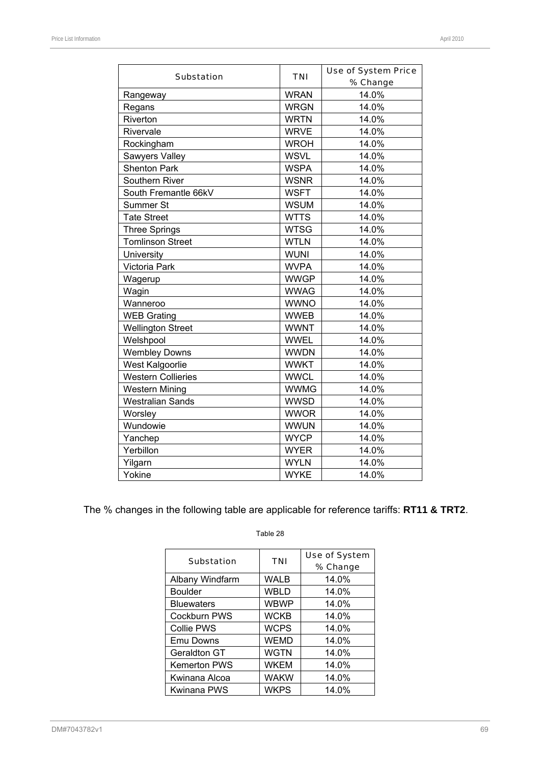| Substation | TNI | Use of System Price % Change |
|---|---|---|
| Rangeway | WRAN | 14.0% |
| Regans | WRGN | 14.0% |
| Riverton | WRTN | 14.0% |
| Rivervale | WRVE | 14.0% |
| Rockingham | WROH | 14.0% |
| Sawyers Valley | WSVL | 14.0% |
| Shenton Park | WSPA | 14.0% |
| Southern River | WSNR | 14.0% |
| South Fremantle 66kV | WSFT | 14.0% |
| Summer St | WSUM | 14.0% |
| Tate Street | WTTS | 14.0% |
| Three Springs | WTSG | 14.0% |
| Tomlinson Street | WTLN | 14.0% |
| University | WUNI | 14.0% |
| Victoria Park | WVPA | 14.0% |
| Wagerup | WWGP | 14.0% |
| Wagin | WWAG | 14.0% |
| Wanneroo | WWNO | 14.0% |
| WEB Grating | WWEB | 14.0% |
| Wellington Street | WWNT | 14.0% |
| Welshpool | WWEL | 14.0% |
| Wembley Downs | WWDN | 14.0% |
| West Kalgoorlie | WWKT | 14.0% |
| Western Collieries | WWCL | 14.0% |
| Western Mining | WWMG | 14.0% |
| Westralian Sands | WWSD | 14.0% |
| Worsley | WWOR | 14.0% |
| Wundowie | WWUN | 14.0% |
| Yanchep | WYCP | 14.0% |
| Yerbillon | WYER | 14.0% |
| Yilgarn | WYLN | 14.0% |
| Yokine | WYKE | 14.0% |

The % changes in the following table are applicable for reference tariffs: **RT11 & TRT2**.

Table 28

| Substation | TNI | Use of System % Change |
|---|---|---|
| Albany Windfarm | WALB | 14.0% |
| Boulder | WBLD | 14.0% |
| Bluewaters | WBWP | 14.0% |
| Cockburn PWS | WCKB | 14.0% |
| Collie PWS | WCPS | 14.0% |
| Emu Downs | WEMD | 14.0% |
| Geraldton GT | WGTN | 14.0% |
| Kemerton PWS | WKEM | 14.0% |
| Kwinana Alcoa | WAKW | 14.0% |
| Kwinana PWS | WKPS | 14.0% |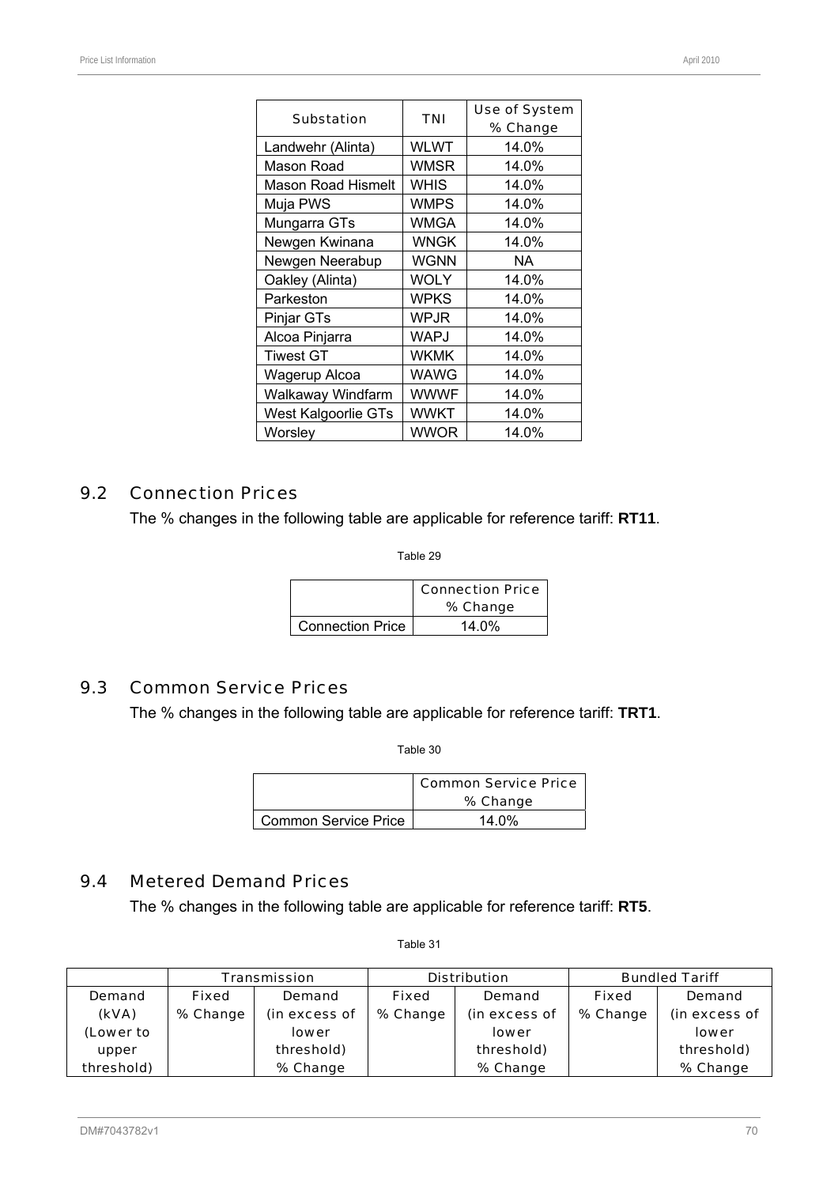| Substation | TNI | Use of System % Change |
|---|---|---|
| Landwehr (Alinta) | WLWT | 14.0% |
| Mason Road | WMSR | 14.0% |
| Mason Road Hismelt | WHIS | 14.0% |
| Muja PWS | WMPS | 14.0% |
| Mungarra GTs | WMGA | 14.0% |
| Newgen Kwinana | WNGK | 14.0% |
| Newgen Neerabup | WGNN | NA |
| Oakley (Alinta) | WOLY | 14.0% |
| Parkeston | WPKS | 14.0% |
| Pinjar GTs | WPJR | 14.0% |
| Alcoa Pinjarra | WAPJ | 14.0% |
| Tiwest GT | WKMK | 14.0% |
| Wagerup Alcoa | WAWG | 14.0% |
| Walkaway Windfarm | WWWF | 14.0% |
| West Kalgoorlie GTs | WWKT | 14.0% |
| Worsley | WWOR | 14.0% |

## 9.2 Connection Prices

The % changes in the following table are applicable for reference tariff: **RT11**.

Table 29

| | Connection Price % Change |
|---|---|
| Connection Price | 14.0% |

## 9.3 Common Service Prices

The % changes in the following table are applicable for reference tariff: **TRT1**.

Table 30

| | Common Service Price % Change |
|---|---|
| Common Service Price | 14.0% |

## 9.4 Metered Demand Prices

The % changes in the following table are applicable for reference tariff: **RT5**.

Table 31

| | Transmission | | Distribution | | Bundled Tariff | |
|---|---|---|---|---|---|---|
| Demand (kVA) (Lower to upper threshold) | Fixed % Change | Demand (in excess of lower threshold) % Change | Fixed % Change | Demand (in excess of lower threshold) % Change | Fixed % Change | Demand (in excess of lower threshold) % Change |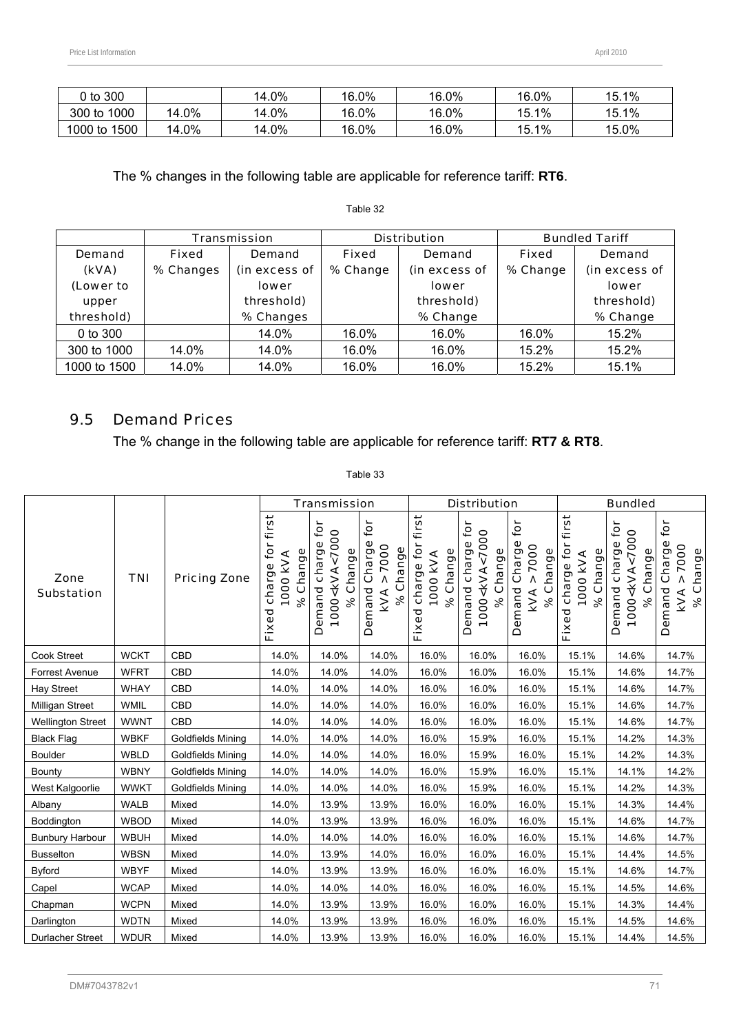| 0 to 300 | | 14.0% | 16.0% | 16.0% | 16.0% | 15.1% |
|---|---|---|---|---|---|---|
| 300 to 1000 | 14.0% | 14.0% | 16.0% | 16.0% | 15.1% | 15.1% |
| 1000 to 1500 | 14.0% | 14.0% | 16.0% | 16.0% | 15.1% | 15.0% |

The % changes in the following table are applicable for reference tariff: **RT6**.

Table 32

| | Transmission | | Distribution | | Bundled Tariff | |
|---|---|---|---|---|---|---|
| Demand (kVA) (Lower to upper threshold) | Fixed % Changes | Demand (in excess of lower threshold) % Changes | Fixed % Change | Demand (in excess of lower threshold) % Change | Fixed % Change | Demand (in excess of lower threshold) % Change |
| 0 to 300 | | 14.0% | 16.0% | 16.0% | 16.0% | 15.2% |
| 300 to 1000 | 14.0% | 14.0% | 16.0% | 16.0% | 15.2% | 15.2% |
| 1000 to 1500 | 14.0% | 14.0% | 16.0% | 16.0% | 15.2% | 15.1% |

## 9.5 Demand Prices

The % change in the following table are applicable for reference tariff: **RT7 & RT8**.

Table 33

| | | | Transmission | | | Distribution | | | Bundled | | |
|---|---|---|---|---|---|---|---|---|---|---|---|
| Zone Substation | TNI | Pricing Zone | Fixed charge for first 1000 kVA % Change | Demand charge for 1000<kVA<7000 % Change | Demand Charge for kVA > 7000 % Change | Fixed charge for first 1000 kVA % Change | Demand charge for 1000<kVA<7000 % Change | Demand Charge for kVA > 7000 % Change | Fixed charge for first 1000 kVA % Change | Demand charge for 1000<kVA<7000 % Change | Demand Charge for kVA > 7000 % Change |
| Cook Street | WCKT | CBD | 14.0% | 14.0% | 14.0% | 16.0% | 16.0% | 16.0% | 15.1% | 14.6% | 14.7% |
| Forrest Avenue | WFRT | CBD | 14.0% | 14.0% | 14.0% | 16.0% | 16.0% | 16.0% | 15.1% | 14.6% | 14.7% |
| Hay Street | WHAY | CBD | 14.0% | 14.0% | 14.0% | 16.0% | 16.0% | 16.0% | 15.1% | 14.6% | 14.7% |
| Milligan Street | WMIL | CBD | 14.0% | 14.0% | 14.0% | 16.0% | 16.0% | 16.0% | 15.1% | 14.6% | 14.7% |
| Wellington Street | WWNT | CBD | 14.0% | 14.0% | 14.0% | 16.0% | 16.0% | 16.0% | 15.1% | 14.6% | 14.7% |
| Black Flag | WBKF | Goldfields Mining | 14.0% | 14.0% | 14.0% | 16.0% | 15.9% | 16.0% | 15.1% | 14.2% | 14.3% |
| Boulder | WBLD | Goldfields Mining | 14.0% | 14.0% | 14.0% | 16.0% | 15.9% | 16.0% | 15.1% | 14.2% | 14.3% |
| Bounty | WBNY | Goldfields Mining | 14.0% | 14.0% | 14.0% | 16.0% | 15.9% | 16.0% | 15.1% | 14.1% | 14.2% |
| West Kalgoorlie | WWKT | Goldfields Mining | 14.0% | 14.0% | 14.0% | 16.0% | 15.9% | 16.0% | 15.1% | 14.2% | 14.3% |
| Albany | WALB | Mixed | 14.0% | 13.9% | 13.9% | 16.0% | 16.0% | 16.0% | 15.1% | 14.3% | 14.4% |
| Boddington | WBOD | Mixed | 14.0% | 13.9% | 13.9% | 16.0% | 16.0% | 16.0% | 15.1% | 14.6% | 14.7% |
| Bunbury Harbour | WBUH | Mixed | 14.0% | 14.0% | 14.0% | 16.0% | 16.0% | 16.0% | 15.1% | 14.6% | 14.7% |
| Busselton | WBSN | Mixed | 14.0% | 13.9% | 14.0% | 16.0% | 16.0% | 16.0% | 15.1% | 14.4% | 14.5% |
| Byford | WBYF | Mixed | 14.0% | 13.9% | 13.9% | 16.0% | 16.0% | 16.0% | 15.1% | 14.6% | 14.7% |
| Capel | WCAP | Mixed | 14.0% | 14.0% | 14.0% | 16.0% | 16.0% | 16.0% | 15.1% | 14.5% | 14.6% |
| Chapman | WCPN | Mixed | 14.0% | 13.9% | 13.9% | 16.0% | 16.0% | 16.0% | 15.1% | 14.3% | 14.4% |
| Darlington | WDTN | Mixed | 14.0% | 13.9% | 13.9% | 16.0% | 16.0% | 16.0% | 15.1% | 14.5% | 14.6% |
| Durlacher Street | WDUR | Mixed | 14.0% | 13.9% | 13.9% | 16.0% | 16.0% | 16.0% | 15.1% | 14.4% | 14.5% |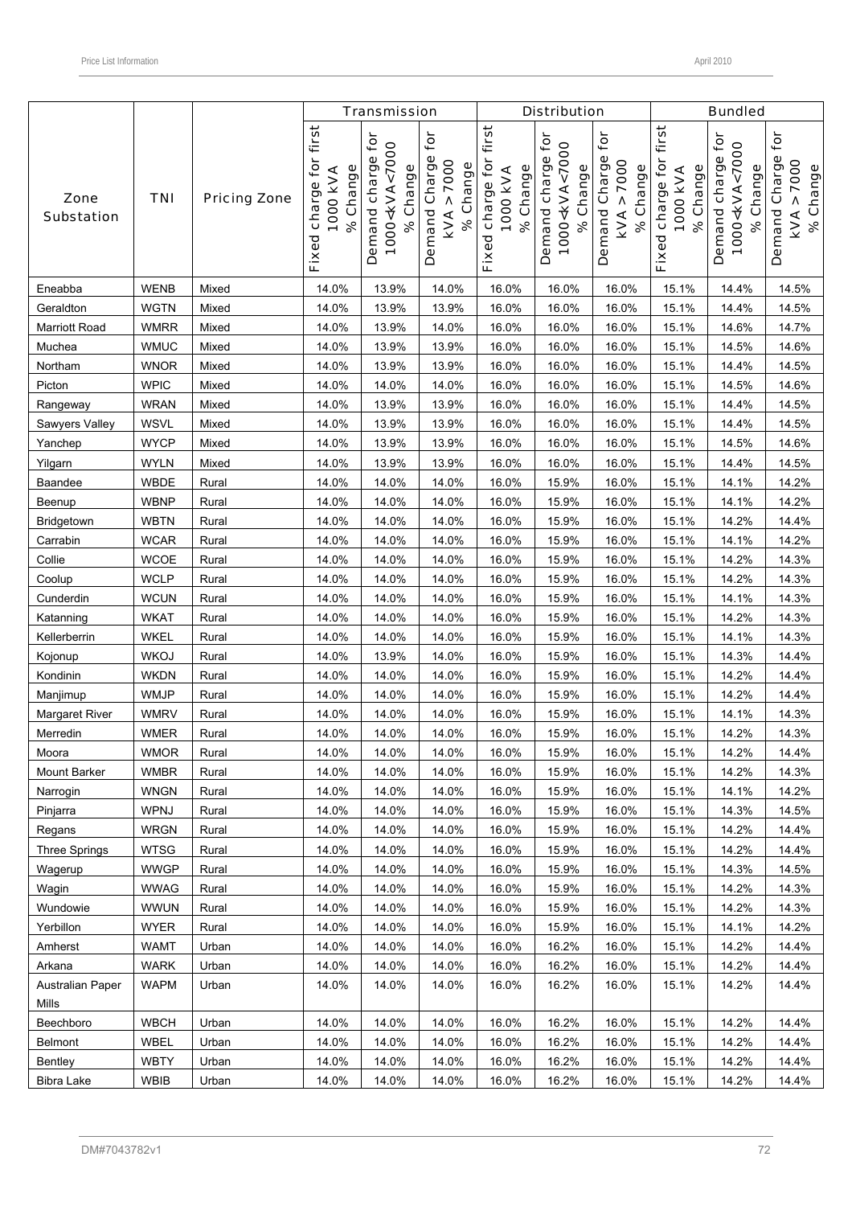| Zone Substation | TNI | Pricing Zone | Transmission | | | Distribution | | | Bundled | | |
|---|---|---|---|---|---|---|---|---|---|---|---|
| | | | Fixed charge for first 1000 kVA % Change | Demand charge for 1000<kVA<7000 % Change | Demand Charge for kVA > 7000 % Change | Fixed charge for first 1000 kVA % Change | Demand charge for 1000<kVA<7000 % Change | Demand Charge for kVA > 7000 % Change | Fixed charge for first 1000 kVA % Change | Demand charge for 1000<kVA<7000 % Change | Demand Charge for kVA > 7000 % Change |
| Eneabba | WENB | Mixed | 14.0% | 13.9% | 14.0% | 16.0% | 16.0% | 16.0% | 15.1% | 14.4% | 14.5% |
| Geraldton | WGTN | Mixed | 14.0% | 13.9% | 13.9% | 16.0% | 16.0% | 16.0% | 15.1% | 14.4% | 14.5% |
| Marriott Road | WMRR | Mixed | 14.0% | 13.9% | 14.0% | 16.0% | 16.0% | 16.0% | 15.1% | 14.6% | 14.7% |
| Muchea | WMUC | Mixed | 14.0% | 13.9% | 13.9% | 16.0% | 16.0% | 16.0% | 15.1% | 14.5% | 14.6% |
| Northam | WNOR | Mixed | 14.0% | 13.9% | 13.9% | 16.0% | 16.0% | 16.0% | 15.1% | 14.4% | 14.5% |
| Picton | WPIC | Mixed | 14.0% | 14.0% | 14.0% | 16.0% | 16.0% | 16.0% | 15.1% | 14.5% | 14.6% |
| Rangeway | WRAN | Mixed | 14.0% | 13.9% | 13.9% | 16.0% | 16.0% | 16.0% | 15.1% | 14.4% | 14.5% |
| Sawyers Valley | WSVL | Mixed | 14.0% | 13.9% | 13.9% | 16.0% | 16.0% | 16.0% | 15.1% | 14.4% | 14.5% |
| Yanchep | WYCP | Mixed | 14.0% | 13.9% | 13.9% | 16.0% | 16.0% | 16.0% | 15.1% | 14.5% | 14.6% |
| Yilgarn | WYLN | Mixed | 14.0% | 13.9% | 13.9% | 16.0% | 16.0% | 16.0% | 15.1% | 14.4% | 14.5% |
| Baandee | WBDE | Rural | 14.0% | 14.0% | 14.0% | 16.0% | 15.9% | 16.0% | 15.1% | 14.1% | 14.2% |
| Beenup | WBNP | Rural | 14.0% | 14.0% | 14.0% | 16.0% | 15.9% | 16.0% | 15.1% | 14.1% | 14.2% |
| Bridgetown | WBTN | Rural | 14.0% | 14.0% | 14.0% | 16.0% | 15.9% | 16.0% | 15.1% | 14.2% | 14.4% |
| Carrabin | WCAR | Rural | 14.0% | 14.0% | 14.0% | 16.0% | 15.9% | 16.0% | 15.1% | 14.1% | 14.2% |
| Collie | WCOE | Rural | 14.0% | 14.0% | 14.0% | 16.0% | 15.9% | 16.0% | 15.1% | 14.2% | 14.3% |
| Coolup | WCLP | Rural | 14.0% | 14.0% | 14.0% | 16.0% | 15.9% | 16.0% | 15.1% | 14.2% | 14.3% |
| Cunderdin | WCUN | Rural | 14.0% | 14.0% | 14.0% | 16.0% | 15.9% | 16.0% | 15.1% | 14.1% | 14.3% |
| Katanning | WKAT | Rural | 14.0% | 14.0% | 14.0% | 16.0% | 15.9% | 16.0% | 15.1% | 14.2% | 14.3% |
| Kellerberrin | WKEL | Rural | 14.0% | 14.0% | 14.0% | 16.0% | 15.9% | 16.0% | 15.1% | 14.1% | 14.3% |
| Kojonup | WKOJ | Rural | 14.0% | 13.9% | 14.0% | 16.0% | 15.9% | 16.0% | 15.1% | 14.3% | 14.4% |
| Kondinin | WKDN | Rural | 14.0% | 14.0% | 14.0% | 16.0% | 15.9% | 16.0% | 15.1% | 14.2% | 14.4% |
| Manjimup | WMJP | Rural | 14.0% | 14.0% | 14.0% | 16.0% | 15.9% | 16.0% | 15.1% | 14.2% | 14.4% |
| Margaret River | WMRV | Rural | 14.0% | 14.0% | 14.0% | 16.0% | 15.9% | 16.0% | 15.1% | 14.1% | 14.3% |
| Merredin | WMER | Rural | 14.0% | 14.0% | 14.0% | 16.0% | 15.9% | 16.0% | 15.1% | 14.2% | 14.3% |
| Moora | WMOR | Rural | 14.0% | 14.0% | 14.0% | 16.0% | 15.9% | 16.0% | 15.1% | 14.2% | 14.4% |
| Mount Barker | WMBR | Rural | 14.0% | 14.0% | 14.0% | 16.0% | 15.9% | 16.0% | 15.1% | 14.2% | 14.3% |
| Narrogin | WNGN | Rural | 14.0% | 14.0% | 14.0% | 16.0% | 15.9% | 16.0% | 15.1% | 14.1% | 14.2% |
| Pinjarra | WPNJ | Rural | 14.0% | 14.0% | 14.0% | 16.0% | 15.9% | 16.0% | 15.1% | 14.3% | 14.5% |
| Regans | WRGN | Rural | 14.0% | 14.0% | 14.0% | 16.0% | 15.9% | 16.0% | 15.1% | 14.2% | 14.4% |
| Three Springs | WTSG | Rural | 14.0% | 14.0% | 14.0% | 16.0% | 15.9% | 16.0% | 15.1% | 14.2% | 14.4% |
| Wagerup | WWGP | Rural | 14.0% | 14.0% | 14.0% | 16.0% | 15.9% | 16.0% | 15.1% | 14.3% | 14.5% |
| Wagin | WWAG | Rural | 14.0% | 14.0% | 14.0% | 16.0% | 15.9% | 16.0% | 15.1% | 14.2% | 14.3% |
| Wundowie | WWUN | Rural | 14.0% | 14.0% | 14.0% | 16.0% | 15.9% | 16.0% | 15.1% | 14.2% | 14.3% |
| Yerbillon | WYER | Rural | 14.0% | 14.0% | 14.0% | 16.0% | 15.9% | 16.0% | 15.1% | 14.1% | 14.2% |
| Amherst | WAMT | Urban | 14.0% | 14.0% | 14.0% | 16.0% | 16.2% | 16.0% | 15.1% | 14.2% | 14.4% |
| Arkana | WARK | Urban | 14.0% | 14.0% | 14.0% | 16.0% | 16.2% | 16.0% | 15.1% | 14.2% | 14.4% |
| Australian Paper Mills | WAPM | Urban | 14.0% | 14.0% | 14.0% | 16.0% | 16.2% | 16.0% | 15.1% | 14.2% | 14.4% |
| Beechboro | WBCH | Urban | 14.0% | 14.0% | 14.0% | 16.0% | 16.2% | 16.0% | 15.1% | 14.2% | 14.4% |
| Belmont | WBEL | Urban | 14.0% | 14.0% | 14.0% | 16.0% | 16.2% | 16.0% | 15.1% | 14.2% | 14.4% |
| Bentley | WBTY | Urban | 14.0% | 14.0% | 14.0% | 16.0% | 16.2% | 16.0% | 15.1% | 14.2% | 14.4% |
| Bibra Lake | WBIB | Urban | 14.0% | 14.0% | 14.0% | 16.0% | 16.2% | 16.0% | 15.1% | 14.2% | 14.4% |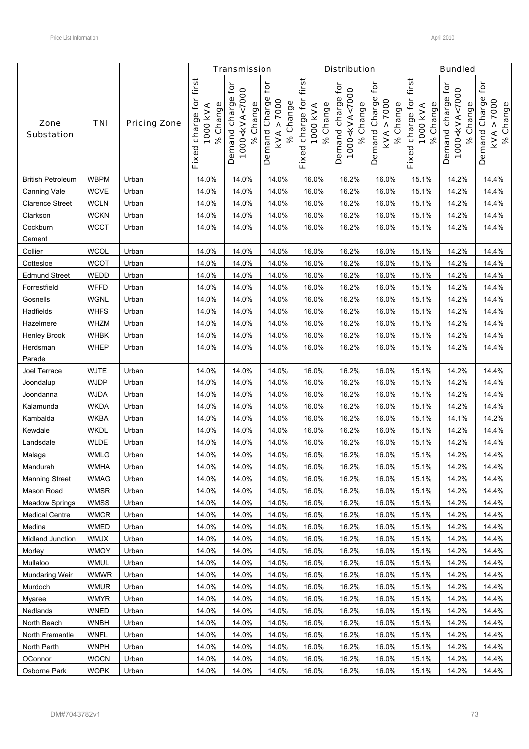| Zone Substation | TNI | Pricing Zone | Transmission | | | Distribution | | | Bundled | | |
|---|---|---|---|---|---|---|---|---|---|---|---|
| | | | Fixed charge for first 1000 kVA % Change | Demand charge for 1000<kVA<7000 % Change | Demand Charge for kVA > 7000 % Change | Fixed charge for first 1000 kVA % Change | Demand charge for 1000<kVA<7000 % Change | Demand Charge for kVA > 7000 % Change | Fixed charge for first 1000 kVA % Change | Demand charge for 1000<kVA<7000 % Change | Demand Charge for kVA > 7000 % Change |
| British Petroleum | WBPM | Urban | 14.0% | 14.0% | 14.0% | 16.0% | 16.2% | 16.0% | 15.1% | 14.2% | 14.4% |
| Canning Vale | WCVE | Urban | 14.0% | 14.0% | 14.0% | 16.0% | 16.2% | 16.0% | 15.1% | 14.2% | 14.4% |
| Clarence Street | WCLN | Urban | 14.0% | 14.0% | 14.0% | 16.0% | 16.2% | 16.0% | 15.1% | 14.2% | 14.4% |
| Clarkson | WCKN | Urban | 14.0% | 14.0% | 14.0% | 16.0% | 16.2% | 16.0% | 15.1% | 14.2% | 14.4% |
| Cockburn Cement | WCCT | Urban | 14.0% | 14.0% | 14.0% | 16.0% | 16.2% | 16.0% | 15.1% | 14.2% | 14.4% |
| Collier | WCOL | Urban | 14.0% | 14.0% | 14.0% | 16.0% | 16.2% | 16.0% | 15.1% | 14.2% | 14.4% |
| Cottesloe | WCOT | Urban | 14.0% | 14.0% | 14.0% | 16.0% | 16.2% | 16.0% | 15.1% | 14.2% | 14.4% |
| Edmund Street | WEDD | Urban | 14.0% | 14.0% | 14.0% | 16.0% | 16.2% | 16.0% | 15.1% | 14.2% | 14.4% |
| Forrestfield | WFFD | Urban | 14.0% | 14.0% | 14.0% | 16.0% | 16.2% | 16.0% | 15.1% | 14.2% | 14.4% |
| Gosnells | WGNL | Urban | 14.0% | 14.0% | 14.0% | 16.0% | 16.2% | 16.0% | 15.1% | 14.2% | 14.4% |
| Hadfields | WHFS | Urban | 14.0% | 14.0% | 14.0% | 16.0% | 16.2% | 16.0% | 15.1% | 14.2% | 14.4% |
| Hazelmere | WHZM | Urban | 14.0% | 14.0% | 14.0% | 16.0% | 16.2% | 16.0% | 15.1% | 14.2% | 14.4% |
| Henley Brook | WHBK | Urban | 14.0% | 14.0% | 14.0% | 16.0% | 16.2% | 16.0% | 15.1% | 14.2% | 14.4% |
| Herdsman Parade | WHEP | Urban | 14.0% | 14.0% | 14.0% | 16.0% | 16.2% | 16.0% | 15.1% | 14.2% | 14.4% |
| Joel Terrace | WJTE | Urban | 14.0% | 14.0% | 14.0% | 16.0% | 16.2% | 16.0% | 15.1% | 14.2% | 14.4% |
| Joondalup | WJDP | Urban | 14.0% | 14.0% | 14.0% | 16.0% | 16.2% | 16.0% | 15.1% | 14.2% | 14.4% |
| Joondanna | WJDA | Urban | 14.0% | 14.0% | 14.0% | 16.0% | 16.2% | 16.0% | 15.1% | 14.2% | 14.4% |
| Kalamunda | WKDA | Urban | 14.0% | 14.0% | 14.0% | 16.0% | 16.2% | 16.0% | 15.1% | 14.2% | 14.4% |
| Kambalda | WKBA | Urban | 14.0% | 14.0% | 14.0% | 16.0% | 16.2% | 16.0% | 15.1% | 14.1% | 14.2% |
| Kewdale | WKDL | Urban | 14.0% | 14.0% | 14.0% | 16.0% | 16.2% | 16.0% | 15.1% | 14.2% | 14.4% |
| Landsdale | WLDE | Urban | 14.0% | 14.0% | 14.0% | 16.0% | 16.2% | 16.0% | 15.1% | 14.2% | 14.4% |
| Malaga | WMLG | Urban | 14.0% | 14.0% | 14.0% | 16.0% | 16.2% | 16.0% | 15.1% | 14.2% | 14.4% |
| Mandurah | WMHA | Urban | 14.0% | 14.0% | 14.0% | 16.0% | 16.2% | 16.0% | 15.1% | 14.2% | 14.4% |
| Manning Street | WMAG | Urban | 14.0% | 14.0% | 14.0% | 16.0% | 16.2% | 16.0% | 15.1% | 14.2% | 14.4% |
| Mason Road | WMSR | Urban | 14.0% | 14.0% | 14.0% | 16.0% | 16.2% | 16.0% | 15.1% | 14.2% | 14.4% |
| Meadow Springs | WMSS | Urban | 14.0% | 14.0% | 14.0% | 16.0% | 16.2% | 16.0% | 15.1% | 14.2% | 14.4% |
| Medical Centre | WMCR | Urban | 14.0% | 14.0% | 14.0% | 16.0% | 16.2% | 16.0% | 15.1% | 14.2% | 14.4% |
| Medina | WMED | Urban | 14.0% | 14.0% | 14.0% | 16.0% | 16.2% | 16.0% | 15.1% | 14.2% | 14.4% |
| Midland Junction | WMJX | Urban | 14.0% | 14.0% | 14.0% | 16.0% | 16.2% | 16.0% | 15.1% | 14.2% | 14.4% |
| Morley | WMOY | Urban | 14.0% | 14.0% | 14.0% | 16.0% | 16.2% | 16.0% | 15.1% | 14.2% | 14.4% |
| Mullaloo | WMUL | Urban | 14.0% | 14.0% | 14.0% | 16.0% | 16.2% | 16.0% | 15.1% | 14.2% | 14.4% |
| Mundaring Weir | WMWR | Urban | 14.0% | 14.0% | 14.0% | 16.0% | 16.2% | 16.0% | 15.1% | 14.2% | 14.4% |
| Murdoch | WMUR | Urban | 14.0% | 14.0% | 14.0% | 16.0% | 16.2% | 16.0% | 15.1% | 14.2% | 14.4% |
| Myaree | WMYR | Urban | 14.0% | 14.0% | 14.0% | 16.0% | 16.2% | 16.0% | 15.1% | 14.2% | 14.4% |
| Nedlands | WNED | Urban | 14.0% | 14.0% | 14.0% | 16.0% | 16.2% | 16.0% | 15.1% | 14.2% | 14.4% |
| North Beach | WNBH | Urban | 14.0% | 14.0% | 14.0% | 16.0% | 16.2% | 16.0% | 15.1% | 14.2% | 14.4% |
| North Fremantle | WNFL | Urban | 14.0% | 14.0% | 14.0% | 16.0% | 16.2% | 16.0% | 15.1% | 14.2% | 14.4% |
| North Perth | WNPH | Urban | 14.0% | 14.0% | 14.0% | 16.0% | 16.2% | 16.0% | 15.1% | 14.2% | 14.4% |
| OConnor | WOCN | Urban | 14.0% | 14.0% | 14.0% | 16.0% | 16.2% | 16.0% | 15.1% | 14.2% | 14.4% |
| Osborne Park | WOPK | Urban | 14.0% | 14.0% | 14.0% | 16.0% | 16.2% | 16.0% | 15.1% | 14.2% | 14.4% |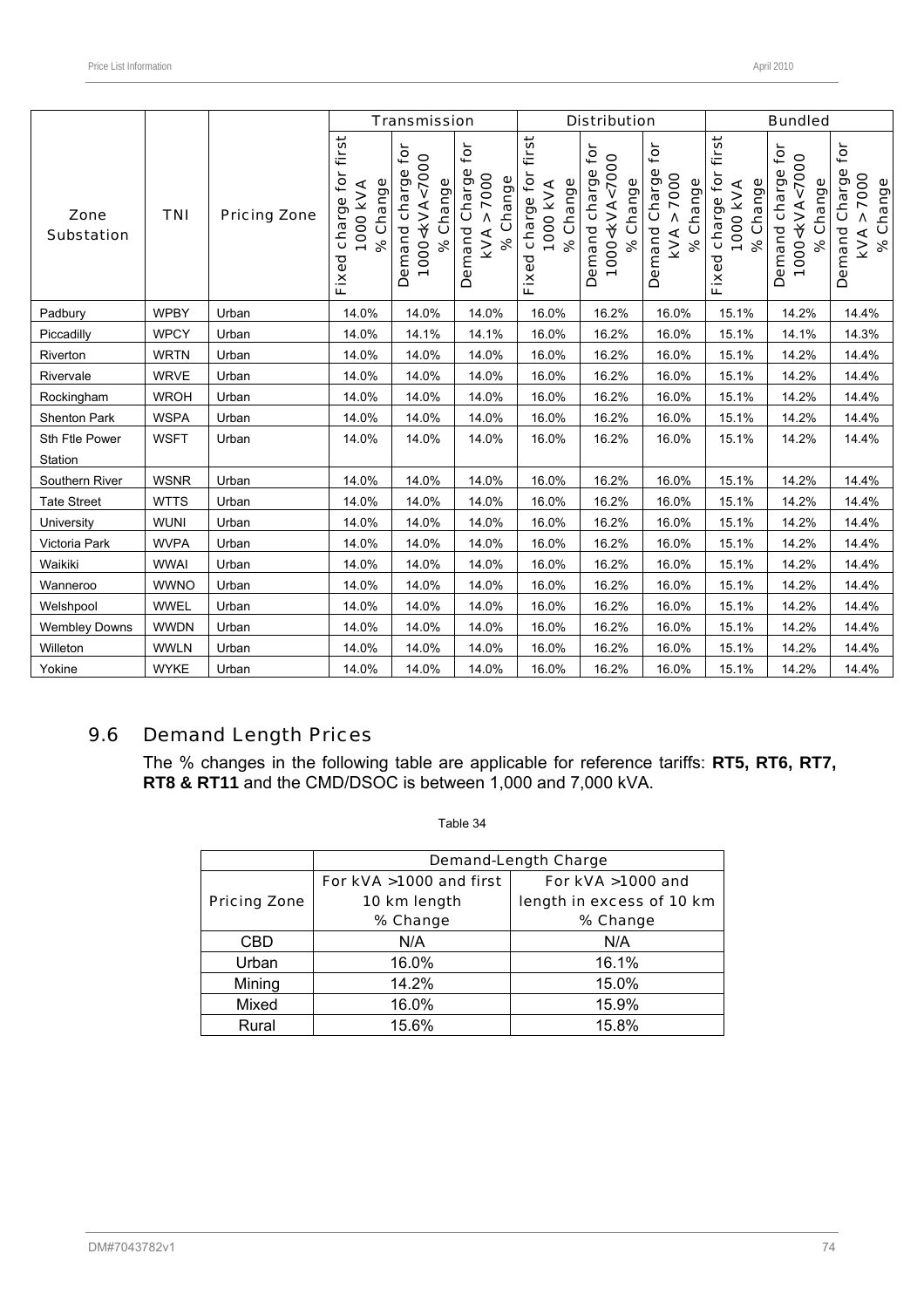| Zone Substation | TNI | Pricing Zone | Transmission | | | Distribution | | | Bundled | | |
|---|---|---|---|---|---|---|---|---|---|---|---|
| | | | Fixed charge for first 1000 kVA % Change | Demand charge for 1000<kVA<7000 % Change | Demand Charge for kVA > 7000 % Change | Fixed charge for first 1000 kVA % Change | Demand charge for 1000<kVA<7000 % Change | Demand Charge for kVA > 7000 % Change | Fixed charge for first 1000 kVA % Change | Demand charge for 1000<kVA<7000 % Change | Demand Charge for kVA > 7000 % Change |
| Padbury | WPBY | Urban | 14.0% | 14.0% | 14.0% | 16.0% | 16.2% | 16.0% | 15.1% | 14.2% | 14.4% |
| Piccadilly | WPCY | Urban | 14.0% | 14.1% | 14.1% | 16.0% | 16.2% | 16.0% | 15.1% | 14.1% | 14.3% |
| Riverton | WRTN | Urban | 14.0% | 14.0% | 14.0% | 16.0% | 16.2% | 16.0% | 15.1% | 14.2% | 14.4% |
| Rivervale | WRVE | Urban | 14.0% | 14.0% | 14.0% | 16.0% | 16.2% | 16.0% | 15.1% | 14.2% | 14.4% |
| Rockingham | WROH | Urban | 14.0% | 14.0% | 14.0% | 16.0% | 16.2% | 16.0% | 15.1% | 14.2% | 14.4% |
| Shenton Park | WSPA | Urban | 14.0% | 14.0% | 14.0% | 16.0% | 16.2% | 16.0% | 15.1% | 14.2% | 14.4% |
| Sth Ftle Power Station | WSFT | Urban | 14.0% | 14.0% | 14.0% | 16.0% | 16.2% | 16.0% | 15.1% | 14.2% | 14.4% |
| Southern River | WSNR | Urban | 14.0% | 14.0% | 14.0% | 16.0% | 16.2% | 16.0% | 15.1% | 14.2% | 14.4% |
| Tate Street | WTTS | Urban | 14.0% | 14.0% | 14.0% | 16.0% | 16.2% | 16.0% | 15.1% | 14.2% | 14.4% |
| University | WUNI | Urban | 14.0% | 14.0% | 14.0% | 16.0% | 16.2% | 16.0% | 15.1% | 14.2% | 14.4% |
| Victoria Park | WVPA | Urban | 14.0% | 14.0% | 14.0% | 16.0% | 16.2% | 16.0% | 15.1% | 14.2% | 14.4% |
| Waikiki | WWAI | Urban | 14.0% | 14.0% | 14.0% | 16.0% | 16.2% | 16.0% | 15.1% | 14.2% | 14.4% |
| Wanneroo | WWNO | Urban | 14.0% | 14.0% | 14.0% | 16.0% | 16.2% | 16.0% | 15.1% | 14.2% | 14.4% |
| Welshpool | WWEL | Urban | 14.0% | 14.0% | 14.0% | 16.0% | 16.2% | 16.0% | 15.1% | 14.2% | 14.4% |
| Wembley Downs | WWDN | Urban | 14.0% | 14.0% | 14.0% | 16.0% | 16.2% | 16.0% | 15.1% | 14.2% | 14.4% |
| Willeton | WWLN | Urban | 14.0% | 14.0% | 14.0% | 16.0% | 16.2% | 16.0% | 15.1% | 14.2% | 14.4% |
| Yokine | WYKE | Urban | 14.0% | 14.0% | 14.0% | 16.0% | 16.2% | 16.0% | 15.1% | 14.2% | 14.4% |

## 9.6 Demand Length Prices

The % changes in the following table are applicable for reference tariffs: **RT5, RT6, RT7, RT8 & RT11** and the CMD/DSOC is between 1,000 and 7,000 kVA.

Table 34

| Pricing Zone | Demand-Length Charge | |
|---|---|---|
| | For kVA >1000 and first 10 km length % Change | For kVA >1000 and length in excess of 10 km % Change |
| CBD | N/A | N/A |
| Urban | 16.0% | 16.1% |
| Mining | 14.2% | 15.0% |
| Mixed | 16.0% | 15.9% |
| Rural | 15.6% | 15.8% |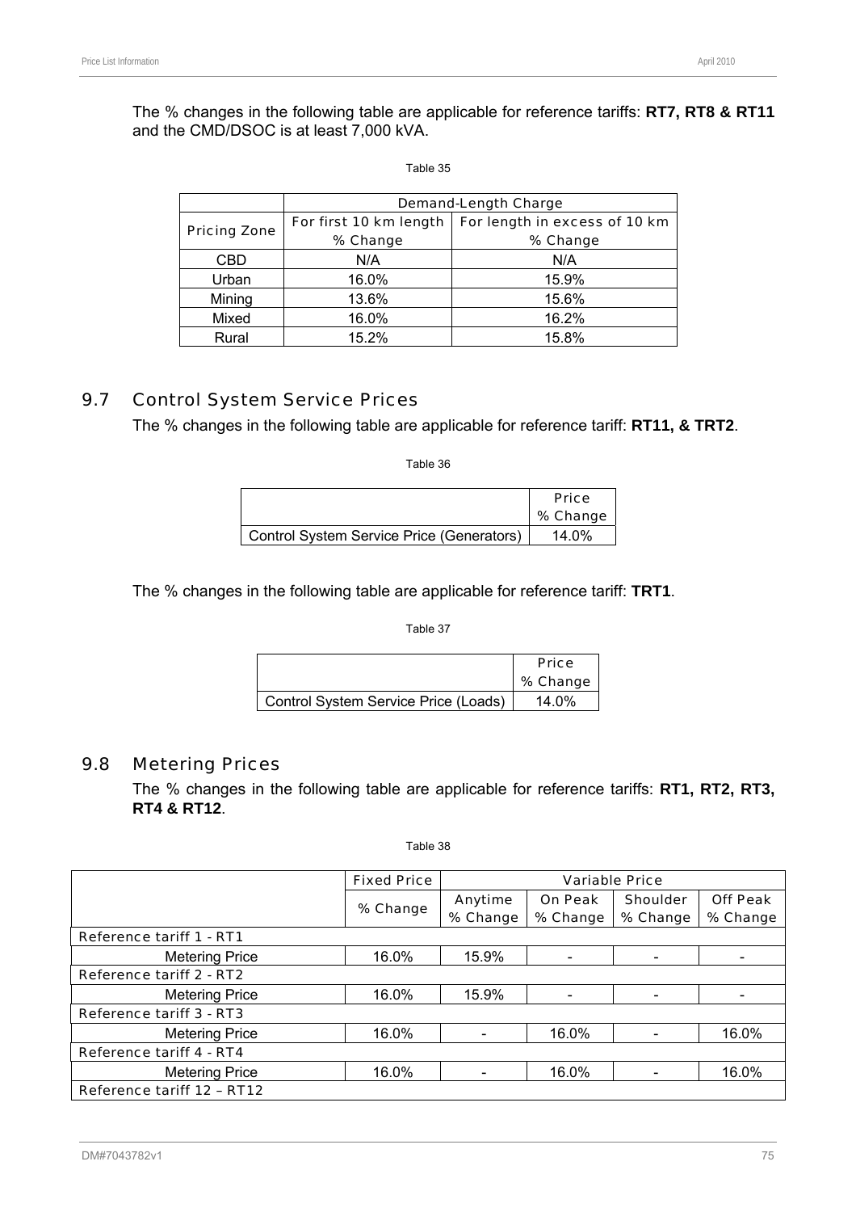The % changes in the following table are applicable for reference tariffs: **RT7, RT8 & RT11** and the CMD/DSOC is at least 7,000 kVA.

Table 35

| Pricing Zone | Demand-Length Charge | |
|---|---|---|
| | For first 10 km length % Change | For length in excess of 10 km % Change |
| CBD | N/A | N/A |
| Urban | 16.0% | 15.9% |
| Mining | 13.6% | 15.6% |
| Mixed | 16.0% | 16.2% |
| Rural | 15.2% | 15.8% |

## 9.7 Control System Service Prices

The % changes in the following table are applicable for reference tariff: **RT11, & TRT2**.

Table 36

| | Price % Change |
|---|---|
| Control System Service Price (Generators) | 14.0% |

The % changes in the following table are applicable for reference tariff: **TRT1**.

Table 37

| | Price % Change |
|---|---|
| Control System Service Price (Loads) | 14.0% |

## 9.8 Metering Prices

The % changes in the following table are applicable for reference tariffs: **RT1, RT2, RT3, RT4 & RT12**.

Table 38

| | Fixed Price | Variable Price | | | |
|---|---|---|---|---|---|
| | % Change | Anytime % Change | On Peak % Change | Shoulder % Change | Off Peak % Change |
| Reference tariff 1 - RT1 | | | | | |
| Metering Price | 16.0% | 15.9% | - | - | - |
| Reference tariff 2 - RT2 | | | | | |
| Metering Price | 16.0% | 15.9% | - | - | - |
| Reference tariff 3 - RT3 | | | | | |
| Metering Price | 16.0% | - | 16.0% | - | 16.0% |
| Reference tariff 4 - RT4 | | | | | |
| Metering Price | 16.0% | - | 16.0% | - | 16.0% |
| Reference tariff 12 – RT12 | | | | | |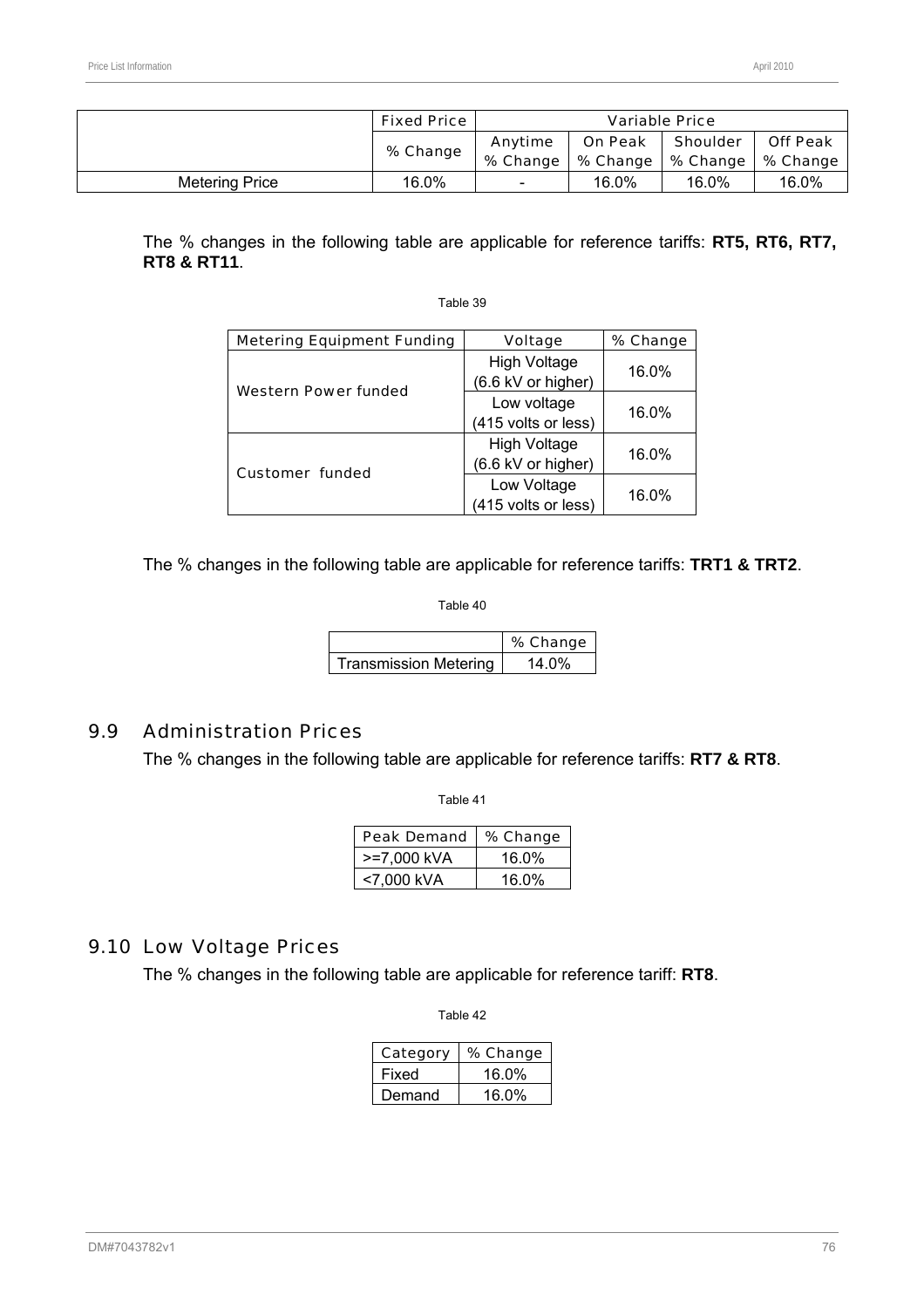| | Fixed Price | Variable Price | | | |
|---|---|---|---|---|---|
| | % Change | Anytime % Change | On Peak % Change | Shoulder % Change | Off Peak % Change |
| Metering Price | 16.0% | - | 16.0% | 16.0% | 16.0% |

The % changes in the following table are applicable for reference tariffs: **RT5, RT6, RT7, RT8 & RT11**.

Table 39

| Metering Equipment Funding | Voltage | % Change |
|---|---|---|
| Western Power funded | High Voltage (6.6 kV or higher) | 16.0% |
| | Low voltage (415 volts or less) | 16.0% |
| Customer funded | High Voltage (6.6 kV or higher) | 16.0% |
| | Low Voltage (415 volts or less) | 16.0% |

The % changes in the following table are applicable for reference tariffs: **TRT1 & TRT2**.

Table 40

| | % Change |
|---|---|
| Transmission Metering | 14.0% |

## 9.9 Administration Prices

The % changes in the following table are applicable for reference tariffs: **RT7 & RT8**.

Table 41

| Peak Demand | % Change |
|---|---|
| >=7,000 kVA | 16.0% |
| <7,000 kVA | 16.0% |

## 9.10 Low Voltage Prices

The % changes in the following table are applicable for reference tariff: **RT8**.

Table 42

| Category | % Change |
|---|---|
| Fixed | 16.0% |
| Demand | 16.0% |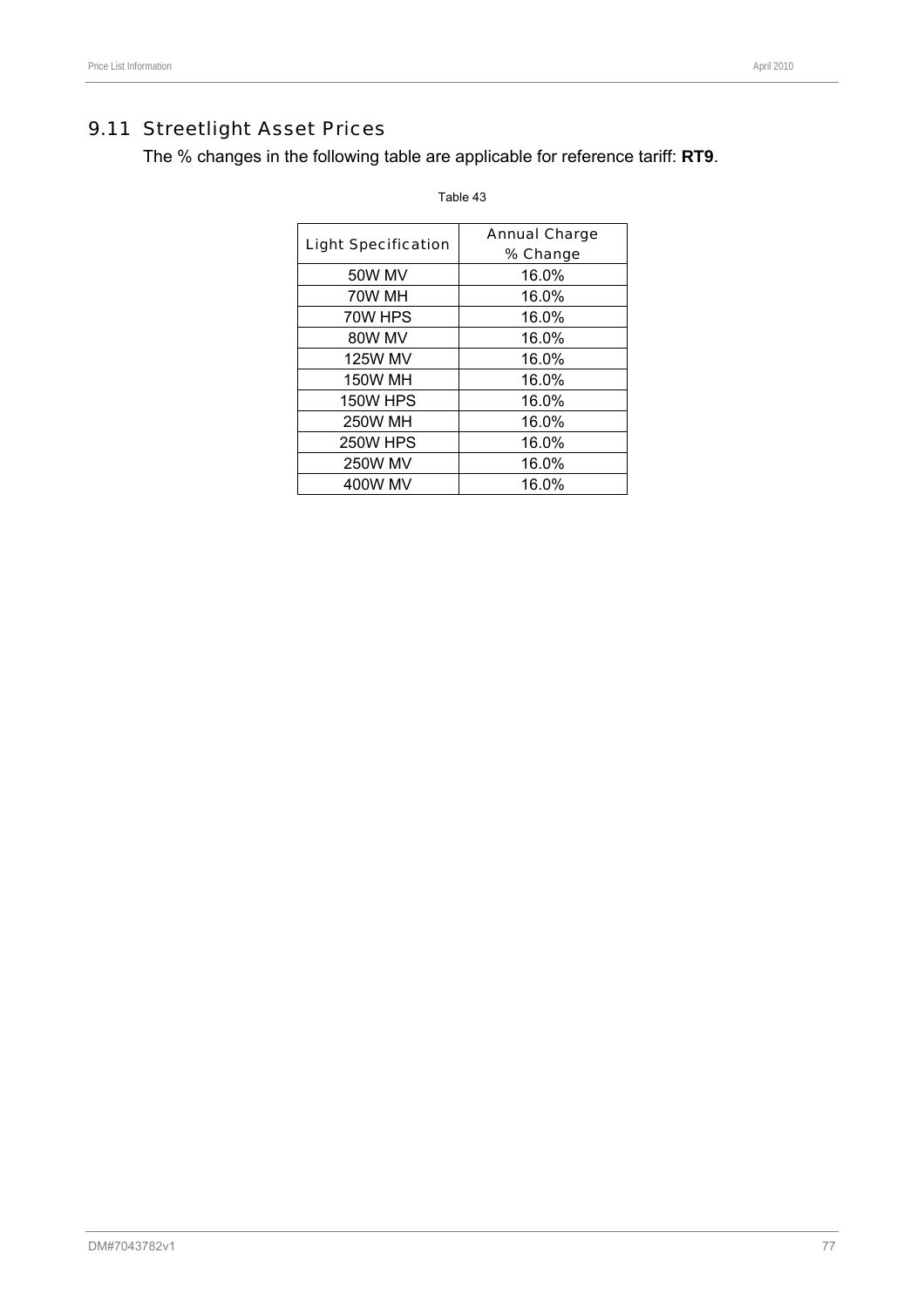## 9.11 Streetlight Asset Prices

The % changes in the following table are applicable for reference tariff: **RT9**.

Table 43

| Light Specification | Annual Charge % Change |
|---|---|
| 50W MV | 16.0% |
| 70W MH | 16.0% |
| 70W HPS | 16.0% |
| 80W MV | 16.0% |
| 125W MV | 16.0% |
| 150W MH | 16.0% |
| 150W HPS | 16.0% |
| 250W MH | 16.0% |
| 250W HPS | 16.0% |
| 250W MV | 16.0% |
| 400W MV | 16.0% |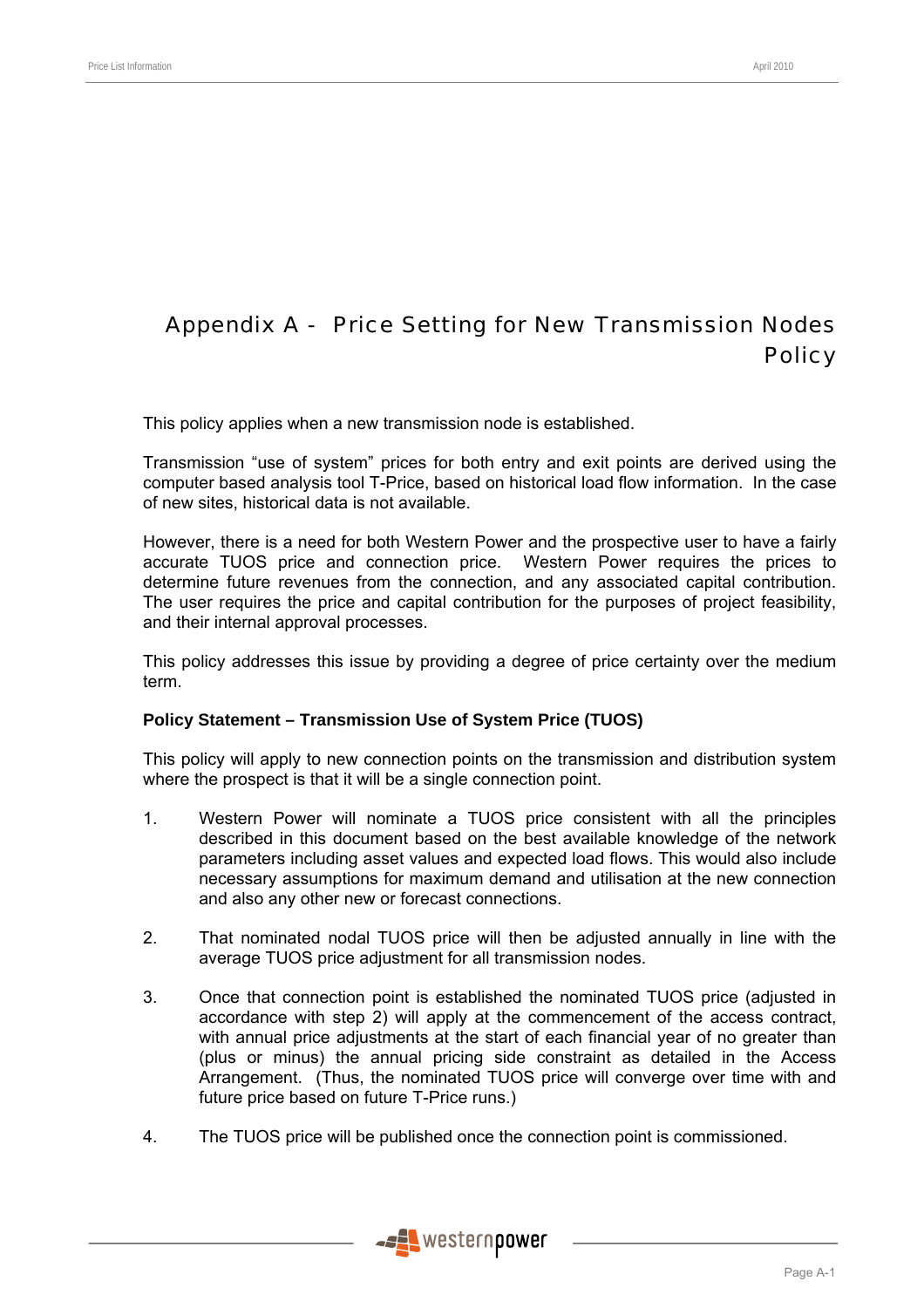# Appendix A - Price Setting for New Transmission Nodes Policy

This policy applies when a new transmission node is established.

Transmission “use of system” prices for both entry and exit points are derived using the computer based analysis tool T-Price, based on historical load flow information. In the case of new sites, historical data is not available.

However, there is a need for both Western Power and the prospective user to have a fairly accurate TUOS price and connection price. Western Power requires the prices to determine future revenues from the connection, and any associated capital contribution. The user requires the price and capital contribution for the purposes of project feasibility, and their internal approval processes.

This policy addresses this issue by providing a degree of price certainty over the medium term.

**Policy Statement – Transmission Use of System Price (TUOS)**

This policy will apply to new connection points on the transmission and distribution system where the prospect is that it will be a single connection point.

1. Western Power will nominate a TUOS price consistent with all the principles described in this document based on the best available knowledge of the network parameters including asset values and expected load flows. This would also include necessary assumptions for maximum demand and utilisation at the new connection and also any other new or forecast connections.

2. That nominated nodal TUOS price will then be adjusted annually in line with the average TUOS price adjustment for all transmission nodes.

3. Once that connection point is established the nominated TUOS price (adjusted in accordance with step 2) will apply at the commencement of the access contract, with annual price adjustments at the start of each financial year of no greater than (plus or minus) the annual pricing side constraint as detailed in the Access Arrangement. (Thus, the nominated TUOS price will converge over time with and future price based on future T-Price runs.)

4. The TUOS price will be published once the connection point is commissioned.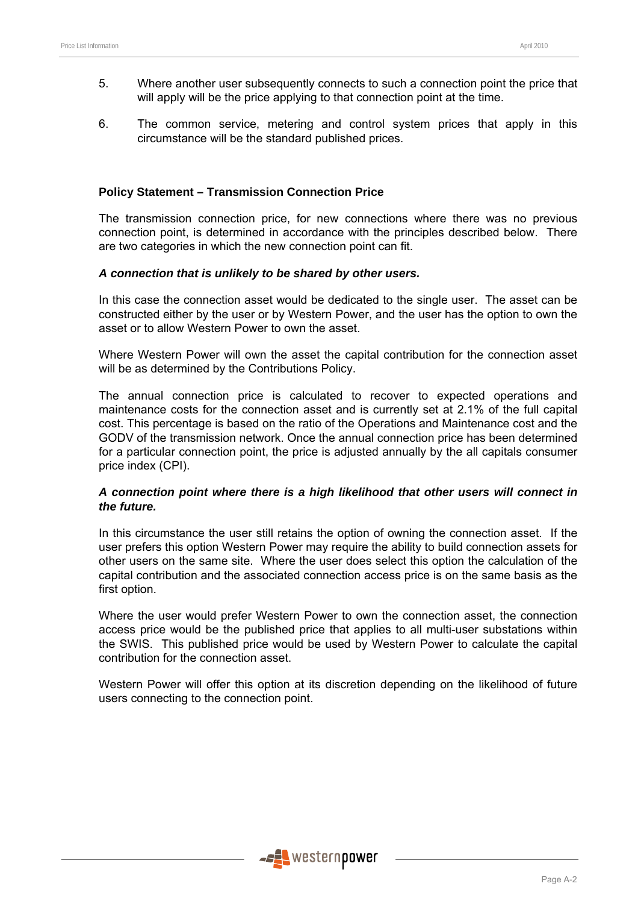5. Where another user subsequently connects to such a connection point the price that will apply will be the price applying to that connection point at the time.

6. The common service, metering and control system prices that apply in this circumstance will be the standard published prices.

**Policy Statement – Transmission Connection Price**

The transmission connection price, for new connections where there was no previous connection point, is determined in accordance with the principles described below. There are two categories in which the new connection point can fit.

***A connection that is unlikely to be shared by other users.***

In this case the connection asset would be dedicated to the single user. The asset can be constructed either by the user or by Western Power, and the user has the option to own the asset or to allow Western Power to own the asset.

Where Western Power will own the asset the capital contribution for the connection asset will be as determined by the Contributions Policy.

The annual connection price is calculated to recover to expected operations and maintenance costs for the connection asset and is currently set at 2.1% of the full capital cost. This percentage is based on the ratio of the Operations and Maintenance cost and the GODV of the transmission network. Once the annual connection price has been determined for a particular connection point, the price is adjusted annually by the all capitals consumer price index (CPI).

***A connection point where there is a high likelihood that other users will connect in the future.***

In this circumstance the user still retains the option of owning the connection asset. If the user prefers this option Western Power may require the ability to build connection assets for other users on the same site. Where the user does select this option the calculation of the capital contribution and the associated connection access price is on the same basis as the first option.

Where the user would prefer Western Power to own the connection asset, the connection access price would be the published price that applies to all multi-user substations within the SWIS. This published price would be used by Western Power to calculate the capital contribution for the connection asset.

Western Power will offer this option at its discretion depending on the likelihood of future users connecting to the connection point.